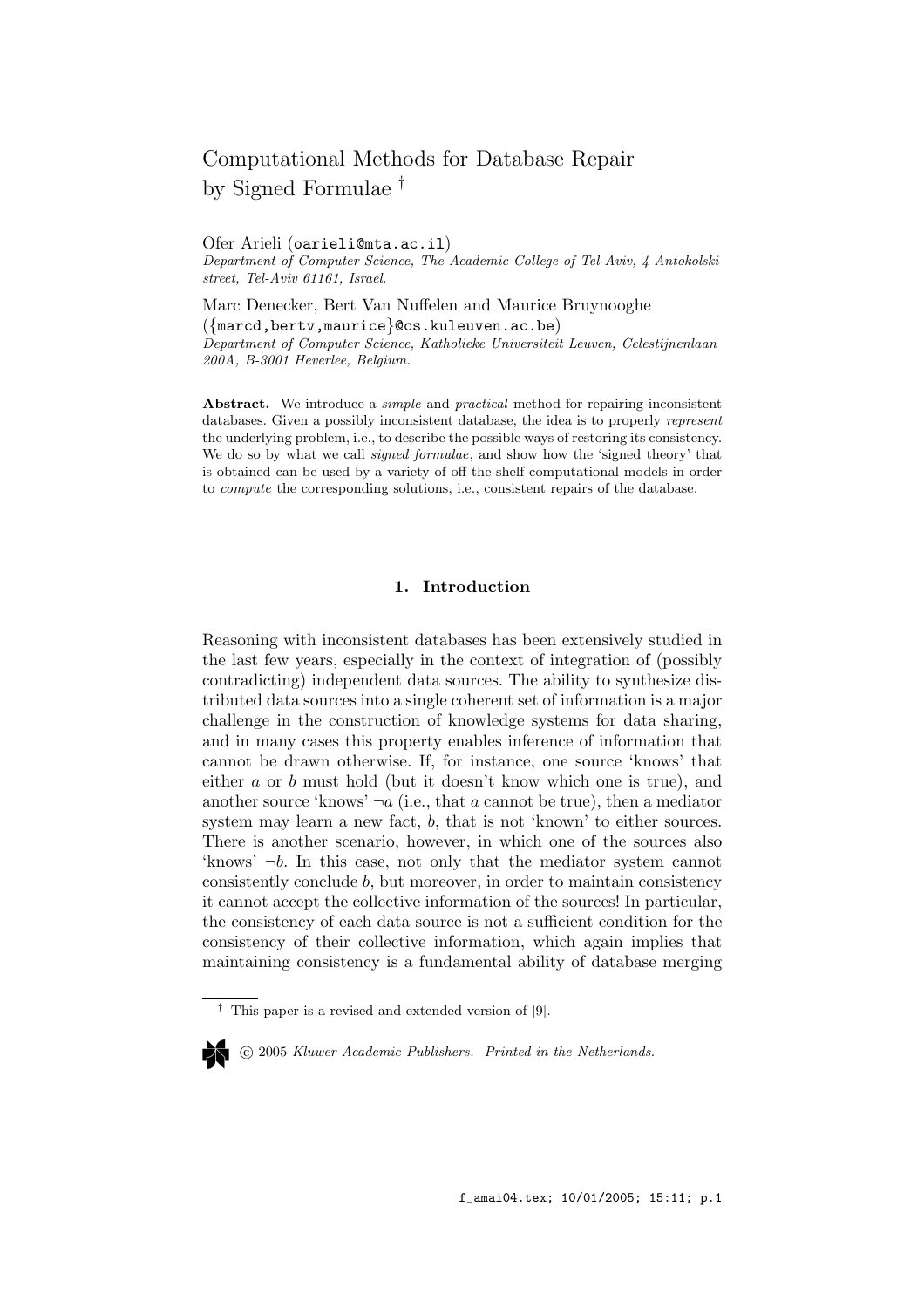# Computational Methods for Database Repair by Signed Formulae †

Ofer Arieli (oarieli@mta.ac.il)
*Department of Computer Science, The Academic College of Tel-Aviv, 4 Antokolski street, Tel-Aviv 61161, Israel.*

Marc Denecker, Bert Van Nuffelen and Maurice Bruynooghe
({marcd,bertv,maurice}@cs.kuleuven.ac.be)
*Department of Computer Science, Katholieke Universiteit Leuven, Celestijnenlaan 200A, B-3001 Heverlee, Belgium.*

**Abstract.** We introduce a *simple* and *practical* method for repairing inconsistent databases. Given a possibly inconsistent database, the idea is to properly *represent* the underlying problem, i.e., to describe the possible ways of restoring its consistency. We do so by what we call *signed formulae*, and show how the 'signed theory' that is obtained can be used by a variety of off-the-shelf computational models in order to *compute* the corresponding solutions, i.e., consistent repairs of the database.

## 1. Introduction

Reasoning with inconsistent databases has been extensively studied in the last few years, especially in the context of integration of (possibly contradicting) independent data sources. The ability to synthesize distributed data sources into a single coherent set of information is a major challenge in the construction of knowledge systems for data sharing, and in many cases this property enables inference of information that cannot be drawn otherwise. If, for instance, one source 'knows' that either $a$ or $b$ must hold (but it doesn't know which one is true), and another source 'knows' $\neg a$ (i.e., that $a$ cannot be true), then a mediator system may learn a new fact, $b$, that is not 'known' to either sources. There is another scenario, however, in which one of the sources also 'knows' $\neg b$. In this case, not only that the mediator system cannot consistently conclude $b$, but moreover, in order to maintain consistency it cannot accept the collective information of the sources! In particular, the consistency of each data source is not a sufficient condition for the consistency of their collective information, which again implies that maintaining consistency is a fundamental ability of database merging

† This paper is a revised and extended version of [9].

© 2005 *Kluwer Academic Publishers. Printed in the Netherlands.*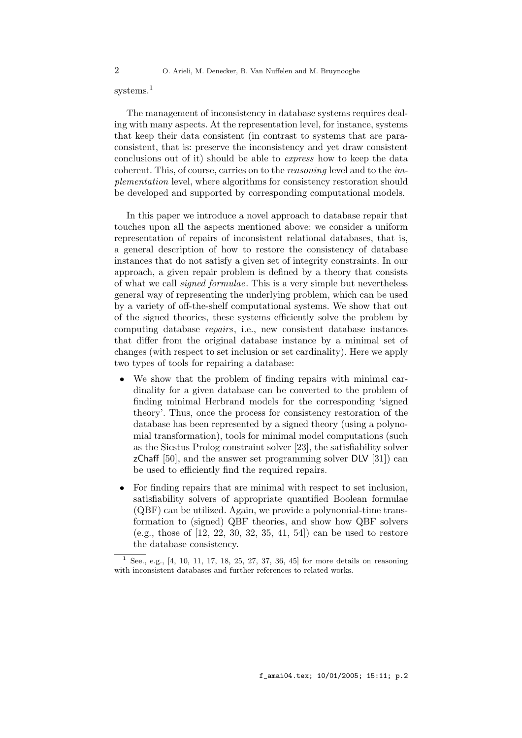systems.[1]

The management of inconsistency in database systems requires dealing with many aspects. At the representation level, for instance, systems that keep their data consistent (in contrast to systems that are paraconsistent, that is: preserve the inconsistency and yet draw consistent conclusions out of it) should be able to *express* how to keep the data coherent. This, of course, carries on to the *reasoning* level and to the *implementation* level, where algorithms for consistency restoration should be developed and supported by corresponding computational models.

In this paper we introduce a novel approach to database repair that touches upon all the aspects mentioned above: we consider a uniform representation of repairs of inconsistent relational databases, that is, a general description of how to restore the consistency of database instances that do not satisfy a given set of integrity constraints. In our approach, a given repair problem is defined by a theory that consists of what we call *signed formulae*. This is a very simple but nevertheless general way of representing the underlying problem, which can be used by a variety of off-the-shelf computational systems. We show that out of the signed theories, these systems efficiently solve the problem by computing database *repairs*, i.e., new consistent database instances that differ from the original database instance by a minimal set of changes (with respect to set inclusion or set cardinality). Here we apply two types of tools for repairing a database:

- We show that the problem of finding repairs with minimal cardinality for a given database can be converted to the problem of finding minimal Herbrand models for the corresponding 'signed theory'. Thus, once the process for consistency restoration of the database has been represented by a signed theory (using a polynomial transformation), tools for minimal model computations (such as the Sicstus Prolog constraint solver [23], the satisfiability solver zChaff [50], and the answer set programming solver DLV [31]) can be used to efficiently find the required repairs.
- For finding repairs that are minimal with respect to set inclusion, satisfiability solvers of appropriate quantified Boolean formulae (QBF) can be utilized. Again, we provide a polynomial-time transformation to (signed) QBF theories, and show how QBF solvers (e.g., those of [12, 22, 30, 32, 35, 41, 54]) can be used to restore the database consistency.

[1] See., e.g., [4, 10, 11, 17, 18, 25, 27, 37, 36, 45] for more details on reasoning with inconsistent databases and further references to related works.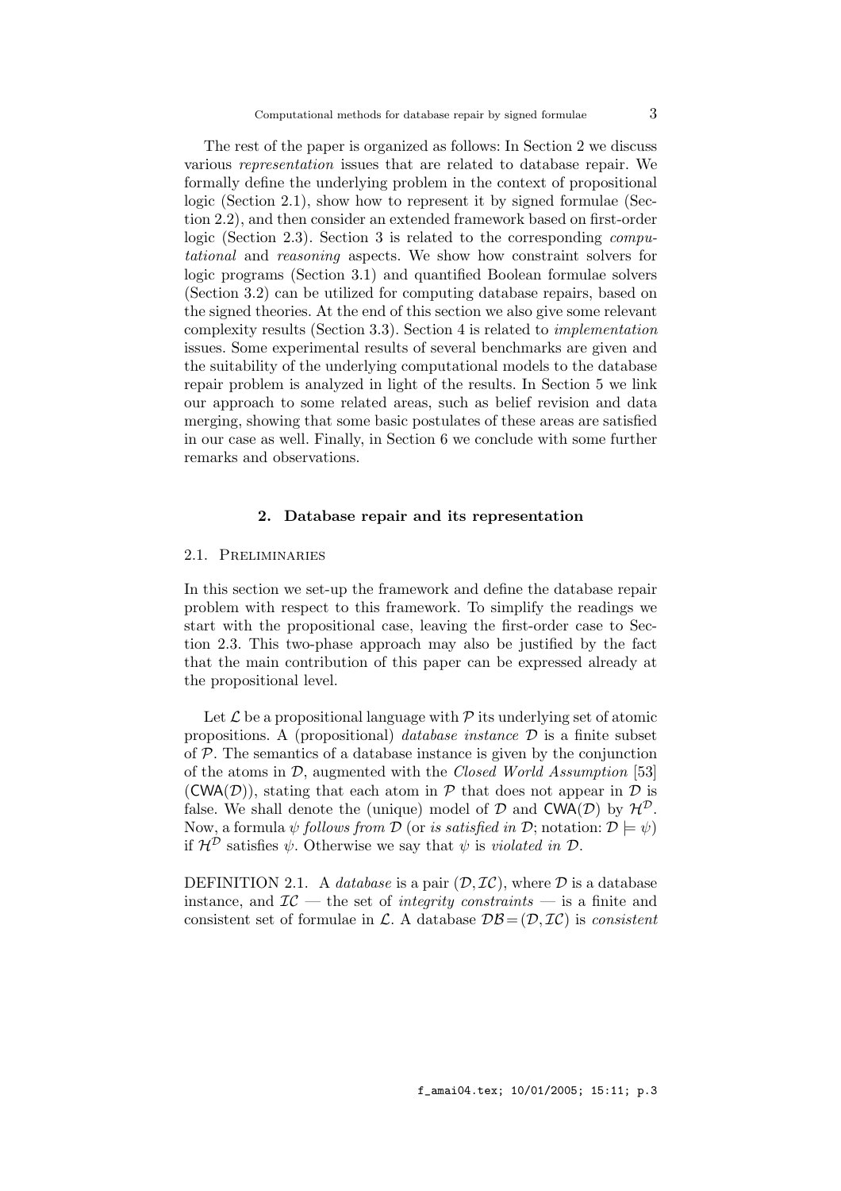The rest of the paper is organized as follows: In Section 2 we discuss various *representation* issues that are related to database repair. We formally define the underlying problem in the context of propositional logic (Section 2.1), show how to represent it by signed formulae (Section 2.2), and then consider an extended framework based on first-order logic (Section 2.3). Section 3 is related to the corresponding *computational* and *reasoning* aspects. We show how constraint solvers for logic programs (Section 3.1) and quantified Boolean formulae solvers (Section 3.2) can be utilized for computing database repairs, based on the signed theories. At the end of this section we also give some relevant complexity results (Section 3.3). Section 4 is related to *implementation* issues. Some experimental results of several benchmarks are given and the suitability of the underlying computational models to the database repair problem is analyzed in light of the results. In Section 5 we link our approach to some related areas, such as belief revision and data merging, showing that some basic postulates of these areas are satisfied in our case as well. Finally, in Section 6 we conclude with some further remarks and observations.

## 2. Database repair and its representation

### 2.1. Preliminaries

In this section we set-up the framework and define the database repair problem with respect to this framework. To simplify the readings we start with the propositional case, leaving the first-order case to Section 2.3. This two-phase approach may also be justified by the fact that the main contribution of this paper can be expressed already at the propositional level.

Let $\mathcal{L}$ be a propositional language with $\mathcal{P}$ its underlying set of atomic propositions. A (propositional) *database instance* $\mathcal{D}$ is a finite subset of $\mathcal{P}$. The semantics of a database instance is given by the conjunction of the atoms in $\mathcal{D}$, augmented with the *Closed World Assumption* [53] ($\mathsf{CWA}(\mathcal{D})$), stating that each atom in $\mathcal{P}$ that does not appear in $\mathcal{D}$ is false. We shall denote the (unique) model of $\mathcal{D}$ and $\mathsf{CWA}(\mathcal{D})$ by $\mathcal{H}^{\mathcal{D}}$. Now, a formula $\psi$ *follows from* $\mathcal{D}$ (or *is satisfied in* $\mathcal{D}$; notation: $\mathcal{D} \models \psi$) if $\mathcal{H}^{\mathcal{D}}$ satisfies $\psi$. Otherwise we say that $\psi$ is *violated in* $\mathcal{D}$.

DEFINITION 2.1. A *database* is a pair $(\mathcal{D}, \mathcal{IC})$, where $\mathcal{D}$ is a database instance, and $\mathcal{IC}$ — the set of *integrity constraints* — is a finite and consistent set of formulae in $\mathcal{L}$. A database $\mathcal{DB} = (\mathcal{D}, \mathcal{IC})$ is *consistent*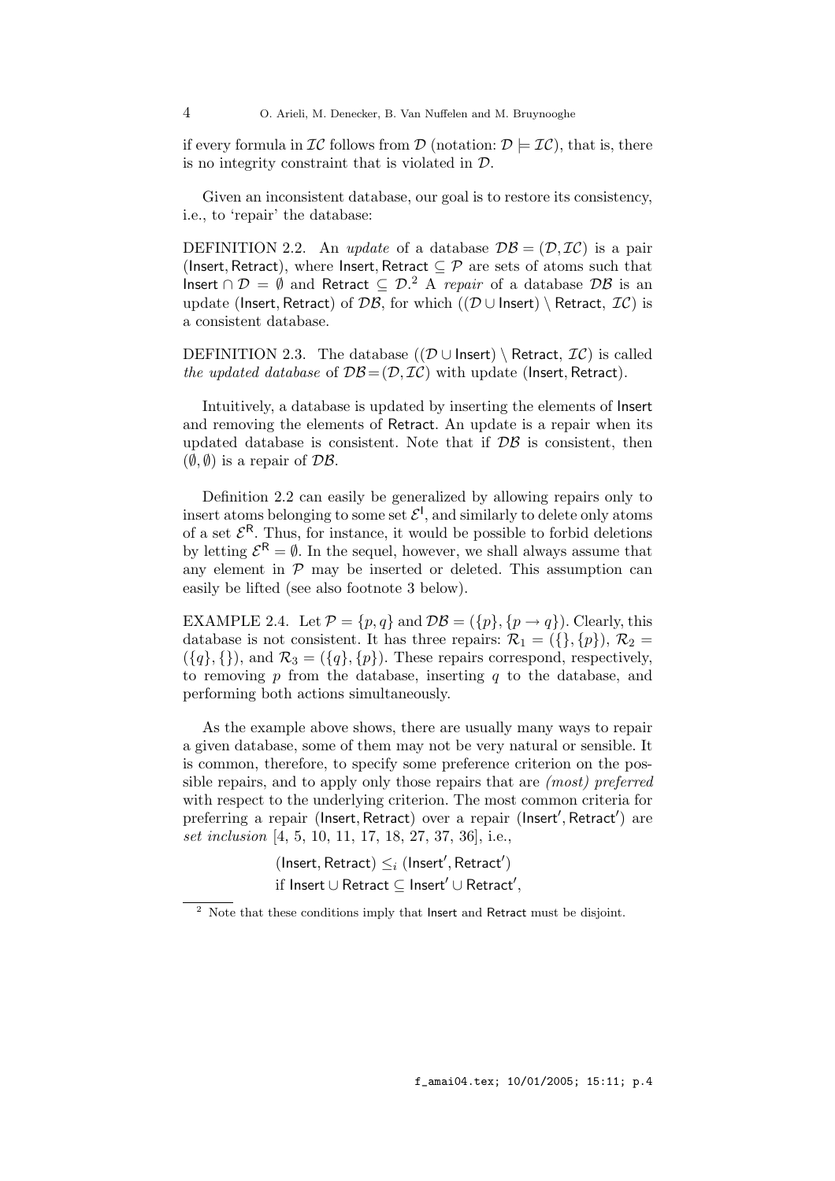if every formula in $\mathcal{IC}$ follows from $\mathcal{D}$ (notation: $\mathcal{D} \models \mathcal{IC}$), that is, there is no integrity constraint that is violated in $\mathcal{D}$.

Given an inconsistent database, our goal is to restore its consistency, i.e., to 'repair' the database:

DEFINITION 2.2. An *update* of a database $\mathcal{DB} = (\mathcal{D}, \mathcal{IC})$ is a pair $(\mathsf{Insert}, \mathsf{Retract})$, where $\mathsf{Insert}, \mathsf{Retract} \subseteq \mathcal{P}$ are sets of atoms such that $\mathsf{Insert} \cap \mathcal{D} = \emptyset$ and $\mathsf{Retract} \subseteq \mathcal{D}$.[2] A *repair* of a database $\mathcal{DB}$ is an update $(\mathsf{Insert}, \mathsf{Retract})$ of $\mathcal{DB}$, for which $((\mathcal{D} \cup \mathsf{Insert}) \setminus \mathsf{Retract},\ \mathcal{IC})$ is a consistent database.

DEFINITION 2.3. The database $((\mathcal{D} \cup \mathsf{Insert}) \setminus \mathsf{Retract},\ \mathcal{IC})$ is called *the updated database* of $\mathcal{DB} = (\mathcal{D}, \mathcal{IC})$ with update $(\mathsf{Insert}, \mathsf{Retract})$.

Intuitively, a database is updated by inserting the elements of $\mathsf{Insert}$ and removing the elements of $\mathsf{Retract}$. An update is a repair when its updated database is consistent. Note that if $\mathcal{DB}$ is consistent, then $(\emptyset, \emptyset)$ is a repair of $\mathcal{DB}$.

Definition 2.2 can easily be generalized by allowing repairs only to insert atoms belonging to some set $\mathcal{E}^{\mathsf{I}}$, and similarly to delete only atoms of a set $\mathcal{E}^{\mathsf{R}}$. Thus, for instance, it would be possible to forbid deletions by letting $\mathcal{E}^{\mathsf{R}} = \emptyset$. In the sequel, however, we shall always assume that any element in $\mathcal{P}$ may be inserted or deleted. This assumption can easily be lifted (see also footnote 3 below).

EXAMPLE 2.4. Let $\mathcal{P} = \{p, q\}$ and $\mathcal{DB} = (\{p\}, \{p \rightarrow q\})$. Clearly, this database is not consistent. It has three repairs: $\mathcal{R}_1 = (\{\}, \{p\})$, $\mathcal{R}_2 = (\{q\}, \{\})$, and $\mathcal{R}_3 = (\{q\}, \{p\})$. These repairs correspond, respectively, to removing $p$ from the database, inserting $q$ to the database, and performing both actions simultaneously.

As the example above shows, there are usually many ways to repair a given database, some of them may not be very natural or sensible. It is common, therefore, to specify some preference criterion on the possible repairs, and to apply only those repairs that are *(most) preferred* with respect to the underlying criterion. The most common criteria for preferring a repair $(\mathsf{Insert}, \mathsf{Retract})$ over a repair $(\mathsf{Insert}', \mathsf{Retract}')$ are *set inclusion* [4, 5, 10, 11, 17, 18, 27, 37, 36], i.e.,

$$(\mathsf{Insert}, \mathsf{Retract}) \leq_i (\mathsf{Insert}', \mathsf{Retract}')$$
$$\text{if } \mathsf{Insert} \cup \mathsf{Retract} \subseteq \mathsf{Insert}' \cup \mathsf{Retract}',$$

---

[2] Note that these conditions imply that $\mathsf{Insert}$ and $\mathsf{Retract}$ must be disjoint.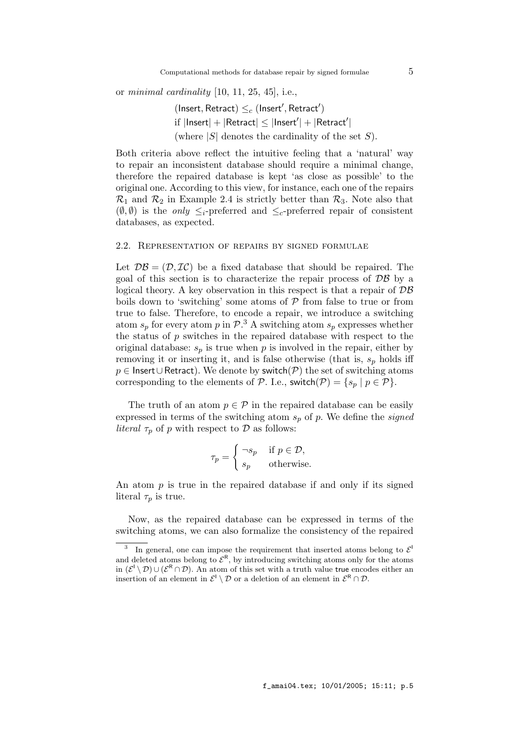or *minimal cardinality* [10, 11, 25, 45], i.e.,

$$
\begin{aligned}
&(\mathsf{Insert}, \mathsf{Retract}) \leq_c (\mathsf{Insert}', \mathsf{Retract}') \\
&\text{if } |\mathsf{Insert}| + |\mathsf{Retract}| \leq |\mathsf{Insert}'| + |\mathsf{Retract}'| \\
&\text{(where } |S| \text{ denotes the cardinality of the set } S\text{).}
\end{aligned}
$$

Both criteria above reflect the intuitive feeling that a 'natural' way to repair an inconsistent database should require a minimal change, therefore the repaired database is kept 'as close as possible' to the original one. According to this view, for instance, each one of the repairs $\mathcal{R}_1$ and $\mathcal{R}_2$ in Example 2.4 is strictly better than $\mathcal{R}_3$. Note also that $(\emptyset, \emptyset)$ is the *only* $\leq_i$-preferred and $\leq_c$-preferred repair of consistent databases, as expected.

### 2.2. Representation of repairs by signed formulae

Let $\mathcal{DB} = (\mathcal{D}, \mathcal{IC})$ be a fixed database that should be repaired. The goal of this section is to characterize the repair process of $\mathcal{DB}$ by a logical theory. A key observation in this respect is that a repair of $\mathcal{DB}$ boils down to 'switching' some atoms of $\mathcal{P}$ from false to true or from true to false. Therefore, to encode a repair, we introduce a switching atom $s_p$ for every atom $p$ in $\mathcal{P}$.[3] A switching atom $s_p$ expresses whether the status of $p$ switches in the repaired database with respect to the original database: $s_p$ is true when $p$ is involved in the repair, either by removing it or inserting it, and is false otherwise (that is, $s_p$ holds iff $p \in \mathsf{Insert} \cup \mathsf{Retract}$). We denote by $\mathsf{switch}(\mathcal{P})$ the set of switching atoms corresponding to the elements of $\mathcal{P}$. I.e., $\mathsf{switch}(\mathcal{P}) = \{s_p \mid p \in \mathcal{P}\}$.

The truth of an atom $p \in \mathcal{P}$ in the repaired database can be easily expressed in terms of the switching atom $s_p$ of $p$. We define the *signed literal* $\tau_p$ of $p$ with respect to $\mathcal{D}$ as follows:

$$
\tau_p = \begin{cases} \neg s_p & \text{if } p \in \mathcal{D}, \\ s_p & \text{otherwise.} \end{cases}
$$

An atom $p$ is true in the repaired database if and only if its signed literal $\tau_p$ is true.

Now, as the repaired database can be expressed in terms of the switching atoms, we can also formalize the consistency of the repaired

[3] In general, one can impose the requirement that inserted atoms belong to $\mathcal{E}^{\mathsf{I}}$ and deleted atoms belong to $\mathcal{E}^{\mathsf{R}}$, by introducing switching atoms only for the atoms in $(\mathcal{E}^{\mathsf{I}} \setminus \mathcal{D}) \cup (\mathcal{E}^{\mathsf{R}} \cap \mathcal{D})$. An atom of this set with a truth value true encodes either an insertion of an element in $\mathcal{E}^{\mathsf{I}} \setminus \mathcal{D}$ or a deletion of an element in $\mathcal{E}^{\mathsf{R}} \cap \mathcal{D}$.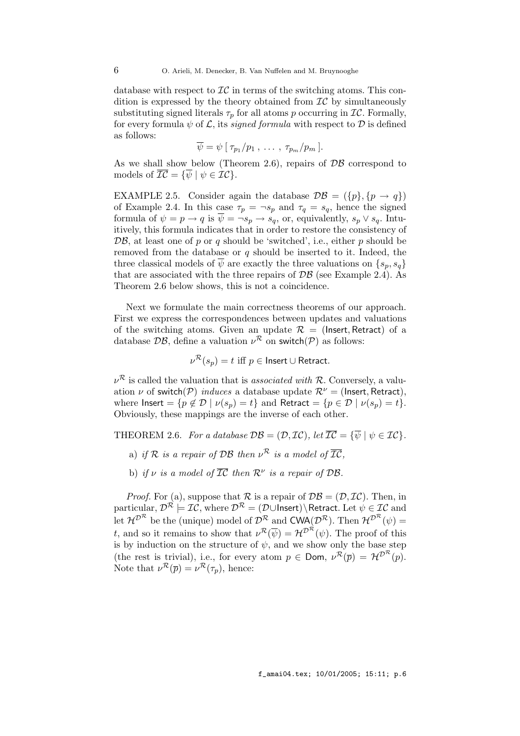database with respect to $\mathcal{IC}$ in terms of the switching atoms. This condition is expressed by the theory obtained from $\mathcal{IC}$ by simultaneously substituting signed literals $\tau_p$ for all atoms $p$ occurring in $\mathcal{IC}$. Formally, for every formula $\psi$ of $\mathcal{L}$, its *signed formula* with respect to $\mathcal{D}$ is defined as follows:

$$\overline{\psi} = \psi\,[\,\tau_{p_1}/p_1\,,\ \ldots\ ,\ \tau_{p_m}/p_m\,].$$

As we shall show below (Theorem 2.6), repairs of $\mathcal{DB}$ correspond to models of $\overline{\mathcal{IC}} = \{\overline{\psi} \mid \psi \in \mathcal{IC}\}$.

EXAMPLE 2.5. Consider again the database $\mathcal{DB} = (\{p\}, \{p \to q\})$ of Example 2.4. In this case $\tau_p = \neg s_p$ and $\tau_q = s_q$, hence the signed formula of $\psi = p \to q$ is $\overline{\psi} = \neg s_p \to s_q$, or, equivalently, $s_p \vee s_q$. Intuitively, this formula indicates that in order to restore the consistency of $\mathcal{DB}$, at least one of $p$ or $q$ should be 'switched', i.e., either $p$ should be removed from the database or $q$ should be inserted to it. Indeed, the three classical models of $\overline{\psi}$ are exactly the three valuations on $\{s_p, s_q\}$ that are associated with the three repairs of $\mathcal{DB}$ (see Example 2.4). As Theorem 2.6 below shows, this is not a coincidence.

Next we formulate the main correctness theorems of our approach. First we express the correspondences between updates and valuations of the switching atoms. Given an update $\mathcal{R} = (\mathsf{Insert}, \mathsf{Retract})$ of a database $\mathcal{DB}$, define a valuation $\nu^{\mathcal{R}}$ on $\mathsf{switch}(\mathcal{P})$ as follows:

$$\nu^{\mathcal{R}}(s_p) = t \text{ iff } p \in \mathsf{Insert} \cup \mathsf{Retract}.$$

$\nu^{\mathcal{R}}$ is called the valuation that is *associated with* $\mathcal{R}$. Conversely, a valuation $\nu$ of $\mathsf{switch}(\mathcal{P})$ *induces* a database update $\mathcal{R}^{\nu} = (\mathsf{Insert}, \mathsf{Retract})$, where $\mathsf{Insert} = \{p \notin \mathcal{D} \mid \nu(s_p) = t\}$ and $\mathsf{Retract} = \{p \in \mathcal{D} \mid \nu(s_p) = t\}$. Obviously, these mappings are the inverse of each other.

THEOREM 2.6. *For a database $\mathcal{DB} = (\mathcal{D}, \mathcal{IC})$, let $\overline{\mathcal{IC}} = \{\overline{\psi} \mid \psi \in \mathcal{IC}\}$.*

a) *if $\mathcal{R}$ is a repair of $\mathcal{DB}$ then $\nu^{\mathcal{R}}$ is a model of $\overline{\mathcal{IC}}$,*

b) *if $\nu$ is a model of $\overline{\mathcal{IC}}$ then $\mathcal{R}^{\nu}$ is a repair of $\mathcal{DB}$.*

*Proof.* For (a), suppose that $\mathcal{R}$ is a repair of $\mathcal{DB} = (\mathcal{D}, \mathcal{IC})$. Then, in particular, $\mathcal{D}^{\mathcal{R}} \models \mathcal{IC}$, where $\mathcal{D}^{\mathcal{R}} = (\mathcal{D} \cup \mathsf{Insert}) \setminus \mathsf{Retract}$. Let $\psi \in \mathcal{IC}$ and let $\mathcal{H}^{\mathcal{D}^{\mathcal{R}}}$ be the (unique) model of $\mathcal{D}^{\mathcal{R}}$ and $\mathsf{CWA}(\mathcal{D}^{\mathcal{R}})$. Then $\mathcal{H}^{\mathcal{D}^{\mathcal{R}}}(\psi) = t$, and so it remains to show that $\nu^{\mathcal{R}}(\overline{\psi}) = \mathcal{H}^{\mathcal{D}^{\mathcal{R}}}(\psi)$. The proof of this is by induction on the structure of $\psi$, and we show only the base step (the rest is trivial), i.e., for every atom $p \in \mathsf{Dom}$, $\nu^{\mathcal{R}}(\overline{p}) = \mathcal{H}^{\mathcal{D}^{\mathcal{R}}}(p)$. Note that $\nu^{\mathcal{R}}(\overline{p}) = \nu^{\mathcal{R}}(\tau_p)$, hence: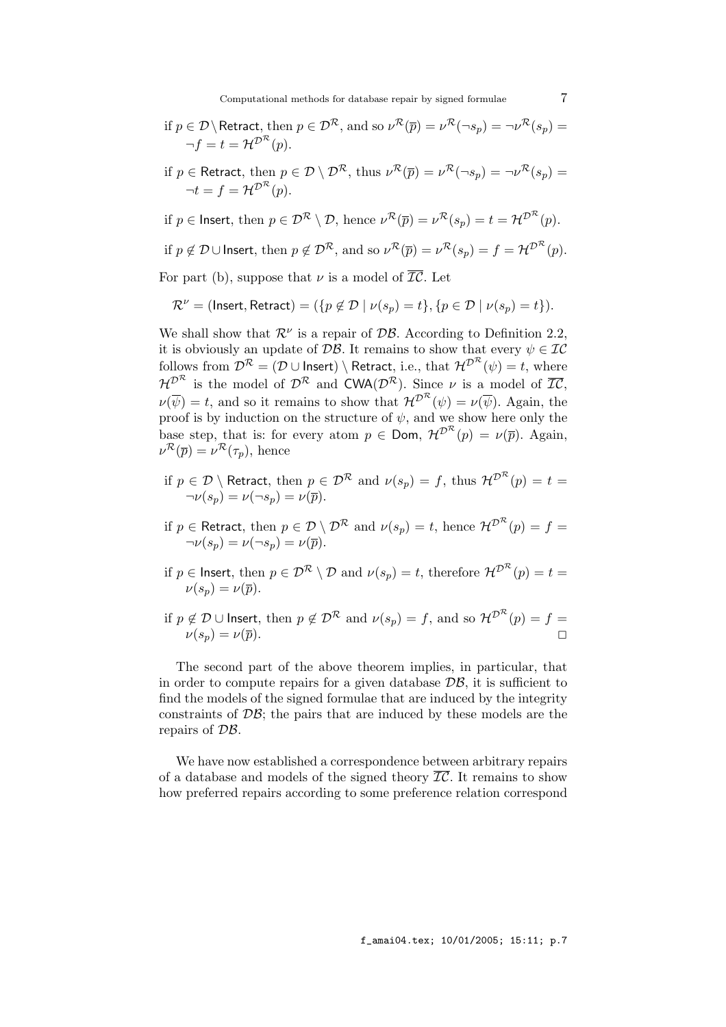if $p \in \mathcal{D} \setminus \mathsf{Retract}$, then $p \in \mathcal{D}^{\mathcal{R}}$, and so $\nu^{\mathcal{R}}(\overline{p}) = \nu^{\mathcal{R}}(\neg s_p) = \neg \nu^{\mathcal{R}}(s_p) = \neg f = t = \mathcal{H}^{\mathcal{D}^{\mathcal{R}}}(p)$.

if $p \in \mathsf{Retract}$, then $p \in \mathcal{D} \setminus \mathcal{D}^{\mathcal{R}}$, thus $\nu^{\mathcal{R}}(\overline{p}) = \nu^{\mathcal{R}}(\neg s_p) = \neg \nu^{\mathcal{R}}(s_p) = \neg t = f = \mathcal{H}^{\mathcal{D}^{\mathcal{R}}}(p)$.

if $p \in \mathsf{Insert}$, then $p \in \mathcal{D}^{\mathcal{R}} \setminus \mathcal{D}$, hence $\nu^{\mathcal{R}}(\overline{p}) = \nu^{\mathcal{R}}(s_p) = t = \mathcal{H}^{\mathcal{D}^{\mathcal{R}}}(p)$.

if $p \notin \mathcal{D} \cup \mathsf{Insert}$, then $p \notin \mathcal{D}^{\mathcal{R}}$, and so $\nu^{\mathcal{R}}(\overline{p}) = \nu^{\mathcal{R}}(s_p) = f = \mathcal{H}^{\mathcal{D}^{\mathcal{R}}}(p)$.

For part (b), suppose that $\nu$ is a model of $\overline{\mathcal{IC}}$. Let

$$\mathcal{R}^{\nu} = (\mathsf{Insert}, \mathsf{Retract}) = (\{p \notin \mathcal{D} \mid \nu(s_p) = t\}, \{p \in \mathcal{D} \mid \nu(s_p) = t\}).$$

We shall show that $\mathcal{R}^{\nu}$ is a repair of $\mathcal{DB}$. According to Definition 2.2, it is obviously an update of $\mathcal{DB}$. It remains to show that every $\psi \in \mathcal{IC}$ follows from $\mathcal{D}^{\mathcal{R}} = (\mathcal{D} \cup \mathsf{Insert}) \setminus \mathsf{Retract}$, i.e., that $\mathcal{H}^{\mathcal{D}^{\mathcal{R}}}(\psi) = t$, where $\mathcal{H}^{\mathcal{D}^{\mathcal{R}}}$ is the model of $\mathcal{D}^{\mathcal{R}}$ and $\mathsf{CWA}(\mathcal{D}^{\mathcal{R}})$. Since $\nu$ is a model of $\overline{\mathcal{IC}}$, $\nu(\overline{\psi}) = t$, and so it remains to show that $\mathcal{H}^{\mathcal{D}^{\mathcal{R}}}(\psi) = \nu(\overline{\psi})$. Again, the proof is by induction on the structure of $\psi$, and we show here only the base step, that is: for every atom $p \in \mathsf{Dom}$, $\mathcal{H}^{\mathcal{D}^{\mathcal{R}}}(p) = \nu(\overline{p})$. Again, $\nu^{\mathcal{R}}(\overline{p}) = \nu^{\mathcal{R}}(\tau_p)$, hence

if $p \in \mathcal{D} \setminus \mathsf{Retract}$, then $p \in \mathcal{D}^{\mathcal{R}}$ and $\nu(s_p) = f$, thus $\mathcal{H}^{\mathcal{D}^{\mathcal{R}}}(p) = t = \neg \nu(s_p) = \nu(\neg s_p) = \nu(\overline{p})$.

if $p \in \mathsf{Retract}$, then $p \in \mathcal{D} \setminus \mathcal{D}^{\mathcal{R}}$ and $\nu(s_p) = t$, hence $\mathcal{H}^{\mathcal{D}^{\mathcal{R}}}(p) = f = \neg \nu(s_p) = \nu(\neg s_p) = \nu(\overline{p})$.

if $p \in \mathsf{Insert}$, then $p \in \mathcal{D}^{\mathcal{R}} \setminus \mathcal{D}$ and $\nu(s_p) = t$, therefore $\mathcal{H}^{\mathcal{D}^{\mathcal{R}}}(p) = t = \nu(s_p) = \nu(\overline{p})$.

if $p \notin \mathcal{D} \cup \mathsf{Insert}$, then $p \notin \mathcal{D}^{\mathcal{R}}$ and $\nu(s_p) = f$, and so $\mathcal{H}^{\mathcal{D}^{\mathcal{R}}}(p) = f = \nu(s_p) = \nu(\overline{p})$. □

The second part of the above theorem implies, in particular, that in order to compute repairs for a given database $\mathcal{DB}$, it is sufficient to find the models of the signed formulae that are induced by the integrity constraints of $\mathcal{DB}$; the pairs that are induced by these models are the repairs of $\mathcal{DB}$.

We have now established a correspondence between arbitrary repairs of a database and models of the signed theory $\overline{\mathcal{IC}}$. It remains to show how preferred repairs according to some preference relation correspond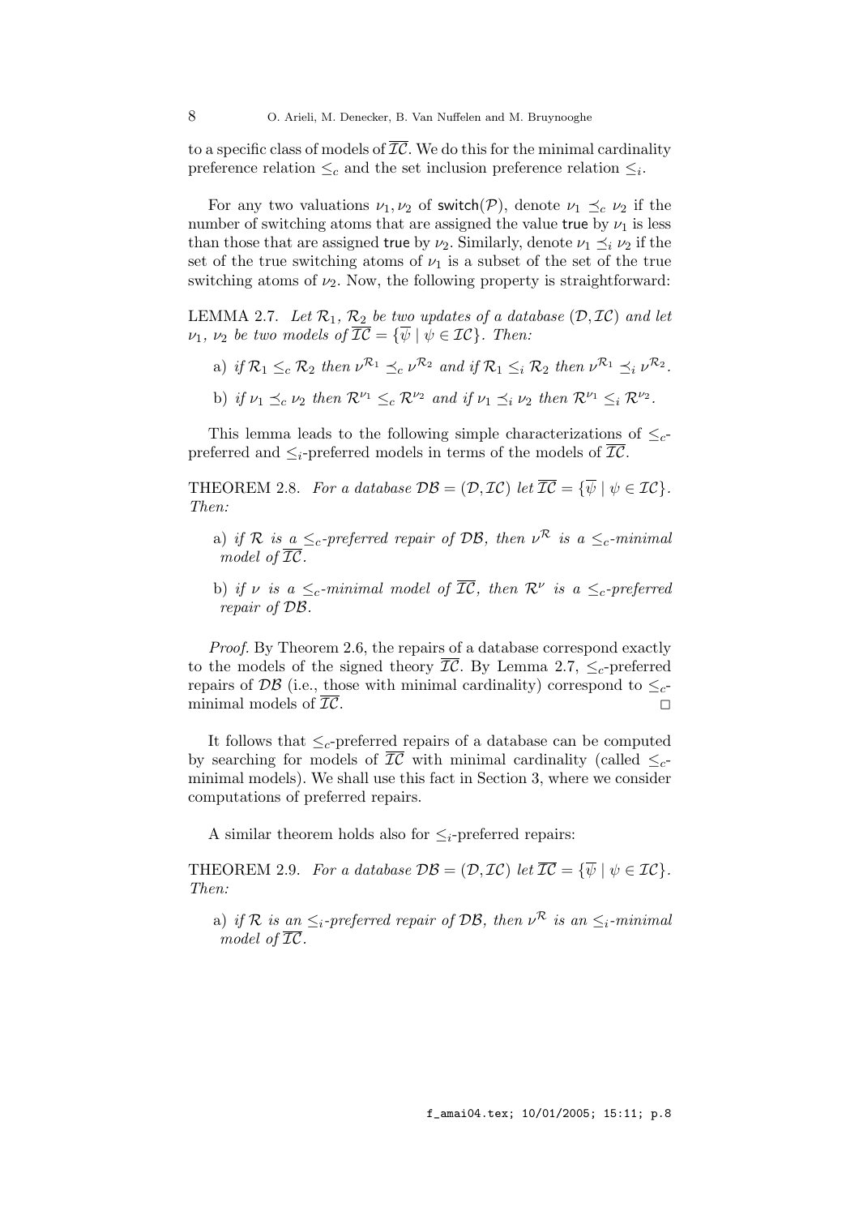to a specific class of models of $\overline{\mathcal{IC}}$. We do this for the minimal cardinality preference relation $\leq_c$ and the set inclusion preference relation $\leq_i$.

For any two valuations $\nu_1, \nu_2$ of $\mathsf{switch}(\mathcal{P})$, denote $\nu_1 \preceq_c \nu_2$ if the number of switching atoms that are assigned the value $\mathsf{true}$ by $\nu_1$ is less than those that are assigned $\mathsf{true}$ by $\nu_2$. Similarly, denote $\nu_1 \preceq_i \nu_2$ if the set of the true switching atoms of $\nu_1$ is a subset of the set of the true switching atoms of $\nu_2$. Now, the following property is straightforward:

LEMMA 2.7. *Let $\mathcal{R}_1$, $\mathcal{R}_2$ be two updates of a database $(\mathcal{D}, \mathcal{IC})$ and let $\nu_1$, $\nu_2$ be two models of $\overline{\mathcal{IC}} = \{\overline{\psi} \mid \psi \in \mathcal{IC}\}$. Then:*

a) *if $\mathcal{R}_1 \leq_c \mathcal{R}_2$ then $\nu^{\mathcal{R}_1} \preceq_c \nu^{\mathcal{R}_2}$ and if $\mathcal{R}_1 \leq_i \mathcal{R}_2$ then $\nu^{\mathcal{R}_1} \preceq_i \nu^{\mathcal{R}_2}$.*

b) *if $\nu_1 \preceq_c \nu_2$ then $\mathcal{R}^{\nu_1} \leq_c \mathcal{R}^{\nu_2}$ and if $\nu_1 \preceq_i \nu_2$ then $\mathcal{R}^{\nu_1} \leq_i \mathcal{R}^{\nu_2}$.*

This lemma leads to the following simple characterizations of $\leq_c$-preferred and $\leq_i$-preferred models in terms of the models of $\overline{\mathcal{IC}}$.

THEOREM 2.8. *For a database $\mathcal{DB} = (\mathcal{D}, \mathcal{IC})$ let $\overline{\mathcal{IC}} = \{\overline{\psi} \mid \psi \in \mathcal{IC}\}$. Then:*

a) *if $\mathcal{R}$ is a $\leq_c$-preferred repair of $\mathcal{DB}$, then $\nu^{\mathcal{R}}$ is a $\leq_c$-minimal model of $\overline{\mathcal{IC}}$.*

b) *if $\nu$ is a $\leq_c$-minimal model of $\overline{\mathcal{IC}}$, then $\mathcal{R}^{\nu}$ is a $\leq_c$-preferred repair of $\mathcal{DB}$.*

*Proof.* By Theorem 2.6, the repairs of a database correspond exactly to the models of the signed theory $\overline{\mathcal{IC}}$. By Lemma 2.7, $\leq_c$-preferred repairs of $\mathcal{DB}$ (i.e., those with minimal cardinality) correspond to $\leq_c$-minimal models of $\overline{\mathcal{IC}}$. □

It follows that $\leq_c$-preferred repairs of a database can be computed by searching for models of $\overline{\mathcal{IC}}$ with minimal cardinality (called $\leq_c$-minimal models). We shall use this fact in Section 3, where we consider computations of preferred repairs.

A similar theorem holds also for $\leq_i$-preferred repairs:

THEOREM 2.9. *For a database $\mathcal{DB} = (\mathcal{D}, \mathcal{IC})$ let $\overline{\mathcal{IC}} = \{\overline{\psi} \mid \psi \in \mathcal{IC}\}$. Then:*

a) *if $\mathcal{R}$ is an $\leq_i$-preferred repair of $\mathcal{DB}$, then $\nu^{\mathcal{R}}$ is an $\leq_i$-minimal model of $\overline{\mathcal{IC}}$.*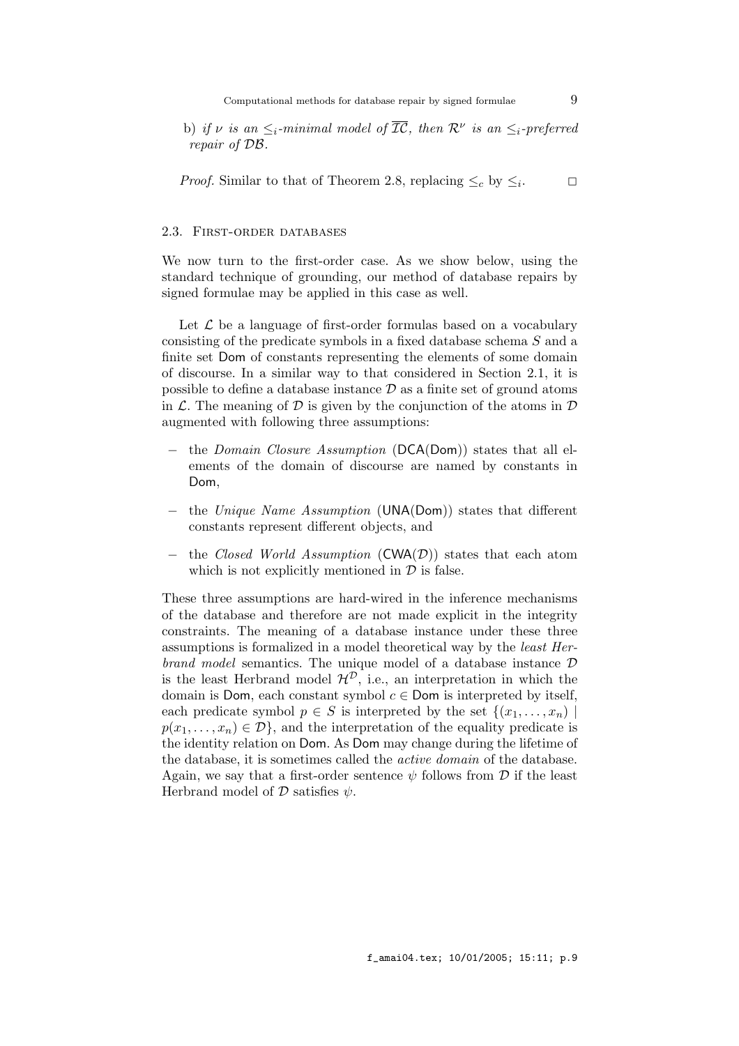b) *if $\nu$ is an $\leq_i$-minimal model of $\overline{\mathcal{IC}}$, then $\mathcal{R}^\nu$ is an $\leq_i$-preferred repair of $\mathcal{DB}$.*

*Proof.* Similar to that of Theorem 2.8, replacing $\leq_c$ by $\leq_i$. □

### 2.3. First-order databases

We now turn to the first-order case. As we show below, using the standard technique of grounding, our method of database repairs by signed formulae may be applied in this case as well.

Let $\mathcal{L}$ be a language of first-order formulas based on a vocabulary consisting of the predicate symbols in a fixed database schema $S$ and a finite set $\mathsf{Dom}$ of constants representing the elements of some domain of discourse. In a similar way to that considered in Section 2.1, it is possible to define a database instance $\mathcal{D}$ as a finite set of ground atoms in $\mathcal{L}$. The meaning of $\mathcal{D}$ is given by the conjunction of the atoms in $\mathcal{D}$ augmented with following three assumptions:

- the *Domain Closure Assumption* ($\mathsf{DCA}(\mathsf{Dom})$) states that all elements of the domain of discourse are named by constants in $\mathsf{Dom}$,
- the *Unique Name Assumption* ($\mathsf{UNA}(\mathsf{Dom})$) states that different constants represent different objects, and
- the *Closed World Assumption* ($\mathsf{CWA}(\mathcal{D})$) states that each atom which is not explicitly mentioned in $\mathcal{D}$ is false.

These three assumptions are hard-wired in the inference mechanisms of the database and therefore are not made explicit in the integrity constraints. The meaning of a database instance under these three assumptions is formalized in a model theoretical way by the *least Herbrand model* semantics. The unique model of a database instance $\mathcal{D}$ is the least Herbrand model $\mathcal{H}^{\mathcal{D}}$, i.e., an interpretation in which the domain is $\mathsf{Dom}$, each constant symbol $c \in \mathsf{Dom}$ is interpreted by itself, each predicate symbol $p \in S$ is interpreted by the set $\{(x_1, \ldots, x_n) \mid p(x_1, \ldots, x_n) \in \mathcal{D}\}$, and the interpretation of the equality predicate is the identity relation on $\mathsf{Dom}$. As $\mathsf{Dom}$ may change during the lifetime of the database, it is sometimes called the *active domain* of the database. Again, we say that a first-order sentence $\psi$ follows from $\mathcal{D}$ if the least Herbrand model of $\mathcal{D}$ satisfies $\psi$.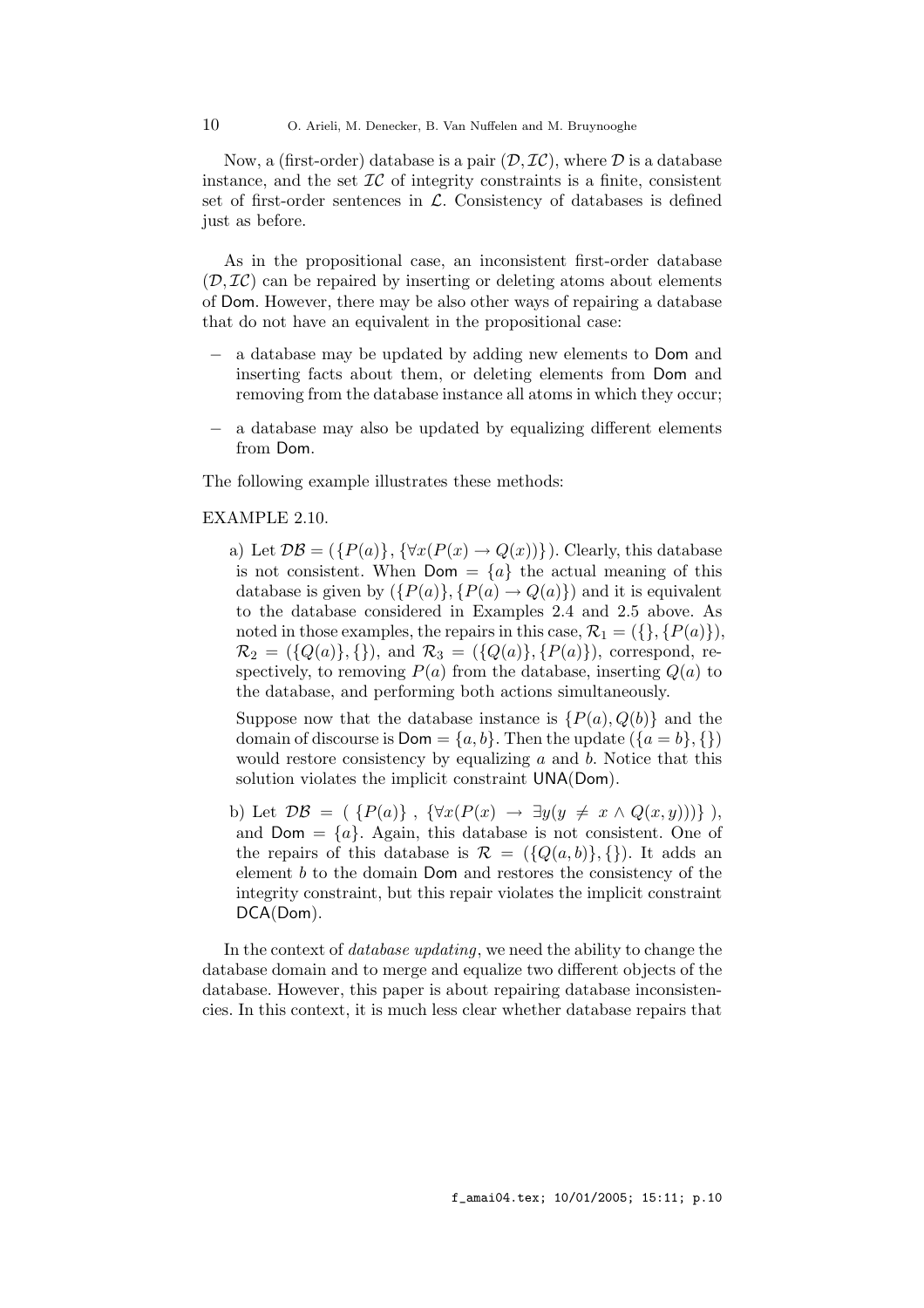Now, a (first-order) database is a pair $(\mathcal{D}, \mathcal{IC})$, where $\mathcal{D}$ is a database instance, and the set $\mathcal{IC}$ of integrity constraints is a finite, consistent set of first-order sentences in $\mathcal{L}$. Consistency of databases is defined just as before.

As in the propositional case, an inconsistent first-order database $(\mathcal{D}, \mathcal{IC})$ can be repaired by inserting or deleting atoms about elements of $\mathsf{Dom}$. However, there may be also other ways of repairing a database that do not have an equivalent in the propositional case:

– a database may be updated by adding new elements to $\mathsf{Dom}$ and inserting facts about them, or deleting elements from $\mathsf{Dom}$ and removing from the database instance all atoms in which they occur;

– a database may also be updated by equalizing different elements from $\mathsf{Dom}$.

The following example illustrates these methods:

EXAMPLE 2.10.

a) Let $\mathcal{DB} = (\{P(a)\}, \{\forall x(P(x) \rightarrow Q(x))\})$. Clearly, this database is not consistent. When $\mathsf{Dom} = \{a\}$ the actual meaning of this database is given by $(\{P(a)\}, \{P(a) \rightarrow Q(a)\})$ and it is equivalent to the database considered in Examples 2.4 and 2.5 above. As noted in those examples, the repairs in this case, $\mathcal{R}_1 = (\{\}, \{P(a)\})$, $\mathcal{R}_2 = (\{Q(a)\}, \{\})$, and $\mathcal{R}_3 = (\{Q(a)\}, \{P(a)\})$, correspond, respectively, to removing $P(a)$ from the database, inserting $Q(a)$ to the database, and performing both actions simultaneously.

Suppose now that the database instance is $\{P(a), Q(b)\}$ and the domain of discourse is $\mathsf{Dom} = \{a, b\}$. Then the update $(\{a = b\}, \{\})$ would restore consistency by equalizing $a$ and $b$. Notice that this solution violates the implicit constraint $\mathsf{UNA}(\mathsf{Dom})$.

b) Let $\mathcal{DB} = (\ \{P(a)\}\ ,\ \{\forall x(P(x) \rightarrow \exists y(y \neq x \wedge Q(x, y)))\}\ )$, and $\mathsf{Dom} = \{a\}$. Again, this database is not consistent. One of the repairs of this database is $\mathcal{R} = (\{Q(a, b)\}, \{\})$. It adds an element $b$ to the domain $\mathsf{Dom}$ and restores the consistency of the integrity constraint, but this repair violates the implicit constraint $\mathsf{DCA}(\mathsf{Dom})$.

In the context of *database updating*, we need the ability to change the database domain and to merge and equalize two different objects of the database. However, this paper is about repairing database inconsistencies. In this context, it is much less clear whether database repairs that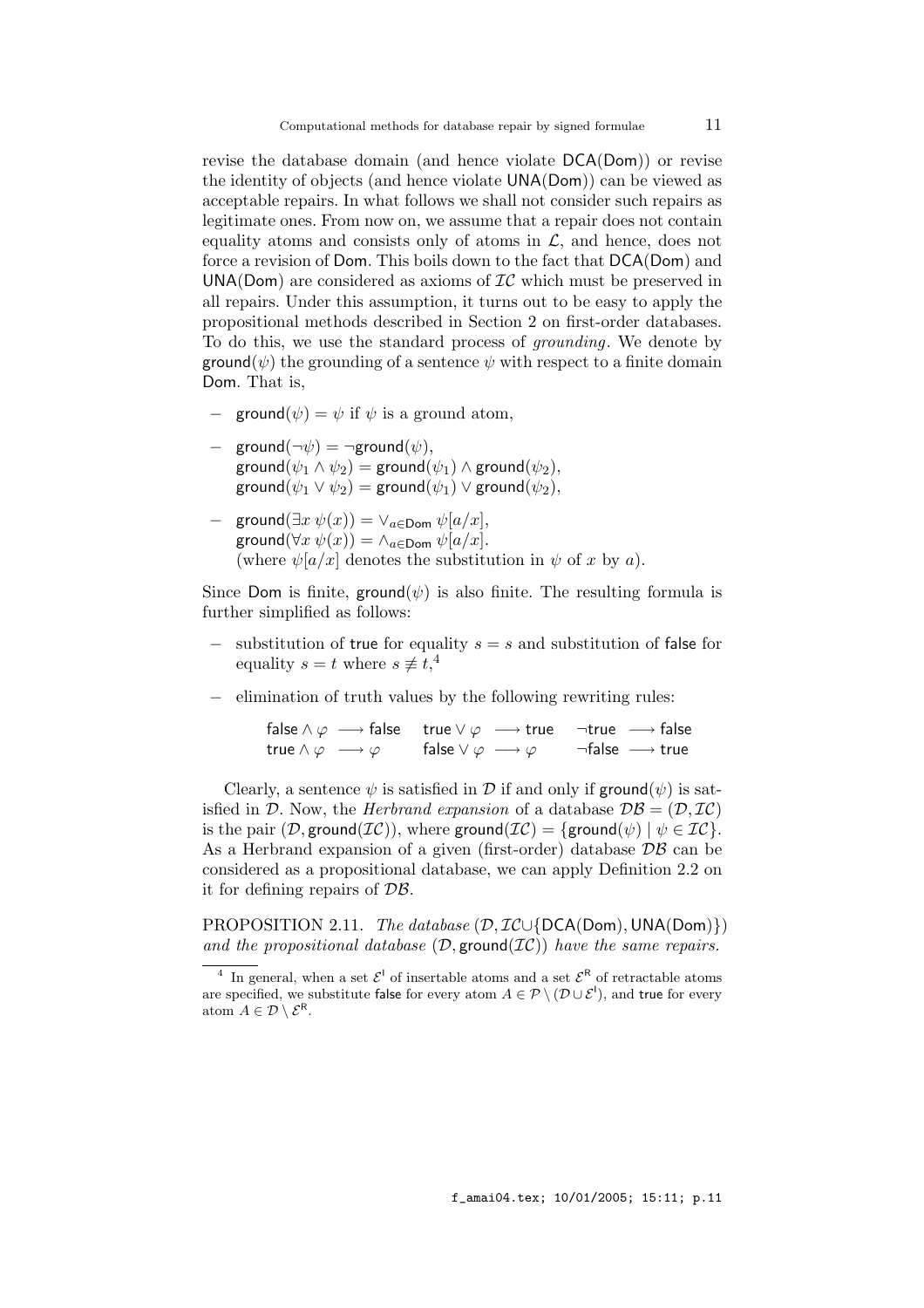revise the database domain (and hence violate $\mathsf{DCA}(\mathsf{Dom})$) or revise the identity of objects (and hence violate $\mathsf{UNA}(\mathsf{Dom})$) can be viewed as acceptable repairs. In what follows we shall not consider such repairs as legitimate ones. From now on, we assume that a repair does not contain equality atoms and consists only of atoms in $\mathcal{L}$, and hence, does not force a revision of $\mathsf{Dom}$. This boils down to the fact that $\mathsf{DCA}(\mathsf{Dom})$ and $\mathsf{UNA}(\mathsf{Dom})$ are considered as axioms of $\mathcal{IC}$ which must be preserved in all repairs. Under this assumption, it turns out to be easy to apply the propositional methods described in Section 2 on first-order databases. To do this, we use the standard process of *grounding*. We denote by $\mathsf{ground}(\psi)$ the grounding of a sentence $\psi$ with respect to a finite domain $\mathsf{Dom}$. That is,

- $\mathsf{ground}(\psi) = \psi$ if $\psi$ is a ground atom,
- $\mathsf{ground}(\neg\psi) = \neg\mathsf{ground}(\psi)$,
  $\mathsf{ground}(\psi_1 \wedge \psi_2) = \mathsf{ground}(\psi_1) \wedge \mathsf{ground}(\psi_2)$,
  $\mathsf{ground}(\psi_1 \vee \psi_2) = \mathsf{ground}(\psi_1) \vee \mathsf{ground}(\psi_2)$,
- $\mathsf{ground}(\exists x\ \psi(x)) = \vee_{a \in \mathsf{Dom}}\ \psi[a/x]$,
  $\mathsf{ground}(\forall x\ \psi(x)) = \wedge_{a \in \mathsf{Dom}}\ \psi[a/x]$.
  (where $\psi[a/x]$ denotes the substitution in $\psi$ of $x$ by $a$).

Since $\mathsf{Dom}$ is finite, $\mathsf{ground}(\psi)$ is also finite. The resulting formula is further simplified as follows:

- substitution of $\mathsf{true}$ for equality $s = s$ and substitution of $\mathsf{false}$ for equality $s = t$ where $s \not\equiv t$,[4]
- elimination of truth values by the following rewriting rules:

$$\begin{array}{lll} \mathsf{false} \wedge \varphi \longrightarrow \mathsf{false} & \mathsf{true} \vee \varphi \longrightarrow \mathsf{true} & \neg\mathsf{true} \longrightarrow \mathsf{false} \\ \mathsf{true} \wedge \varphi \longrightarrow \varphi & \mathsf{false} \vee \varphi \longrightarrow \varphi & \neg\mathsf{false} \longrightarrow \mathsf{true} \end{array}$$

Clearly, a sentence $\psi$ is satisfied in $\mathcal{D}$ if and only if $\mathsf{ground}(\psi)$ is satisfied in $\mathcal{D}$. Now, the *Herbrand expansion* of a database $\mathcal{DB} = (\mathcal{D}, \mathcal{IC})$ is the pair $(\mathcal{D}, \mathsf{ground}(\mathcal{IC}))$, where $\mathsf{ground}(\mathcal{IC}) = \{\mathsf{ground}(\psi) \mid \psi \in \mathcal{IC}\}$. As a Herbrand expansion of a given (first-order) database $\mathcal{DB}$ can be considered as a propositional database, we can apply Definition 2.2 on it for defining repairs of $\mathcal{DB}$.

PROPOSITION 2.11. *The database $(\mathcal{D}, \mathcal{IC} \cup \{\mathsf{DCA}(\mathsf{Dom}), \mathsf{UNA}(\mathsf{Dom})\})$ and the propositional database $(\mathcal{D}, \mathsf{ground}(\mathcal{IC}))$ have the same repairs.*

[4] In general, when a set $\mathcal{E}^{\mathsf{I}}$ of insertable atoms and a set $\mathcal{E}^{\mathsf{R}}$ of retractable atoms are specified, we substitute $\mathsf{false}$ for every atom $A \in \mathcal{P} \setminus (\mathcal{D} \cup \mathcal{E}^{\mathsf{I}})$, and $\mathsf{true}$ for every atom $A \in \mathcal{D} \setminus \mathcal{E}^{\mathsf{R}}$.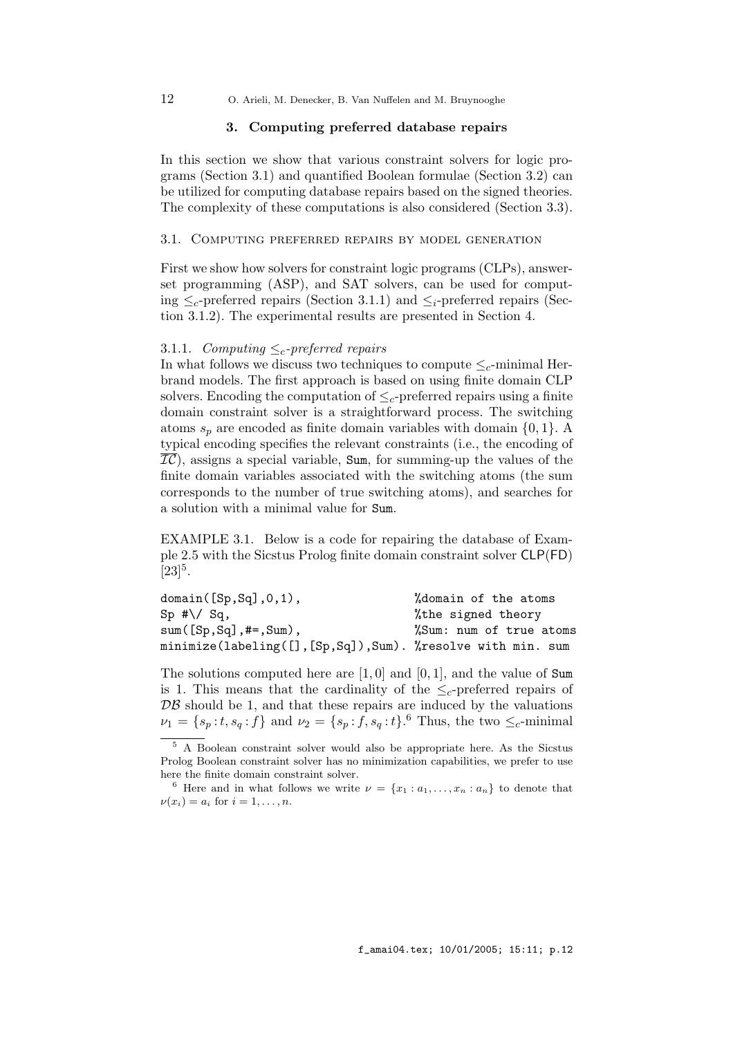## 3. Computing preferred database repairs

In this section we show that various constraint solvers for logic programs (Section 3.1) and quantified Boolean formulae (Section 3.2) can be utilized for computing database repairs based on the signed theories. The complexity of these computations is also considered (Section 3.3).

### 3.1. Computing preferred repairs by model generation

First we show how solvers for constraint logic programs (CLPs), answer-set programming (ASP), and SAT solvers, can be used for computing $\leq_c$-preferred repairs (Section 3.1.1) and $\leq_i$-preferred repairs (Section 3.1.2). The experimental results are presented in Section 4.

#### 3.1.1. *Computing $\leq_c$-preferred repairs*

In what follows we discuss two techniques to compute $\leq_c$-minimal Herbrand models. The first approach is based on using finite domain CLP solvers. Encoding the computation of $\leq_c$-preferred repairs using a finite domain constraint solver is a straightforward process. The switching atoms $s_p$ are encoded as finite domain variables with domain $\{0, 1\}$. A typical encoding specifies the relevant constraints (i.e., the encoding of $\overline{\mathcal{IC}}$), assigns a special variable, `Sum`, for summing-up the values of the finite domain variables associated with the switching atoms (the sum corresponds to the number of true switching atoms), and searches for a solution with a minimal value for `Sum`.

EXAMPLE 3.1. Below is a code for repairing the database of Example 2.5 with the Sicstus Prolog finite domain constraint solver CLP(FD) [23][5].

```
domain([Sp,Sq],0,1),                    %domain of the atoms
Sp #\/ Sq,                              %the signed theory
sum([Sp,Sq],#=,Sum),                    %Sum: num of true atoms
minimize(labeling([],[Sp,Sq]),Sum).  %resolve with min. sum
```

The solutions computed here are $[1, 0]$ and $[0, 1]$, and the value of `Sum` is 1. This means that the cardinality of the $\leq_c$-preferred repairs of $\mathcal{DB}$ should be 1, and that these repairs are induced by the valuations $\nu_1 = \{s_p : t, s_q : f\}$ and $\nu_2 = \{s_p : f, s_q : t\}$.[6] Thus, the two $\leq_c$-minimal

---

[5] A Boolean constraint solver would also be appropriate here. As the Sicstus Prolog Boolean constraint solver has no minimization capabilities, we prefer to use here the finite domain constraint solver.

[6] Here and in what follows we write $\nu = \{x_1 : a_1, \ldots, x_n : a_n\}$ to denote that $\nu(x_i) = a_i$ for $i = 1, \ldots, n$.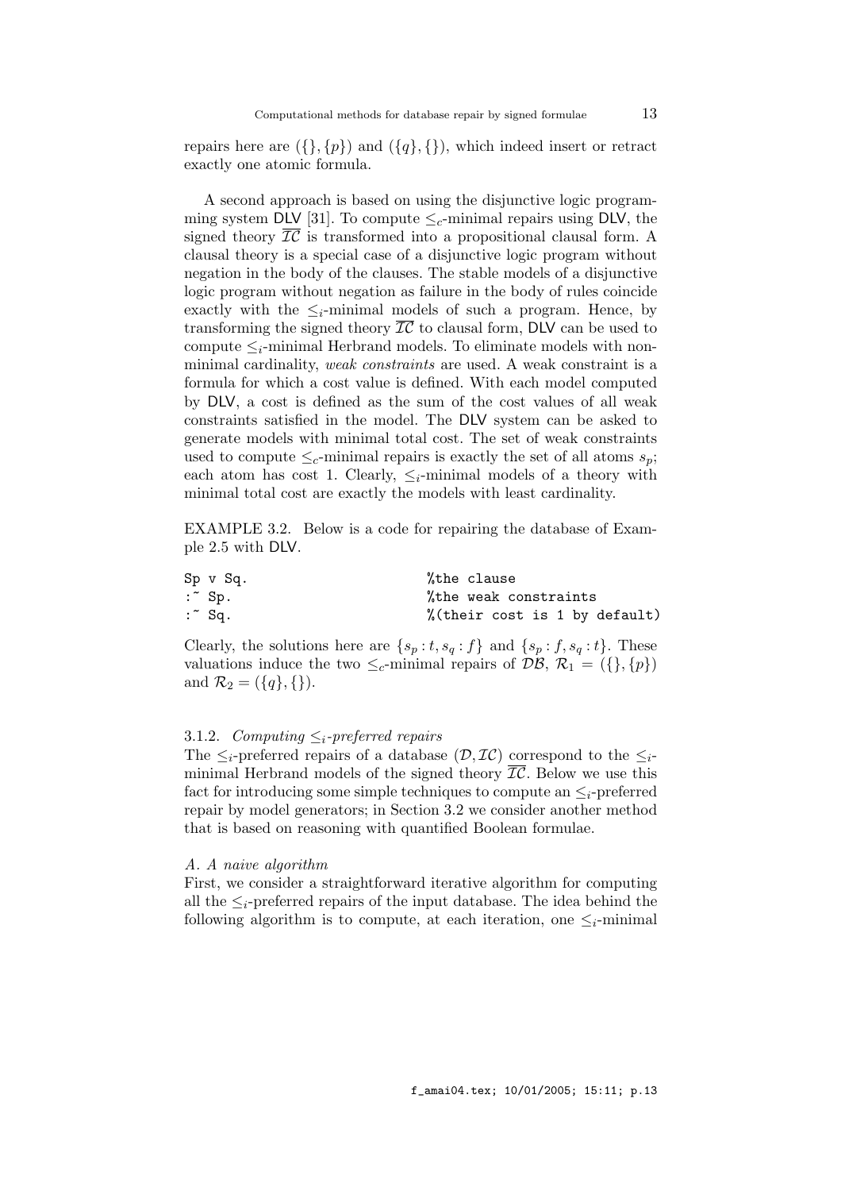repairs here are $(\{\}, \{p\})$ and $(\{q\}, \{\})$, which indeed insert or retract exactly one atomic formula.

A second approach is based on using the disjunctive logic programming system DLV [31]. To compute $\leq_c$-minimal repairs using DLV, the signed theory $\overline{\mathcal{IC}}$ is transformed into a propositional clausal form. A clausal theory is a special case of a disjunctive logic program without negation in the body of the clauses. The stable models of a disjunctive logic program without negation as failure in the body of rules coincide exactly with the $\leq_i$-minimal models of such a program. Hence, by transforming the signed theory $\overline{\mathcal{IC}}$ to clausal form, DLV can be used to compute $\leq_i$-minimal Herbrand models. To eliminate models with non-minimal cardinality, *weak constraints* are used. A weak constraint is a formula for which a cost value is defined. With each model computed by DLV, a cost is defined as the sum of the cost values of all weak constraints satisfied in the model. The DLV system can be asked to generate models with minimal total cost. The set of weak constraints used to compute $\leq_c$-minimal repairs is exactly the set of all atoms $s_p$; each atom has cost 1. Clearly, $\leq_i$-minimal models of a theory with minimal total cost are exactly the models with least cardinality.

EXAMPLE 3.2. Below is a code for repairing the database of Example 2.5 with DLV.

```
Sp v Sq.                        %the clause
:~ Sp.                          %the weak constraints
:~ Sq.                          %(their cost is 1 by default)
```

Clearly, the solutions here are $\{s_p : t, s_q : f\}$ and $\{s_p : f, s_q : t\}$. These valuations induce the two $\leq_c$-minimal repairs of $\mathcal{DB}$, $\mathcal{R}_1 = (\{\}, \{p\})$ and $\mathcal{R}_2 = (\{q\}, \{\})$.

### 3.1.2. *Computing $\leq_i$-preferred repairs*

The $\leq_i$-preferred repairs of a database $(\mathcal{D}, \mathcal{IC})$ correspond to the $\leq_i$-minimal Herbrand models of the signed theory $\overline{\mathcal{IC}}$. Below we use this fact for introducing some simple techniques to compute an $\leq_i$-preferred repair by model generators; in Section 3.2 we consider another method that is based on reasoning with quantified Boolean formulae.

#### *A. A naive algorithm*

First, we consider a straightforward iterative algorithm for computing all the $\leq_i$-preferred repairs of the input database. The idea behind the following algorithm is to compute, at each iteration, one $\leq_i$-minimal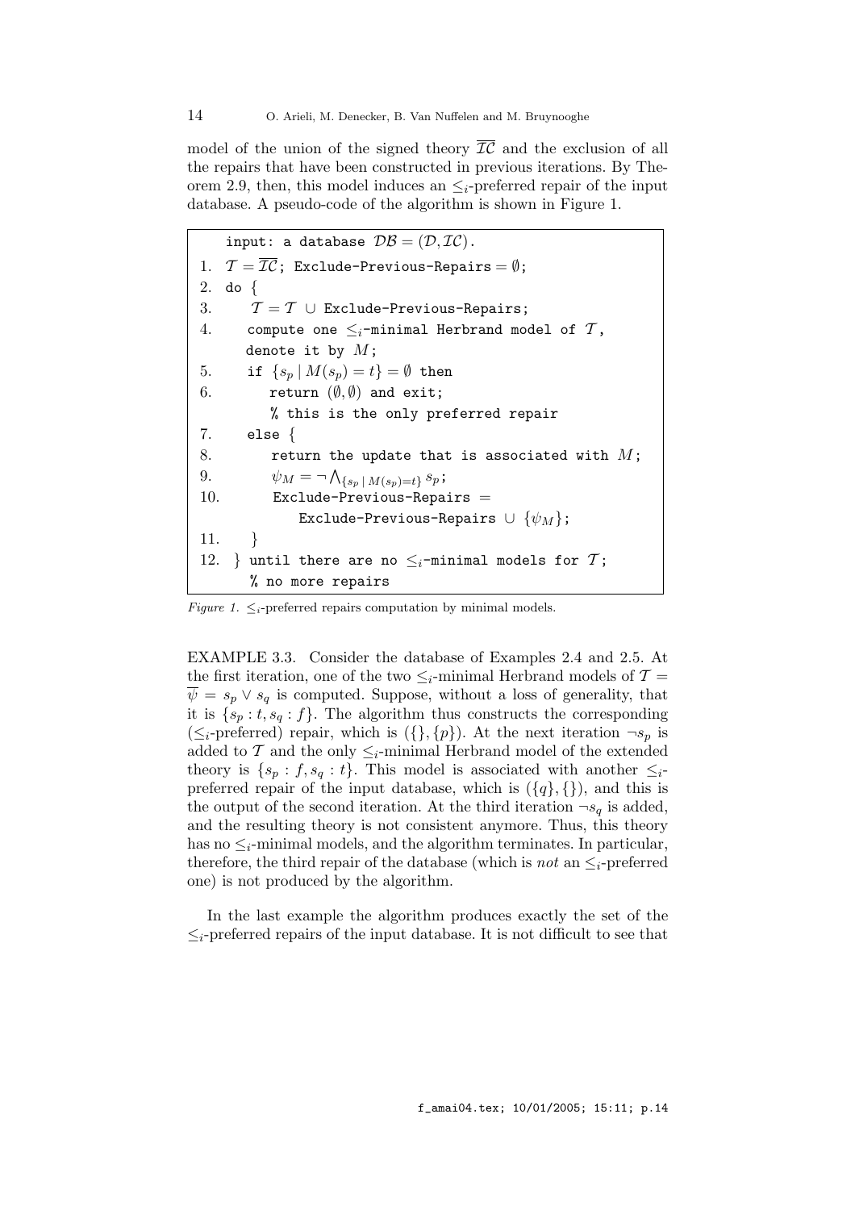model of the union of the signed theory $\overline{\mathcal{IC}}$ and the exclusion of all the repairs that have been constructed in previous iterations. By Theorem 2.9, then, this model induces an $\leq_i$-preferred repair of the input database. A pseudo-code of the algorithm is shown in Figure 1.

```
    input: a database DB = (D, IC).
1.  T = IC‾; Exclude-Previous-Repairs = ∅;
2.  do {
3.     T = T ∪ Exclude-Previous-Repairs;
4.     compute one ≤_i-minimal Herbrand model of T,
       denote it by M;
5.     if {s_p | M(s_p) = t} = ∅ then
6.        return (∅, ∅) and exit;
          % this is the only preferred repair
7.     else {
8.        return the update that is associated with M;
9.        ψ_M = ¬ ⋀_{s_p | M(s_p)=t} s_p;
10.       Exclude-Previous-Repairs =
             Exclude-Previous-Repairs ∪ {ψ_M};
11.    }
12. } until there are no ≤_i-minimal models for T;
       % no more repairs
```

*Figure 1.* $\leq_i$-preferred repairs computation by minimal models.

EXAMPLE 3.3. Consider the database of Examples 2.4 and 2.5. At the first iteration, one of the two $\leq_i$-minimal Herbrand models of $\mathcal{T} = \overline{\psi} = s_p \vee s_q$ is computed. Suppose, without a loss of generality, that it is $\{s_p : t, s_q : f\}$. The algorithm thus constructs the corresponding ($\leq_i$-preferred) repair, which is $(\{\}, \{p\})$. At the next iteration $\neg s_p$ is added to $\mathcal{T}$ and the only $\leq_i$-minimal Herbrand model of the extended theory is $\{s_p : f, s_q : t\}$. This model is associated with another $\leq_i$-preferred repair of the input database, which is $(\{q\}, \{\})$, and this is the output of the second iteration. At the third iteration $\neg s_q$ is added, and the resulting theory is not consistent anymore. Thus, this theory has no $\leq_i$-minimal models, and the algorithm terminates. In particular, therefore, the third repair of the database (which is *not* an $\leq_i$-preferred one) is not produced by the algorithm.

In the last example the algorithm produces exactly the set of the $\leq_i$-preferred repairs of the input database. It is not difficult to see that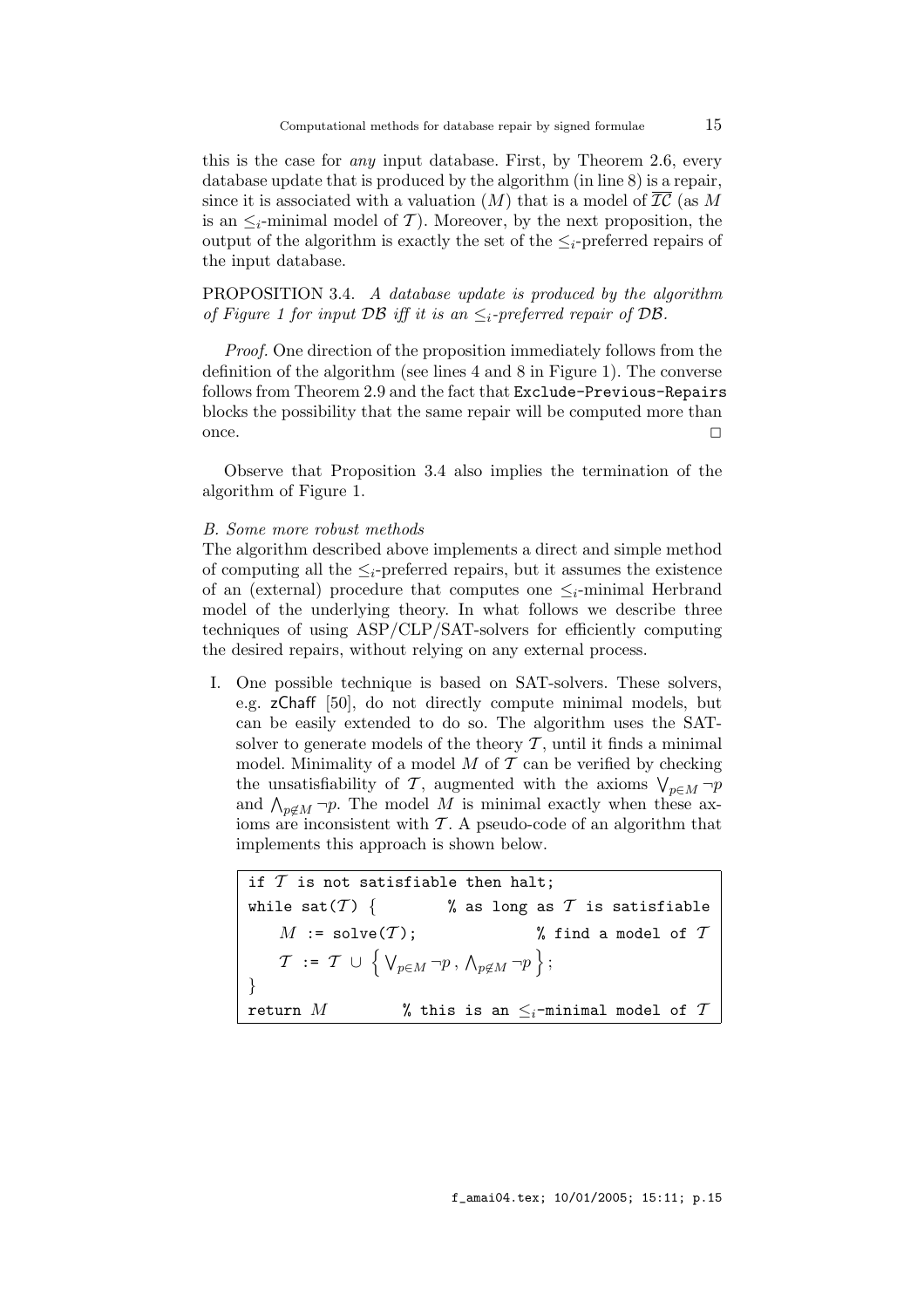this is the case for *any* input database. First, by Theorem 2.6, every database update that is produced by the algorithm (in line 8) is a repair, since it is associated with a valuation ($M$) that is a model of $\overline{\mathcal{IC}}$ (as $M$ is an $\leq_i$-minimal model of $\mathcal{T}$). Moreover, by the next proposition, the output of the algorithm is exactly the set of the $\leq_i$-preferred repairs of the input database.

PROPOSITION 3.4. *A database update is produced by the algorithm of Figure 1 for input $\mathcal{DB}$ iff it is an $\leq_i$-preferred repair of $\mathcal{DB}$.*

*Proof.* One direction of the proposition immediately follows from the definition of the algorithm (see lines 4 and 8 in Figure 1). The converse follows from Theorem 2.9 and the fact that Exclude-Previous-Repairs blocks the possibility that the same repair will be computed more than once. □

Observe that Proposition 3.4 also implies the termination of the algorithm of Figure 1.

*B. Some more robust methods*

The algorithm described above implements a direct and simple method of computing all the $\leq_i$-preferred repairs, but it assumes the existence of an (external) procedure that computes one $\leq_i$-minimal Herbrand model of the underlying theory. In what follows we describe three techniques of using ASP/CLP/SAT-solvers for efficiently computing the desired repairs, without relying on any external process.

I. One possible technique is based on SAT-solvers. These solvers, e.g. zChaff [50], do not directly compute minimal models, but can be easily extended to do so. The algorithm uses the SAT-solver to generate models of the theory $\mathcal{T}$, until it finds a minimal model. Minimality of a model $M$ of $\mathcal{T}$ can be verified by checking the unsatisfiability of $\mathcal{T}$, augmented with the axioms $\bigvee_{p \in M} \neg p$ and $\bigwedge_{p \notin M} \neg p$. The model $M$ is minimal exactly when these axioms are inconsistent with $\mathcal{T}$. A pseudo-code of an algorithm that implements this approach is shown below.

```
if T is not satisfiable then halt;
while sat(T) {          % as long as T is satisfiable
    M := solve(T);               % find a model of T
    T := T ∪ { ⋁_{p∈M} ¬p , ⋀_{p∉M} ¬p };
}
return M          % this is an ≤_i-minimal model of T
```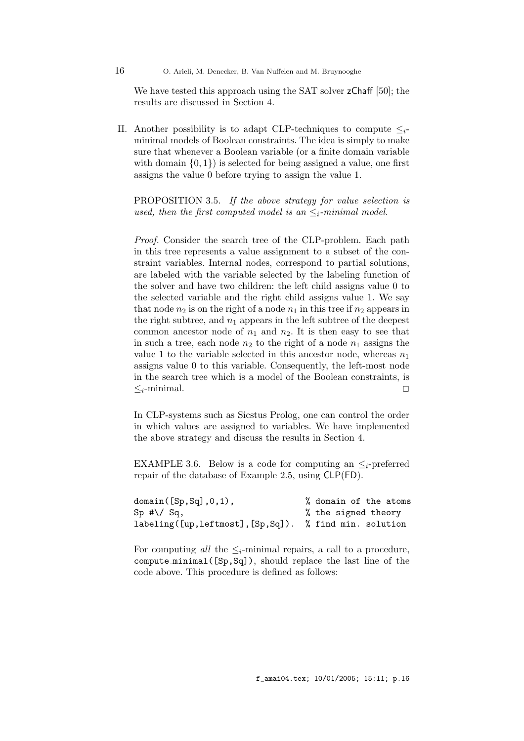We have tested this approach using the SAT solver zChaff [50]; the results are discussed in Section 4.

II. Another possibility is to adapt CLP-techniques to compute $\leq_i$-minimal models of Boolean constraints. The idea is simply to make sure that whenever a Boolean variable (or a finite domain variable with domain $\{0, 1\}$) is selected for being assigned a value, one first assigns the value 0 before trying to assign the value 1.

PROPOSITION 3.5. *If the above strategy for value selection is used, then the first computed model is an $\leq_i$-minimal model.*

*Proof.* Consider the search tree of the CLP-problem. Each path in this tree represents a value assignment to a subset of the constraint variables. Internal nodes, correspond to partial solutions, are labeled with the variable selected by the labeling function of the solver and have two children: the left child assigns value 0 to the selected variable and the right child assigns value 1. We say that node $n_2$ is on the right of a node $n_1$ in this tree if $n_2$ appears in the right subtree, and $n_1$ appears in the left subtree of the deepest common ancestor node of $n_1$ and $n_2$. It is then easy to see that in such a tree, each node $n_2$ to the right of a node $n_1$ assigns the value 1 to the variable selected in this ancestor node, whereas $n_1$ assigns value 0 to this variable. Consequently, the left-most node in the search tree which is a model of the Boolean constraints, is $\leq_i$-minimal. □

In CLP-systems such as Sicstus Prolog, one can control the order in which values are assigned to variables. We have implemented the above strategy and discuss the results in Section 4.

EXAMPLE 3.6. Below is a code for computing an $\leq_i$-preferred repair of the database of Example 2.5, using CLP(FD).

```
domain([Sp,Sq],0,1),                  % domain of the atoms
Sp #\/ Sq,                            % the signed theory
labeling([up,leftmost],[Sp,Sq]).  % find min. solution
```

For computing *all* the $\leq_i$-minimal repairs, a call to a procedure, `compute_minimal([Sp,Sq])`, should replace the last line of the code above. This procedure is defined as follows: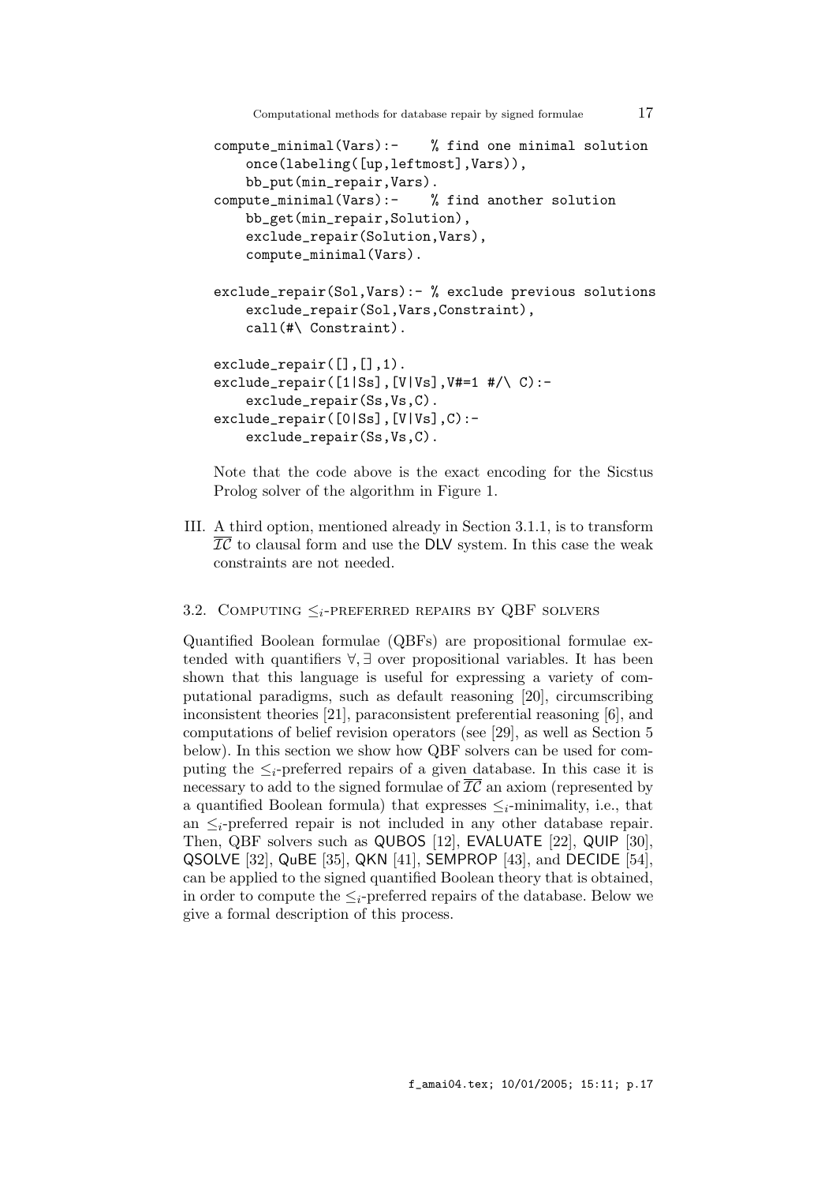```
compute_minimal(Vars):-    % find one minimal solution
    once(labeling([up,leftmost],Vars)),
    bb_put(min_repair,Vars).
compute_minimal(Vars):-    % find another solution
    bb_get(min_repair,Solution),
    exclude_repair(Solution,Vars),
    compute_minimal(Vars).

exclude_repair(Sol,Vars):- % exclude previous solutions
    exclude_repair(Sol,Vars,Constraint),
    call(#\ Constraint).

exclude_repair([],[],1).
exclude_repair([1|Ss],[V|Vs],V#=1 #/\ C):-
    exclude_repair(Ss,Vs,C).
exclude_repair([0|Ss],[V|Vs],C):-
    exclude_repair(Ss,Vs,C).
```

Note that the code above is the exact encoding for the Sicstus Prolog solver of the algorithm in Figure 1.

III. A third option, mentioned already in Section 3.1.1, is to transform $\overline{\mathcal{IC}}$ to clausal form and use the DLV system. In this case the weak constraints are not needed.

### 3.2. Computing $\leq_i$-preferred repairs by QBF solvers

Quantified Boolean formulae (QBFs) are propositional formulae extended with quantifiers $\forall, \exists$ over propositional variables. It has been shown that this language is useful for expressing a variety of computational paradigms, such as default reasoning [20], circumscribing inconsistent theories [21], paraconsistent preferential reasoning [6], and computations of belief revision operators (see [29], as well as Section 5 below). In this section we show how QBF solvers can be used for computing the $\leq_i$-preferred repairs of a given database. In this case it is necessary to add to the signed formulae of $\overline{\mathcal{IC}}$ an axiom (represented by a quantified Boolean formula) that expresses $\leq_i$-minimality, i.e., that an $\leq_i$-preferred repair is not included in any other database repair. Then, QBF solvers such as QUBOS [12], EVALUATE [22], QUIP [30], QSOLVE [32], QuBE [35], QKN [41], SEMPROP [43], and DECIDE [54], can be applied to the signed quantified Boolean theory that is obtained, in order to compute the $\leq_i$-preferred repairs of the database. Below we give a formal description of this process.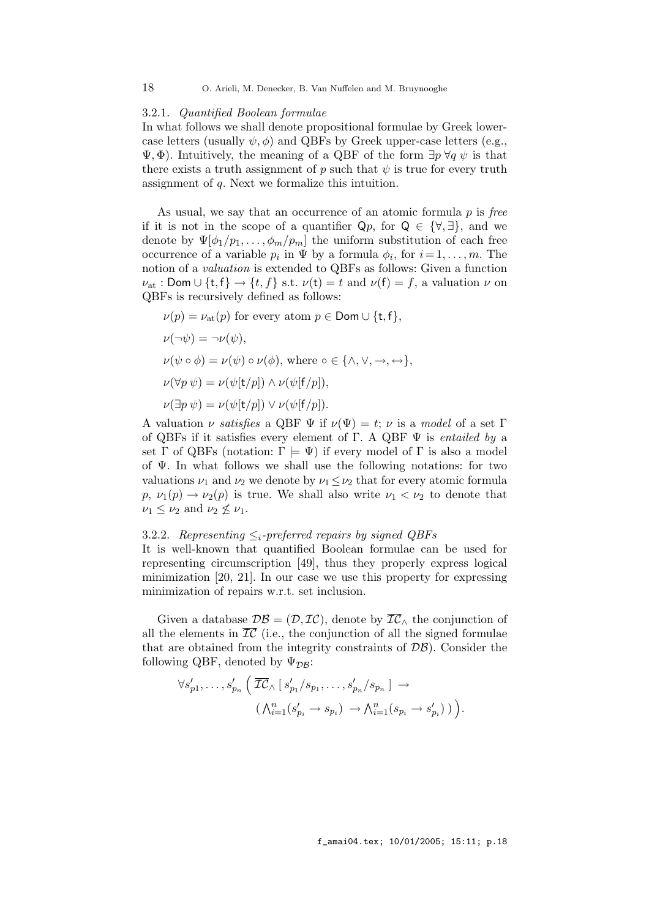#### 3.2.1. *Quantified Boolean formulae*

In what follows we shall denote propositional formulae by Greek lower-case letters (usually $\psi, \phi$) and QBFs by Greek upper-case letters (e.g., $\Psi, \Phi$). Intuitively, the meaning of a QBF of the form $\exists p \, \forall q \; \psi$ is that there exists a truth assignment of $p$ such that $\psi$ is true for every truth assignment of $q$. Next we formalize this intuition.

As usual, we say that an occurrence of an atomic formula $p$ is *free* if it is not in the scope of a quantifier $\mathsf{Q}p$, for $\mathsf{Q} \in \{\forall, \exists\}$, and we denote by $\Psi[\phi_1/p_1, \ldots, \phi_m/p_m]$ the uniform substitution of each free occurrence of a variable $p_i$ in $\Psi$ by a formula $\phi_i$, for $i = 1, \ldots, m$. The notion of a *valuation* is extended to QBFs as follows: Given a function $\nu_{\text{at}} : \mathsf{Dom} \cup \{\mathsf{t}, \mathsf{f}\} \to \{t, f\}$ s.t. $\nu(\mathsf{t}) = t$ and $\nu(\mathsf{f}) = f$, a valuation $\nu$ on QBFs is recursively defined as follows:

$$\nu(p) = \nu_{\text{at}}(p) \text{ for every atom } p \in \mathsf{Dom} \cup \{\mathsf{t}, \mathsf{f}\},$$

$$\nu(\neg\psi) = \neg\nu(\psi),$$

$$\nu(\psi \circ \phi) = \nu(\psi) \circ \nu(\phi), \text{ where } \circ \in \{\wedge, \vee, \to, \leftrightarrow\},$$

$$\nu(\forall p \; \psi) = \nu(\psi[\mathsf{t}/p]) \wedge \nu(\psi[\mathsf{f}/p]),$$

$$\nu(\exists p \; \psi) = \nu(\psi[\mathsf{t}/p]) \vee \nu(\psi[\mathsf{f}/p]).$$

A valuation $\nu$ *satisfies* a QBF $\Psi$ if $\nu(\Psi) = t$; $\nu$ is a *model* of a set $\Gamma$ of QBFs if it satisfies every element of $\Gamma$. A QBF $\Psi$ is *entailed by* a set $\Gamma$ of QBFs (notation: $\Gamma \models \Psi$) if every model of $\Gamma$ is also a model of $\Psi$. In what follows we shall use the following notations: for two valuations $\nu_1$ and $\nu_2$ we denote by $\nu_1 \leq \nu_2$ that for every atomic formula $p$, $\nu_1(p) \to \nu_2(p)$ is true. We shall also write $\nu_1 < \nu_2$ to denote that $\nu_1 \leq \nu_2$ and $\nu_2 \not\leq \nu_1$.

#### 3.2.2. *Representing $\leq_i$-preferred repairs by signed QBFs*

It is well-known that quantified Boolean formulae can be used for representing circumscription [49], thus they properly express logical minimization [20, 21]. In our case we use this property for expressing minimization of repairs w.r.t. set inclusion.

Given a database $\mathcal{DB} = (\mathcal{D}, \mathcal{IC})$, denote by $\overline{\mathcal{IC}}_\wedge$ the conjunction of all the elements in $\overline{\mathcal{IC}}$ (i.e., the conjunction of all the signed formulae that are obtained from the integrity constraints of $\mathcal{DB}$). Consider the following QBF, denoted by $\Psi_{\mathcal{DB}}$:

$$\forall s'_{p1}, \ldots, s'_{p_n} \Big( \, \overline{\mathcal{IC}}_\wedge \, [\, s'_{p_1}/s_{p_1}, \ldots, s'_{p_n}/s_{p_n} \,] \, \to \\ \big( \textstyle\bigwedge_{i=1}^{n} (s'_{p_i} \to s_{p_i}) \, \to \textstyle\bigwedge_{i=1}^{n} (s_{p_i} \to s'_{p_i}) \, \big) \Big).$$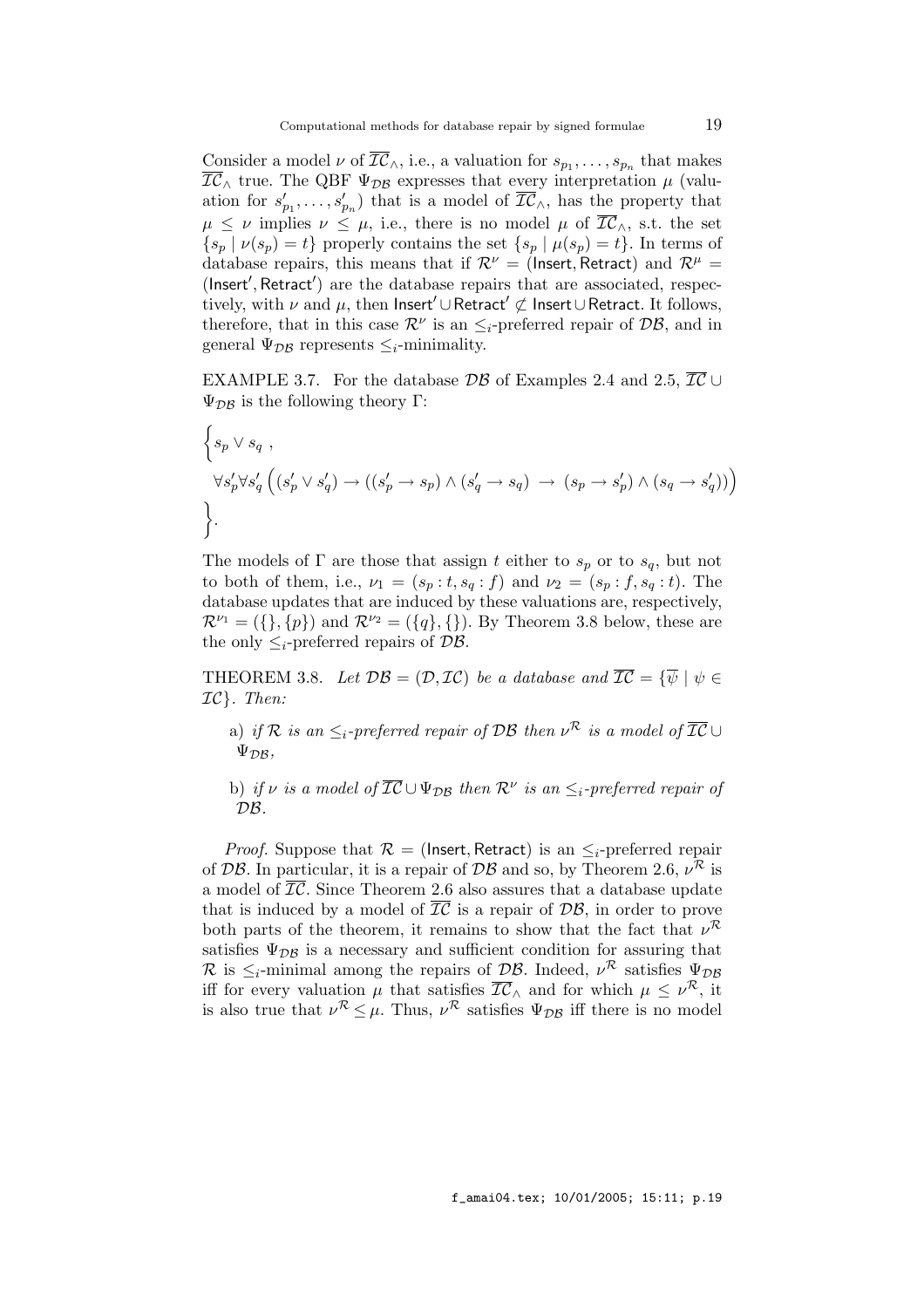Consider a model $\nu$ of $\overline{\mathcal{IC}}_\wedge$, i.e., a valuation for $s_{p_1}, \ldots, s_{p_n}$ that makes $\overline{\mathcal{IC}}_\wedge$ true. The QBF $\Psi_{\mathcal{DB}}$ expresses that every interpretation $\mu$ (valuation for $s'_{p_1}, \ldots, s'_{p_n}$) that is a model of $\overline{\mathcal{IC}}_\wedge$, has the property that $\mu \leq \nu$ implies $\nu \leq \mu$, i.e., there is no model $\mu$ of $\overline{\mathcal{IC}}_\wedge$, s.t. the set $\{s_p \mid \nu(s_p) = t\}$ properly contains the set $\{s_p \mid \mu(s_p) = t\}$. In terms of database repairs, this means that if $\mathcal{R}^\nu = (\mathsf{Insert}, \mathsf{Retract})$ and $\mathcal{R}^\mu = (\mathsf{Insert}', \mathsf{Retract}')$ are the database repairs that are associated, respectively, with $\nu$ and $\mu$, then $\mathsf{Insert}' \cup \mathsf{Retract}' \not\subset \mathsf{Insert} \cup \mathsf{Retract}$. It follows, therefore, that in this case $\mathcal{R}^\nu$ is an $\leq_i$-preferred repair of $\mathcal{DB}$, and in general $\Psi_{\mathcal{DB}}$ represents $\leq_i$-minimality.

EXAMPLE 3.7. For the database $\mathcal{DB}$ of Examples 2.4 and 2.5, $\overline{\mathcal{IC}} \cup \Psi_{\mathcal{DB}}$ is the following theory $\Gamma$:

$$
\Big\{ s_p \vee s_q \ ,
$$

$$
\forall s'_p \forall s'_q \left( (s'_p \vee s'_q) \rightarrow ((s'_p \rightarrow s_p) \wedge (s'_q \rightarrow s_q) \ \rightarrow \ (s_p \rightarrow s'_p) \wedge (s_q \rightarrow s'_q)) \right)
$$

$$
\Big\}.
$$

The models of $\Gamma$ are those that assign $t$ either to $s_p$ or to $s_q$, but not to both of them, i.e., $\nu_1 = (s_p : t, s_q : f)$ and $\nu_2 = (s_p : f, s_q : t)$. The database updates that are induced by these valuations are, respectively, $\mathcal{R}^{\nu_1} = (\{\}, \{p\})$ and $\mathcal{R}^{\nu_2} = (\{q\}, \{\})$. By Theorem 3.8 below, these are the only $\leq_i$-preferred repairs of $\mathcal{DB}$.

THEOREM 3.8. *Let $\mathcal{DB} = (\mathcal{D}, \mathcal{IC})$ be a database and $\overline{\mathcal{IC}} = \{\overline{\psi} \mid \psi \in \mathcal{IC}\}$. Then:*

a) *if $\mathcal{R}$ is an $\leq_i$-preferred repair of $\mathcal{DB}$ then $\nu^{\mathcal{R}}$ is a model of $\overline{\mathcal{IC}} \cup \Psi_{\mathcal{DB}}$,*

b) *if $\nu$ is a model of $\overline{\mathcal{IC}} \cup \Psi_{\mathcal{DB}}$ then $\mathcal{R}^\nu$ is an $\leq_i$-preferred repair of $\mathcal{DB}$.*

*Proof.* Suppose that $\mathcal{R} = (\mathsf{Insert}, \mathsf{Retract})$ is an $\leq_i$-preferred repair of $\mathcal{DB}$. In particular, it is a repair of $\mathcal{DB}$ and so, by Theorem 2.6, $\nu^{\mathcal{R}}$ is a model of $\overline{\mathcal{IC}}$. Since Theorem 2.6 also assures that a database update that is induced by a model of $\overline{\mathcal{IC}}$ is a repair of $\mathcal{DB}$, in order to prove both parts of the theorem, it remains to show that the fact that $\nu^{\mathcal{R}}$ satisfies $\Psi_{\mathcal{DB}}$ is a necessary and sufficient condition for assuring that $\mathcal{R}$ is $\leq_i$-minimal among the repairs of $\mathcal{DB}$. Indeed, $\nu^{\mathcal{R}}$ satisfies $\Psi_{\mathcal{DB}}$ iff for every valuation $\mu$ that satisfies $\overline{\mathcal{IC}}_\wedge$ and for which $\mu \leq \nu^{\mathcal{R}}$, it is also true that $\nu^{\mathcal{R}} \leq \mu$. Thus, $\nu^{\mathcal{R}}$ satisfies $\Psi_{\mathcal{DB}}$ iff there is no model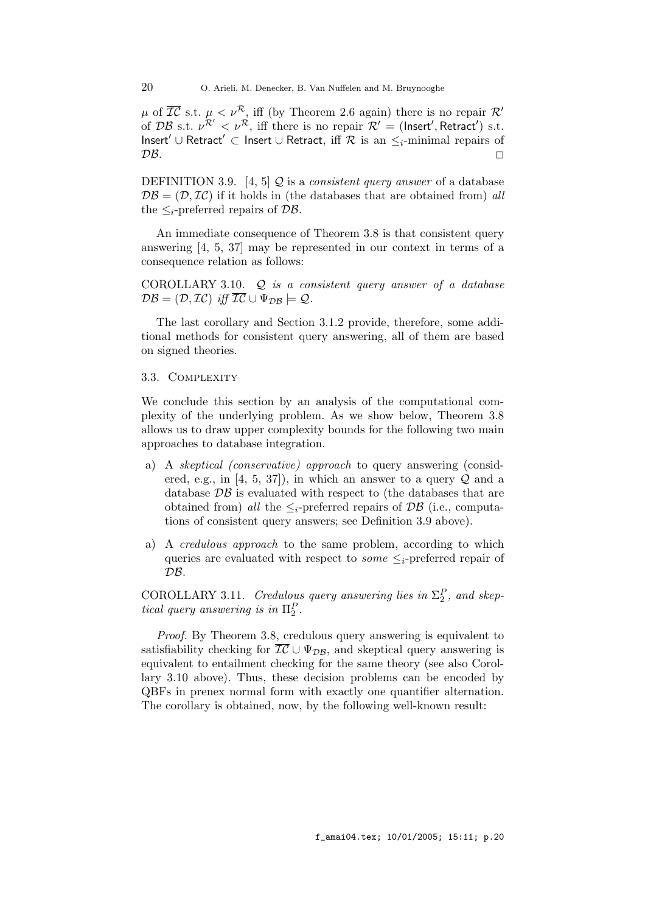$\mu$ of $\overline{\mathcal{IC}}$ s.t. $\mu < \nu^{\mathcal{R}}$, iff (by Theorem 2.6 again) there is no repair $\mathcal{R}'$ of $\mathcal{DB}$ s.t. $\nu^{\mathcal{R}'} < \nu^{\mathcal{R}}$, iff there is no repair $\mathcal{R}' = (\mathsf{Insert}', \mathsf{Retract}')$ s.t. $\mathsf{Insert}' \cup \mathsf{Retract}' \subset \mathsf{Insert} \cup \mathsf{Retract}$, iff $\mathcal{R}$ is an $\leq_i$-minimal repairs of $\mathcal{DB}$. □

DEFINITION 3.9. [4, 5] $\mathcal{Q}$ is a *consistent query answer* of a database $\mathcal{DB} = (\mathcal{D}, \mathcal{IC})$ if it holds in (the databases that are obtained from) *all* the $\leq_i$-preferred repairs of $\mathcal{DB}$.

An immediate consequence of Theorem 3.8 is that consistent query answering [4, 5, 37] may be represented in our context in terms of a consequence relation as follows:

COROLLARY 3.10. *$\mathcal{Q}$ is a consistent query answer of a database $\mathcal{DB} = (\mathcal{D}, \mathcal{IC})$ iff $\overline{\mathcal{IC}} \cup \Psi_{\mathcal{DB}} \models \mathcal{Q}$.*

The last corollary and Section 3.1.2 provide, therefore, some additional methods for consistent query answering, all of them are based on signed theories.

### 3.3. Complexity

We conclude this section by an analysis of the computational complexity of the underlying problem. As we show below, Theorem 3.8 allows us to draw upper complexity bounds for the following two main approaches to database integration.

a) A *skeptical (conservative) approach* to query answering (considered, e.g., in [4, 5, 37]), in which an answer to a query $\mathcal{Q}$ and a database $\mathcal{DB}$ is evaluated with respect to (the databases that are obtained from) *all* the $\leq_i$-preferred repairs of $\mathcal{DB}$ (i.e., computations of consistent query answers; see Definition 3.9 above).

a) A *credulous approach* to the same problem, according to which queries are evaluated with respect to *some* $\leq_i$-preferred repair of $\mathcal{DB}$.

COROLLARY 3.11. *Credulous query answering lies in $\Sigma_2^P$, and skeptical query answering is in $\Pi_2^P$.*

*Proof.* By Theorem 3.8, credulous query answering is equivalent to satisfiability checking for $\overline{\mathcal{IC}} \cup \Psi_{\mathcal{DB}}$, and skeptical query answering is equivalent to entailment checking for the same theory (see also Corollary 3.10 above). Thus, these decision problems can be encoded by QBFs in prenex normal form with exactly one quantifier alternation. The corollary is obtained, now, by the following well-known result: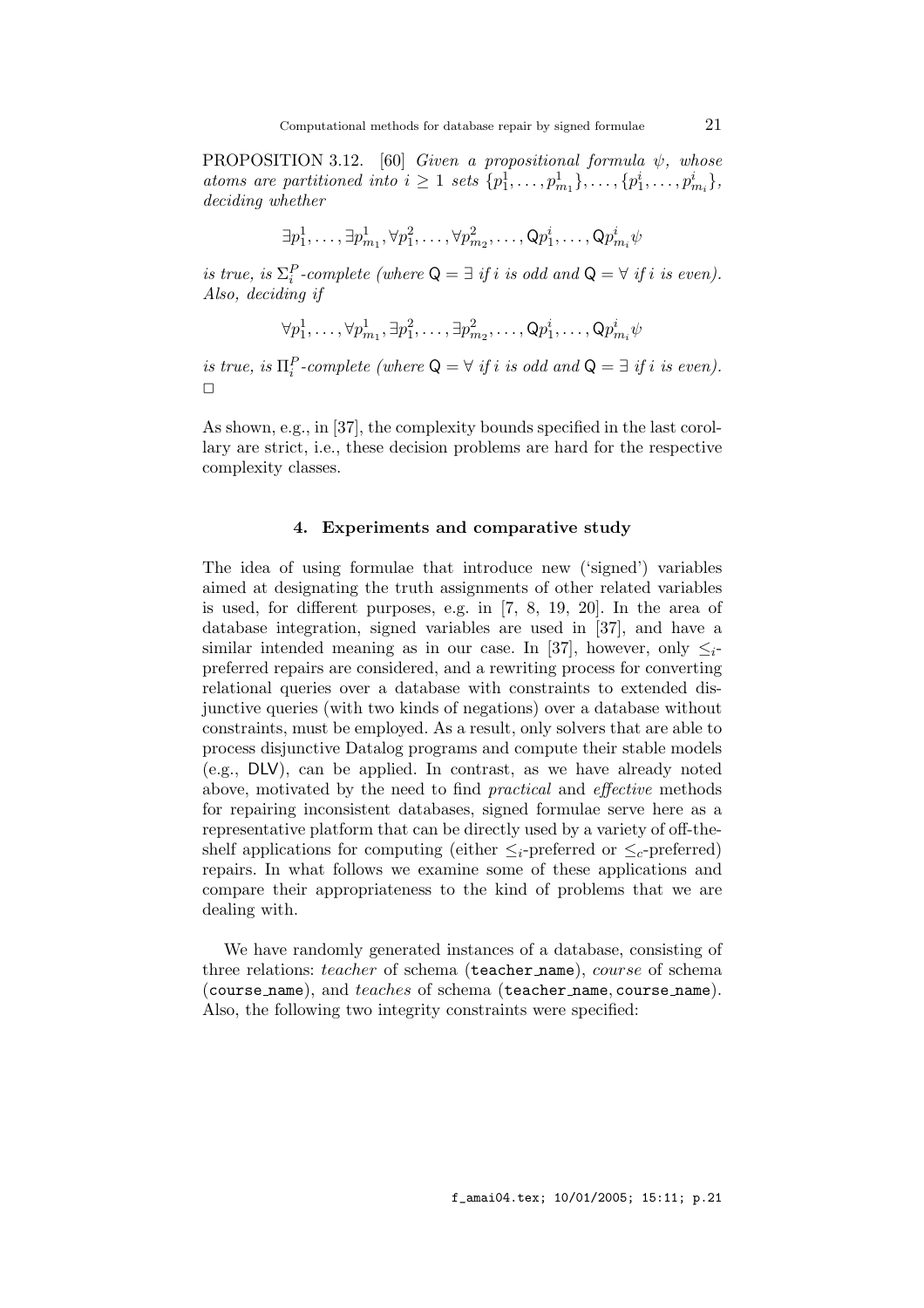PROPOSITION 3.12. [60] *Given a propositional formula $\psi$, whose atoms are partitioned into $i \geq 1$ sets $\{p^1_1, \ldots, p^1_{m_1}\}, \ldots, \{p^i_1, \ldots, p^i_{m_i}\}$, deciding whether*

$$\exists p^1_1, \ldots, \exists p^1_{m_1}, \forall p^2_1, \ldots, \forall p^2_{m_2}, \ldots, \mathsf{Q} p^i_1, \ldots, \mathsf{Q} p^i_{m_i} \psi$$

*is true, is $\Sigma^P_i$-complete (where $\mathsf{Q} = \exists$ if $i$ is odd and $\mathsf{Q} = \forall$ if $i$ is even). Also, deciding if*

$$\forall p^1_1, \ldots, \forall p^1_{m_1}, \exists p^2_1, \ldots, \exists p^2_{m_2}, \ldots, \mathsf{Q} p^i_1, \ldots, \mathsf{Q} p^i_{m_i} \psi$$

*is true, is $\Pi^P_i$-complete (where $\mathsf{Q} = \forall$ if $i$ is odd and $\mathsf{Q} = \exists$ if $i$ is even).* $\Box$

As shown, e.g., in [37], the complexity bounds specified in the last corollary are strict, i.e., these decision problems are hard for the respective complexity classes.

## 4. Experiments and comparative study

The idea of using formulae that introduce new ('signed') variables aimed at designating the truth assignments of other related variables is used, for different purposes, e.g. in [7, 8, 19, 20]. In the area of database integration, signed variables are used in [37], and have a similar intended meaning as in our case. In [37], however, only $\leq_i$-preferred repairs are considered, and a rewriting process for converting relational queries over a database with constraints to extended disjunctive queries (with two kinds of negations) over a database without constraints, must be employed. As a result, only solvers that are able to process disjunctive Datalog programs and compute their stable models (e.g., DLV), can be applied. In contrast, as we have already noted above, motivated by the need to find *practical* and *effective* methods for repairing inconsistent databases, signed formulae serve here as a representative platform that can be directly used by a variety of off-the-shelf applications for computing (either $\leq_i$-preferred or $\leq_c$-preferred) repairs. In what follows we examine some of these applications and compare their appropriateness to the kind of problems that we are dealing with.

We have randomly generated instances of a database, consisting of three relations: *teacher* of schema (`teacher_name`), *course* of schema (`course_name`), and *teaches* of schema (`teacher_name`, `course_name`). Also, the following two integrity constraints were specified: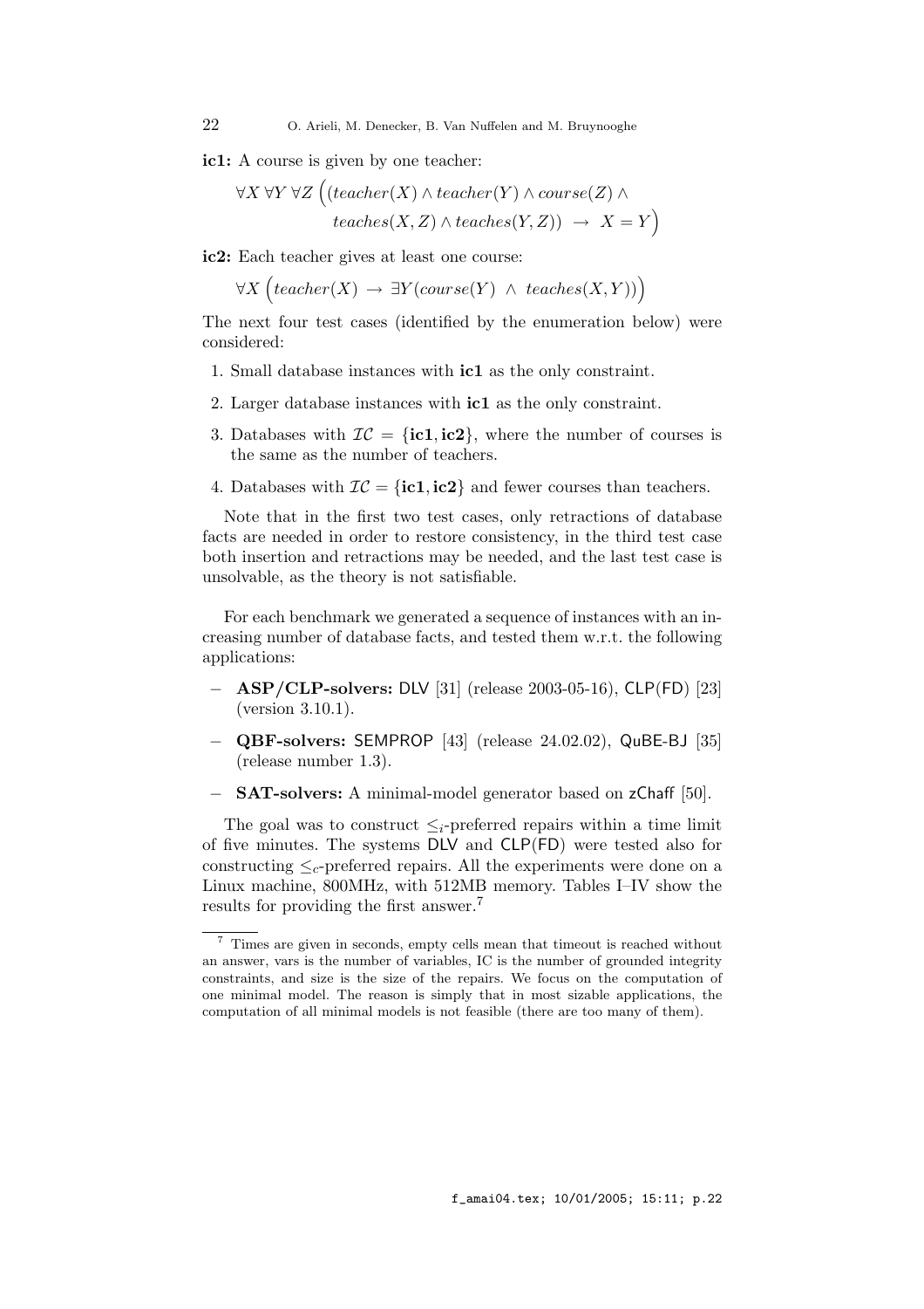**ic1:** A course is given by one teacher:

$$\forall X\, \forall Y\, \forall Z\, \Big( (teacher(X) \wedge teacher(Y) \wedge course(Z) \wedge teaches(X,Z) \wedge teaches(Y,Z)) \;\rightarrow\; X = Y \Big)$$

**ic2:** Each teacher gives at least one course:

$$\forall X\, \Big( teacher(X) \;\rightarrow\; \exists Y (course(Y) \;\wedge\; teaches(X,Y)) \Big)$$

The next four test cases (identified by the enumeration below) were considered:

1. Small database instances with **ic1** as the only constraint.
2. Larger database instances with **ic1** as the only constraint.
3. Databases with $\mathcal{IC} = \{\textbf{ic1}, \textbf{ic2}\}$, where the number of courses is the same as the number of teachers.
4. Databases with $\mathcal{IC} = \{\textbf{ic1}, \textbf{ic2}\}$ and fewer courses than teachers.

Note that in the first two test cases, only retractions of database facts are needed in order to restore consistency, in the third test case both insertion and retractions may be needed, and the last test case is unsolvable, as the theory is not satisfiable.

For each benchmark we generated a sequence of instances with an increasing number of database facts, and tested them w.r.t. the following applications:

- **ASP/CLP-solvers:** DLV [31] (release 2003-05-16), CLP(FD) [23] (version 3.10.1).
- **QBF-solvers:** SEMPROP [43] (release 24.02.02), QuBE-BJ [35] (release number 1.3).
- **SAT-solvers:** A minimal-model generator based on zChaff [50].

The goal was to construct $\leq_i$-preferred repairs within a time limit of five minutes. The systems DLV and CLP(FD) were tested also for constructing $\leq_c$-preferred repairs. All the experiments were done on a Linux machine, 800MHz, with 512MB memory. Tables I–IV show the results for providing the first answer.[7]

[7] Times are given in seconds, empty cells mean that timeout is reached without an answer, vars is the number of variables, IC is the number of grounded integrity constraints, and size is the size of the repairs. We focus on the computation of one minimal model. The reason is simply that in most sizable applications, the computation of all minimal models is not feasible (there are too many of them).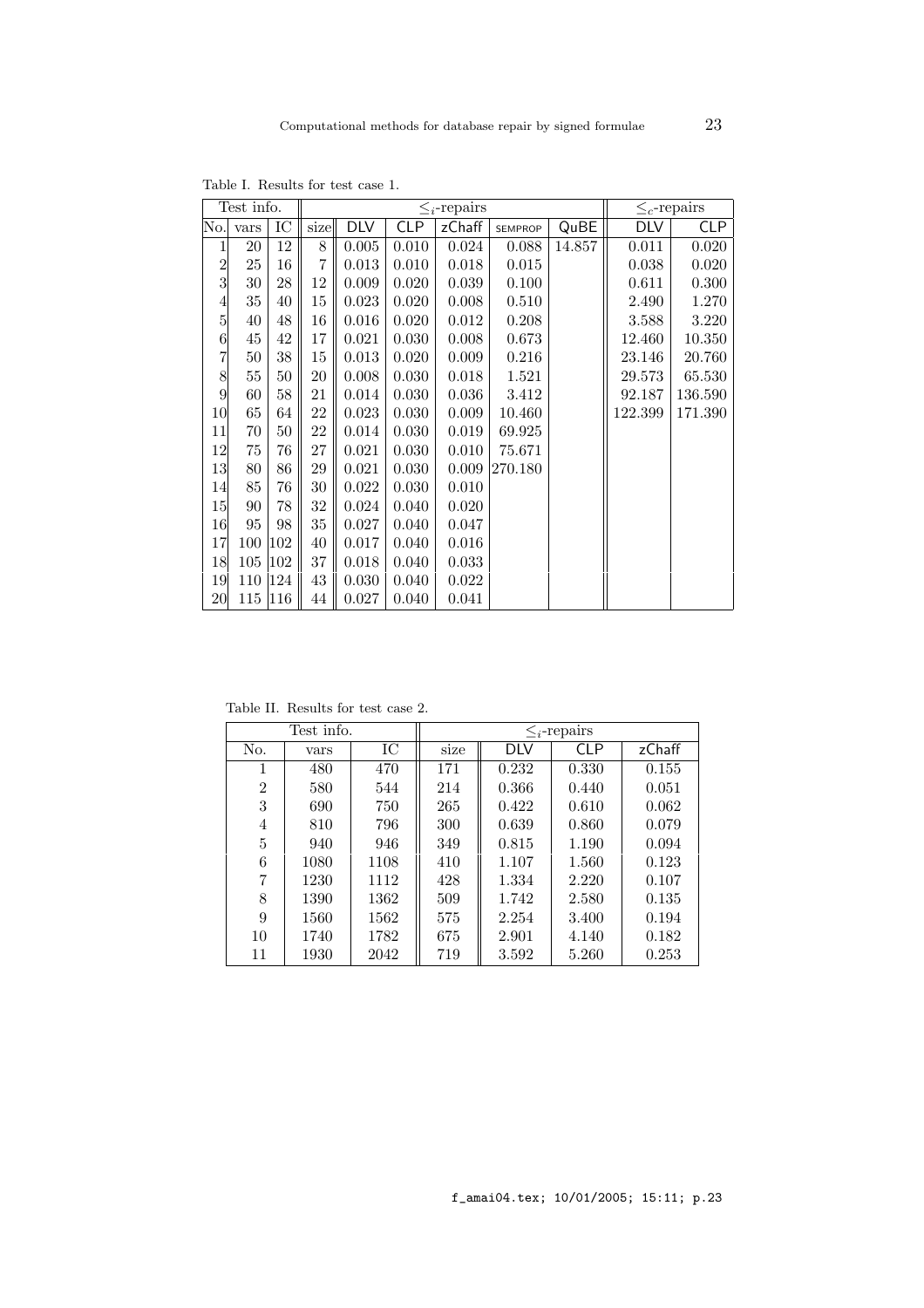Table I. Results for test case 1.

| Test info. | | | $\leq_i$-repairs | | | | | | $\leq_c$-repairs | |
|---|---|---|---|---|---|---|---|---|---|---|
| No. | vars | IC | size | DLV | CLP | zChaff | SEMPROP | QuBE | DLV | CLP |
| 1 | 20 | 12 | 8 | 0.005 | 0.010 | 0.024 | 0.088 | 14.857 | 0.011 | 0.020 |
| 2 | 25 | 16 | 7 | 0.013 | 0.010 | 0.018 | 0.015 | | 0.038 | 0.020 |
| 3 | 30 | 28 | 12 | 0.009 | 0.020 | 0.039 | 0.100 | | 0.611 | 0.300 |
| 4 | 35 | 40 | 15 | 0.023 | 0.020 | 0.008 | 0.510 | | 2.490 | 1.270 |
| 5 | 40 | 48 | 16 | 0.016 | 0.020 | 0.012 | 0.208 | | 3.588 | 3.220 |
| 6 | 45 | 42 | 17 | 0.021 | 0.030 | 0.008 | 0.673 | | 12.460 | 10.350 |
| 7 | 50 | 38 | 15 | 0.013 | 0.020 | 0.009 | 0.216 | | 23.146 | 20.760 |
| 8 | 55 | 50 | 20 | 0.008 | 0.030 | 0.018 | 1.521 | | 29.573 | 65.530 |
| 9 | 60 | 58 | 21 | 0.014 | 0.030 | 0.036 | 3.412 | | 92.187 | 136.590 |
| 10 | 65 | 64 | 22 | 0.023 | 0.030 | 0.009 | 10.460 | | 122.399 | 171.390 |
| 11 | 70 | 50 | 22 | 0.014 | 0.030 | 0.019 | 69.925 | | | |
| 12 | 75 | 76 | 27 | 0.021 | 0.030 | 0.010 | 75.671 | | | |
| 13 | 80 | 86 | 29 | 0.021 | 0.030 | 0.009 | 270.180 | | | |
| 14 | 85 | 76 | 30 | 0.022 | 0.030 | 0.010 | | | | |
| 15 | 90 | 78 | 32 | 0.024 | 0.040 | 0.020 | | | | |
| 16 | 95 | 98 | 35 | 0.027 | 0.040 | 0.047 | | | | |
| 17 | 100 | 102 | 40 | 0.017 | 0.040 | 0.016 | | | | |
| 18 | 105 | 102 | 37 | 0.018 | 0.040 | 0.033 | | | | |
| 19 | 110 | 124 | 43 | 0.030 | 0.040 | 0.022 | | | | |
| 20 | 115 | 116 | 44 | 0.027 | 0.040 | 0.041 | | | | |

Table II. Results for test case 2.

| Test info. | | | $\leq_i$-repairs | | | |
|---|---|---|---|---|---|---|
| No. | vars | IC | size | DLV | CLP | zChaff |
| 1 | 480 | 470 | 171 | 0.232 | 0.330 | 0.155 |
| 2 | 580 | 544 | 214 | 0.366 | 0.440 | 0.051 |
| 3 | 690 | 750 | 265 | 0.422 | 0.610 | 0.062 |
| 4 | 810 | 796 | 300 | 0.639 | 0.860 | 0.079 |
| 5 | 940 | 946 | 349 | 0.815 | 1.190 | 0.094 |
| 6 | 1080 | 1108 | 410 | 1.107 | 1.560 | 0.123 |
| 7 | 1230 | 1112 | 428 | 1.334 | 2.220 | 0.107 |
| 8 | 1390 | 1362 | 509 | 1.742 | 2.580 | 0.135 |
| 9 | 1560 | 1562 | 575 | 2.254 | 3.400 | 0.194 |
| 10 | 1740 | 1782 | 675 | 2.901 | 4.140 | 0.182 |
| 11 | 1930 | 2042 | 719 | 3.592 | 5.260 | 0.253 |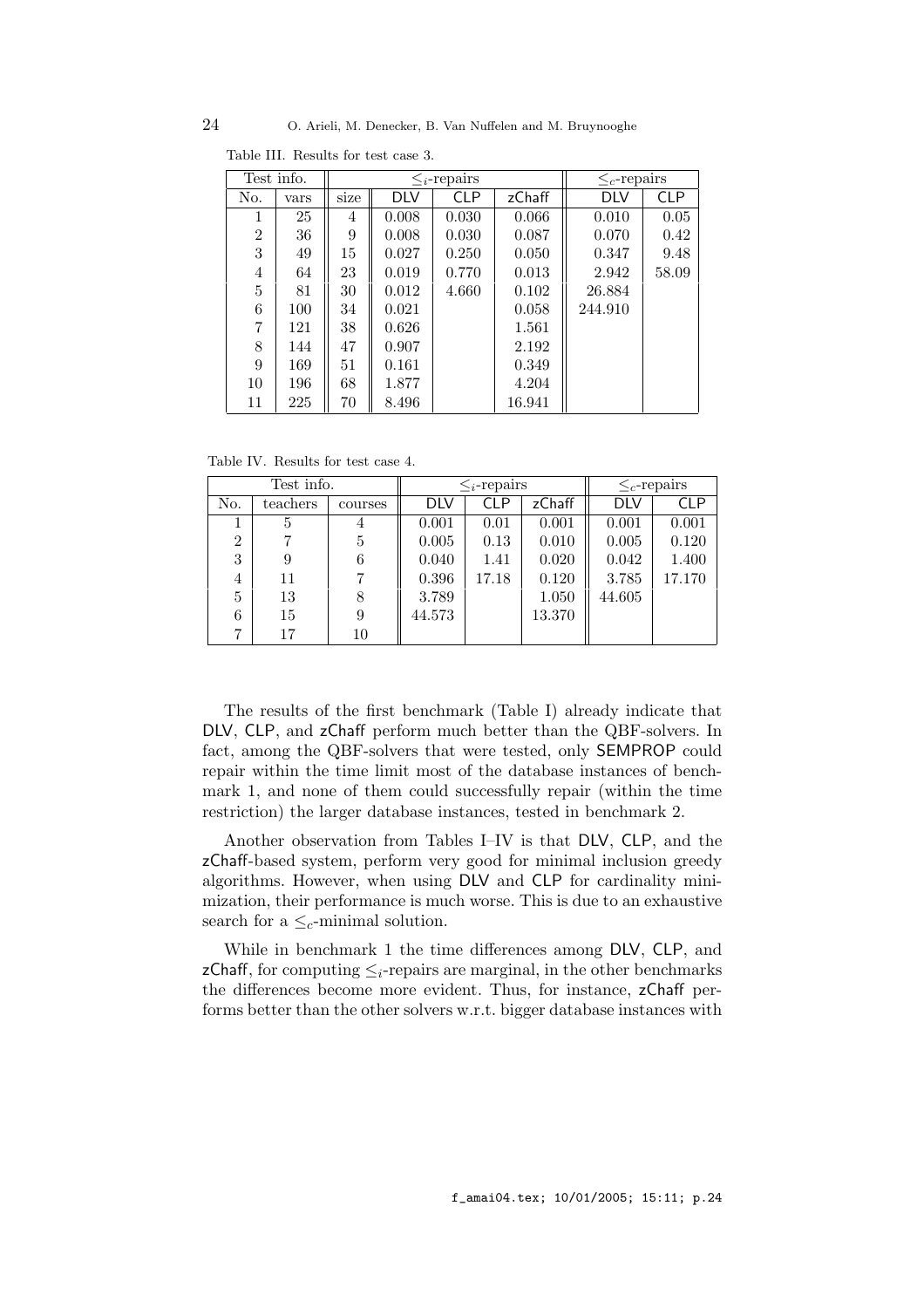Table III. Results for test case 3.

| Test info. | | $\leq_i$-repairs | | | | $\leq_c$-repairs | |
|---|---|---|---|---|---|---|---|
| No. | vars | size | DLV | CLP | zChaff | DLV | CLP |
| 1 | 25 | 4 | 0.008 | 0.030 | 0.066 | 0.010 | 0.05 |
| 2 | 36 | 9 | 0.008 | 0.030 | 0.087 | 0.070 | 0.42 |
| 3 | 49 | 15 | 0.027 | 0.250 | 0.050 | 0.347 | 9.48 |
| 4 | 64 | 23 | 0.019 | 0.770 | 0.013 | 2.942 | 58.09 |
| 5 | 81 | 30 | 0.012 | 4.660 | 0.102 | 26.884 | |
| 6 | 100 | 34 | 0.021 | | 0.058 | 244.910 | |
| 7 | 121 | 38 | 0.626 | | 1.561 | | |
| 8 | 144 | 47 | 0.907 | | 2.192 | | |
| 9 | 169 | 51 | 0.161 | | 0.349 | | |
| 10 | 196 | 68 | 1.877 | | 4.204 | | |
| 11 | 225 | 70 | 8.496 | | 16.941 | | |

Table IV. Results for test case 4.

| Test info. | | | $\leq_i$-repairs | | | $\leq_c$-repairs | |
|---|---|---|---|---|---|---|---|
| No. | teachers | courses | DLV | CLP | zChaff | DLV | CLP |
| 1 | 5 | 4 | 0.001 | 0.01 | 0.001 | 0.001 | 0.001 |
| 2 | 7 | 5 | 0.005 | 0.13 | 0.010 | 0.005 | 0.120 |
| 3 | 9 | 6 | 0.040 | 1.41 | 0.020 | 0.042 | 1.400 |
| 4 | 11 | 7 | 0.396 | 17.18 | 0.120 | 3.785 | 17.170 |
| 5 | 13 | 8 | 3.789 | | 1.050 | 44.605 | |
| 6 | 15 | 9 | 44.573 | | 13.370 | | |
| 7 | 17 | 10 | | | | | |

The results of the first benchmark (Table I) already indicate that DLV, CLP, and zChaff perform much better than the QBF-solvers. In fact, among the QBF-solvers that were tested, only SEMPROP could repair within the time limit most of the database instances of benchmark 1, and none of them could successfully repair (within the time restriction) the larger database instances, tested in benchmark 2.

Another observation from Tables I–IV is that DLV, CLP, and the zChaff-based system, perform very good for minimal inclusion greedy algorithms. However, when using DLV and CLP for cardinality minimization, their performance is much worse. This is due to an exhaustive search for a $\leq_c$-minimal solution.

While in benchmark 1 the time differences among DLV, CLP, and zChaff, for computing $\leq_i$-repairs are marginal, in the other benchmarks the differences become more evident. Thus, for instance, zChaff performs better than the other solvers w.r.t. bigger database instances with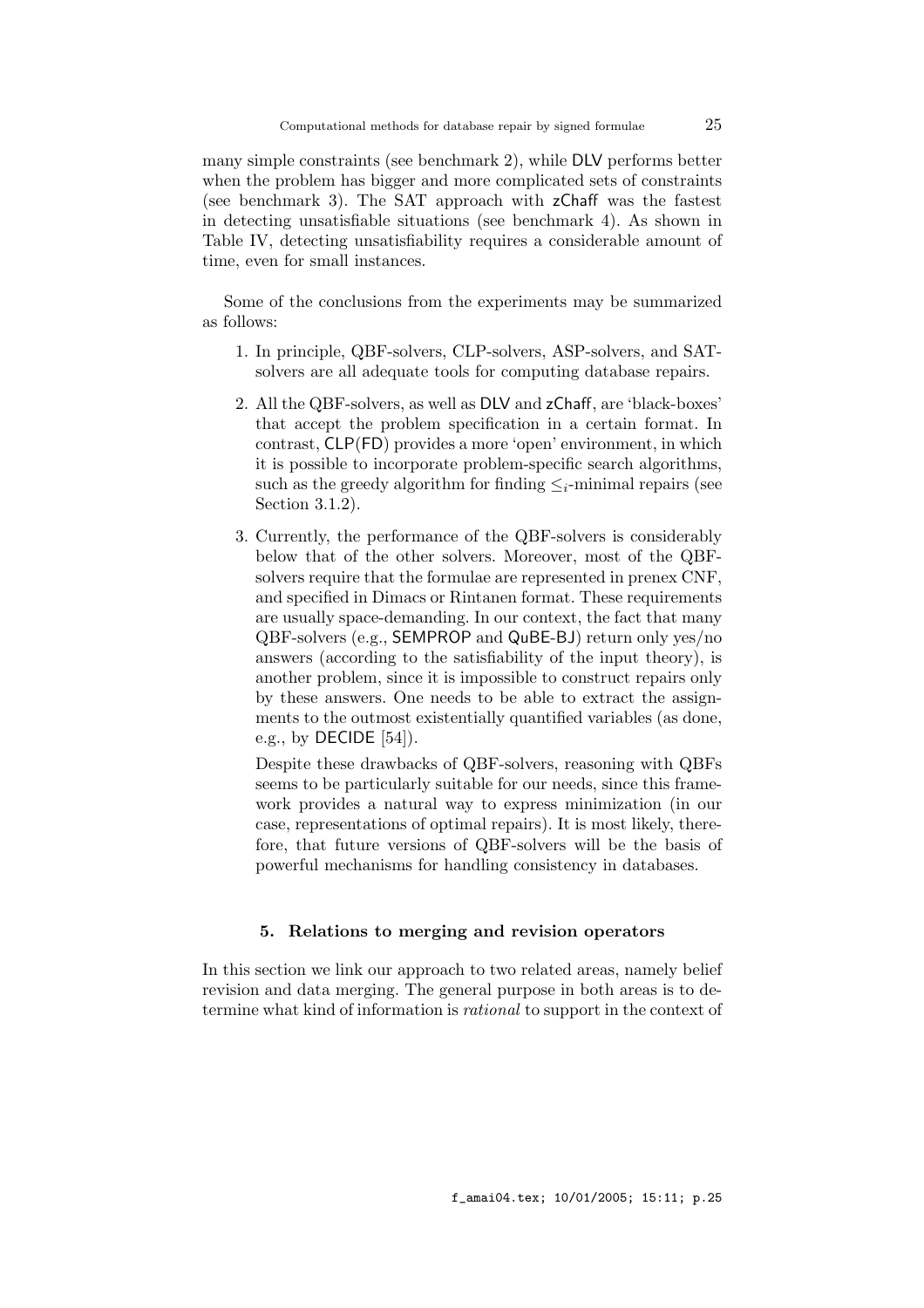many simple constraints (see benchmark 2), while DLV performs better when the problem has bigger and more complicated sets of constraints (see benchmark 3). The SAT approach with zChaff was the fastest in detecting unsatisfiable situations (see benchmark 4). As shown in Table IV, detecting unsatisfiability requires a considerable amount of time, even for small instances.

Some of the conclusions from the experiments may be summarized as follows:

1. In principle, QBF-solvers, CLP-solvers, ASP-solvers, and SAT-solvers are all adequate tools for computing database repairs.

2. All the QBF-solvers, as well as DLV and zChaff, are 'black-boxes' that accept the problem specification in a certain format. In contrast, CLP(FD) provides a more 'open' environment, in which it is possible to incorporate problem-specific search algorithms, such as the greedy algorithm for finding $\leq_i$-minimal repairs (see Section 3.1.2).

3. Currently, the performance of the QBF-solvers is considerably below that of the other solvers. Moreover, most of the QBF-solvers require that the formulae are represented in prenex CNF, and specified in Dimacs or Rintanen format. These requirements are usually space-demanding. In our context, the fact that many QBF-solvers (e.g., SEMPROP and QuBE-BJ) return only yes/no answers (according to the satisfiability of the input theory), is another problem, since it is impossible to construct repairs only by these answers. One needs to be able to extract the assignments to the outmost existentially quantified variables (as done, e.g., by DECIDE [54]).

   Despite these drawbacks of QBF-solvers, reasoning with QBFs seems to be particularly suitable for our needs, since this framework provides a natural way to express minimization (in our case, representations of optimal repairs). It is most likely, therefore, that future versions of QBF-solvers will be the basis of powerful mechanisms for handling consistency in databases.

## 5. Relations to merging and revision operators

In this section we link our approach to two related areas, namely belief revision and data merging. The general purpose in both areas is to determine what kind of information is *rational* to support in the context of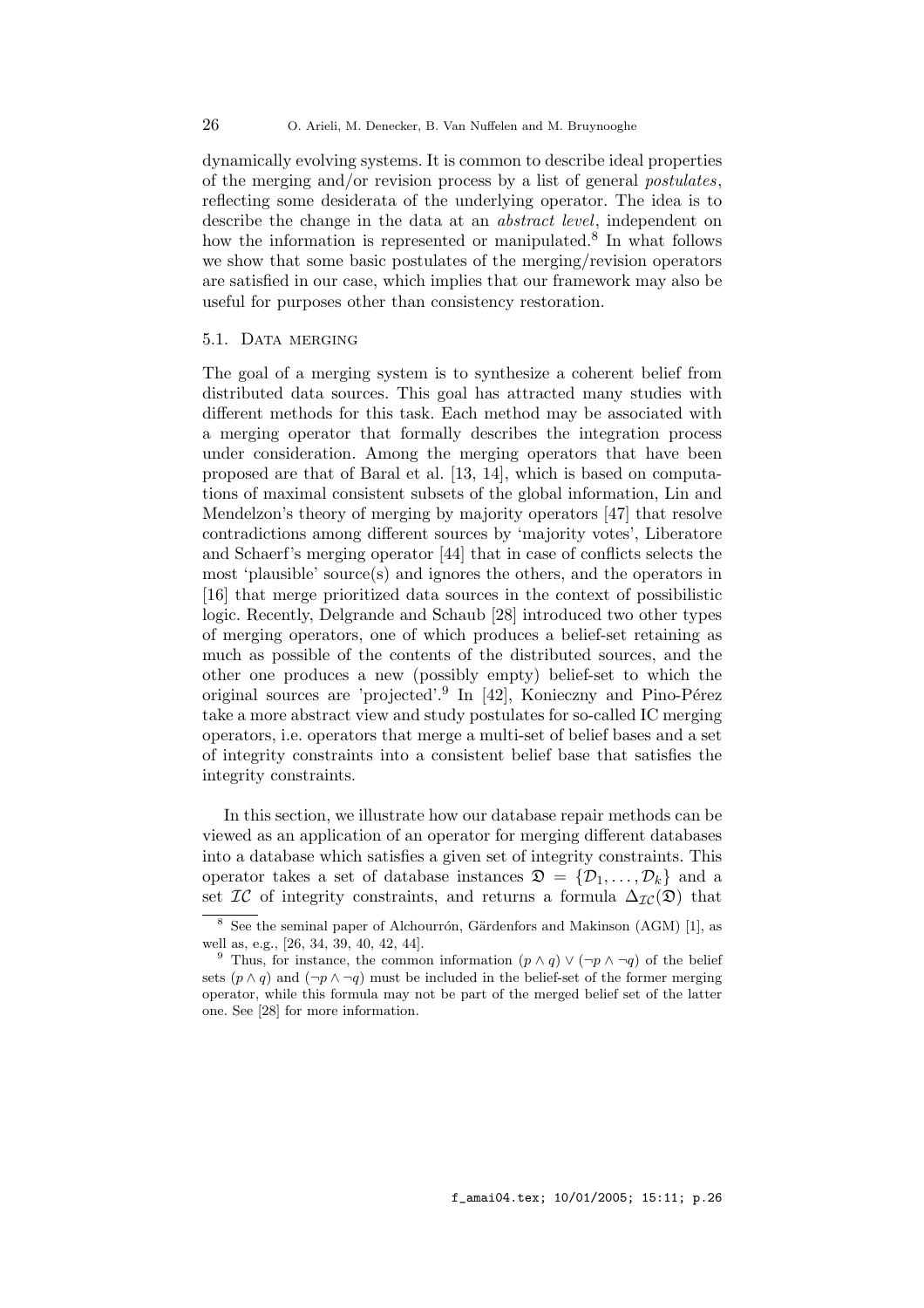dynamically evolving systems. It is common to describe ideal properties of the merging and/or revision process by a list of general *postulates*, reflecting some desiderata of the underlying operator. The idea is to describe the change in the data at an *abstract level*, independent on how the information is represented or manipulated.[8] In what follows we show that some basic postulates of the merging/revision operators are satisfied in our case, which implies that our framework may also be useful for purposes other than consistency restoration.

## 5.1. Data merging

The goal of a merging system is to synthesize a coherent belief from distributed data sources. This goal has attracted many studies with different methods for this task. Each method may be associated with a merging operator that formally describes the integration process under consideration. Among the merging operators that have been proposed are that of Baral et al. [13, 14], which is based on computations of maximal consistent subsets of the global information, Lin and Mendelzon's theory of merging by majority operators [47] that resolve contradictions among different sources by 'majority votes', Liberatore and Schaerf's merging operator [44] that in case of conflicts selects the most 'plausible' source(s) and ignores the others, and the operators in [16] that merge prioritized data sources in the context of possibilistic logic. Recently, Delgrande and Schaub [28] introduced two other types of merging operators, one of which produces a belief-set retaining as much as possible of the contents of the distributed sources, and the other one produces a new (possibly empty) belief-set to which the original sources are 'projected'.[9] In [42], Konieczny and Pino-Pérez take a more abstract view and study postulates for so-called IC merging operators, i.e. operators that merge a multi-set of belief bases and a set of integrity constraints into a consistent belief base that satisfies the integrity constraints.

In this section, we illustrate how our database repair methods can be viewed as an application of an operator for merging different databases into a database which satisfies a given set of integrity constraints. This operator takes a set of database instances $\mathfrak{D} = \{\mathcal{D}_1, \ldots, \mathcal{D}_k\}$ and a set $\mathcal{IC}$ of integrity constraints, and returns a formula $\Delta_{\mathcal{IC}}(\mathfrak{D})$ that

[8] See the seminal paper of Alchourrón, Gärdenfors and Makinson (AGM) [1], as well as, e.g., [26, 34, 39, 40, 42, 44].

[9] Thus, for instance, the common information $(p \wedge q) \vee (\neg p \wedge \neg q)$ of the belief sets $(p \wedge q)$ and $(\neg p \wedge \neg q)$ must be included in the belief-set of the former merging operator, while this formula may not be part of the merged belief set of the latter one. See [28] for more information.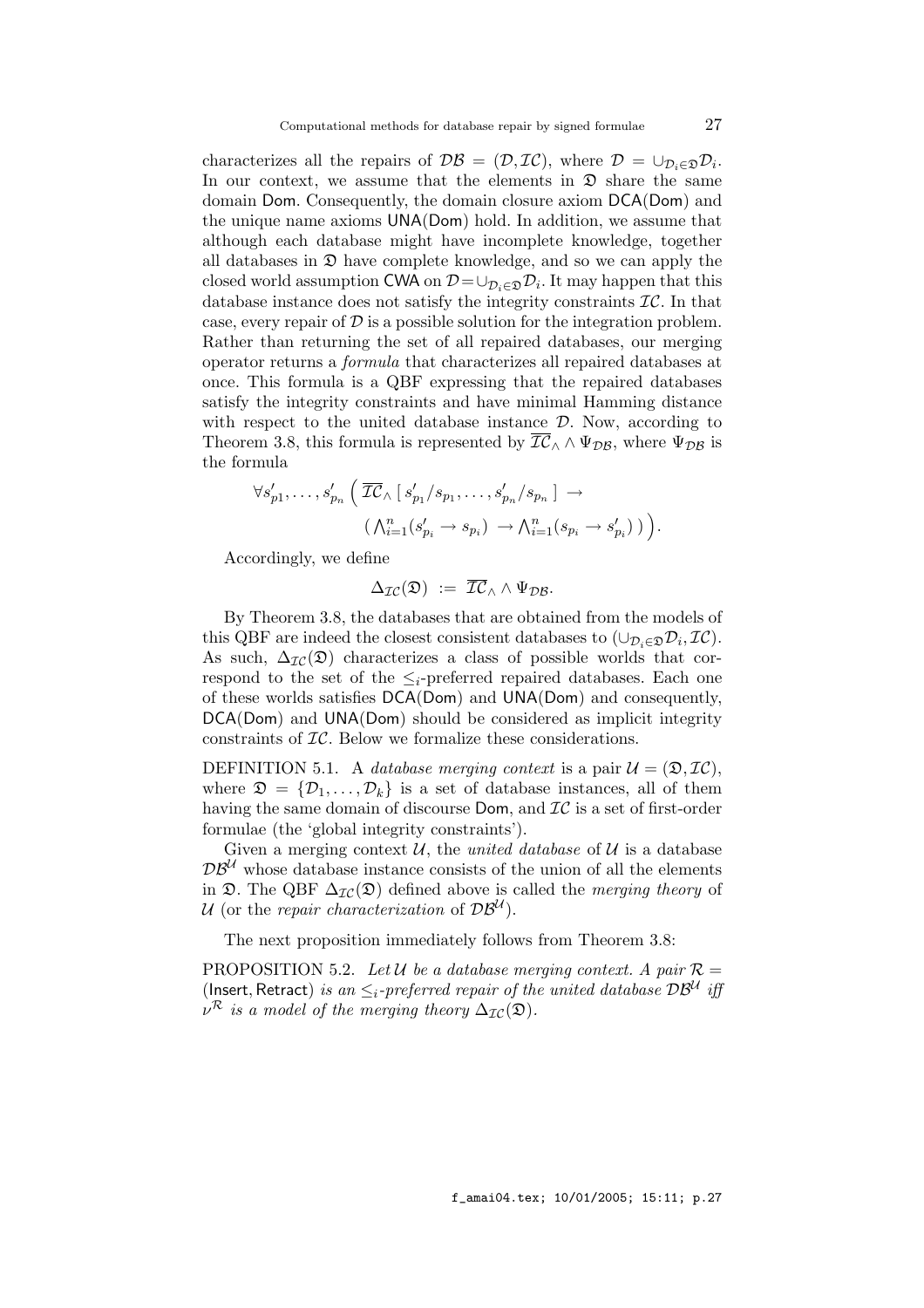characterizes all the repairs of $\mathcal{DB} = (\mathcal{D}, \mathcal{IC})$, where $\mathcal{D} = \cup_{\mathcal{D}_i \in \mathfrak{D}} \mathcal{D}_i$. In our context, we assume that the elements in $\mathfrak{D}$ share the same domain $\mathsf{Dom}$. Consequently, the domain closure axiom $\mathsf{DCA}(\mathsf{Dom})$ and the unique name axioms $\mathsf{UNA}(\mathsf{Dom})$ hold. In addition, we assume that although each database might have incomplete knowledge, together all databases in $\mathfrak{D}$ have complete knowledge, and so we can apply the closed world assumption $\mathsf{CWA}$ on $\mathcal{D} = \cup_{\mathcal{D}_i \in \mathfrak{D}} \mathcal{D}_i$. It may happen that this database instance does not satisfy the integrity constraints $\mathcal{IC}$. In that case, every repair of $\mathcal{D}$ is a possible solution for the integration problem. Rather than returning the set of all repaired databases, our merging operator returns a *formula* that characterizes all repaired databases at once. This formula is a QBF expressing that the repaired databases satisfy the integrity constraints and have minimal Hamming distance with respect to the united database instance $\mathcal{D}$. Now, according to Theorem 3.8, this formula is represented by $\overline{\mathcal{IC}}_\wedge \wedge \Psi_{\mathcal{DB}}$, where $\Psi_{\mathcal{DB}}$ is the formula

$$\forall s'_{p1}, \ldots, s'_{p_n} \Big( \overline{\mathcal{IC}}_\wedge [\, s'_{p_1}/s_{p_1}, \ldots, s'_{p_n}/s_{p_n} \,] \rightarrow \big( \textstyle\bigwedge_{i=1}^{n} (s'_{p_i} \rightarrow s_{p_i}) \rightarrow \textstyle\bigwedge_{i=1}^{n} (s_{p_i} \rightarrow s'_{p_i}) \big) \Big).$$

Accordingly, we define

$$\Delta_{\mathcal{IC}}(\mathfrak{D}) \ := \ \overline{\mathcal{IC}}_\wedge \wedge \Psi_{\mathcal{DB}}.$$

By Theorem 3.8, the databases that are obtained from the models of this QBF are indeed the closest consistent databases to $(\cup_{\mathcal{D}_i \in \mathfrak{D}} \mathcal{D}_i, \mathcal{IC})$. As such, $\Delta_{\mathcal{IC}}(\mathfrak{D})$ characterizes a class of possible worlds that correspond to the set of the $\leq_i$-preferred repaired databases. Each one of these worlds satisfies $\mathsf{DCA}(\mathsf{Dom})$ and $\mathsf{UNA}(\mathsf{Dom})$ and consequently, $\mathsf{DCA}(\mathsf{Dom})$ and $\mathsf{UNA}(\mathsf{Dom})$ should be considered as implicit integrity constraints of $\mathcal{IC}$. Below we formalize these considerations.

DEFINITION 5.1. A *database merging context* is a pair $\mathcal{U} = (\mathfrak{D}, \mathcal{IC})$, where $\mathfrak{D} = \{\mathcal{D}_1, \ldots, \mathcal{D}_k\}$ is a set of database instances, all of them having the same domain of discourse $\mathsf{Dom}$, and $\mathcal{IC}$ is a set of first-order formulae (the 'global integrity constraints').

Given a merging context $\mathcal{U}$, the *united database* of $\mathcal{U}$ is a database $\mathcal{DB}^{\mathcal{U}}$ whose database instance consists of the union of all the elements in $\mathfrak{D}$. The QBF $\Delta_{\mathcal{IC}}(\mathfrak{D})$ defined above is called the *merging theory* of $\mathcal{U}$ (or the *repair characterization* of $\mathcal{DB}^{\mathcal{U}}$).

The next proposition immediately follows from Theorem 3.8:

PROPOSITION 5.2. *Let $\mathcal{U}$ be a database merging context. A pair $\mathcal{R} = (\mathsf{Insert}, \mathsf{Retract})$ is an $\leq_i$-preferred repair of the united database $\mathcal{DB}^{\mathcal{U}}$ iff $\nu^{\mathcal{R}}$ is a model of the merging theory $\Delta_{\mathcal{IC}}(\mathfrak{D})$.*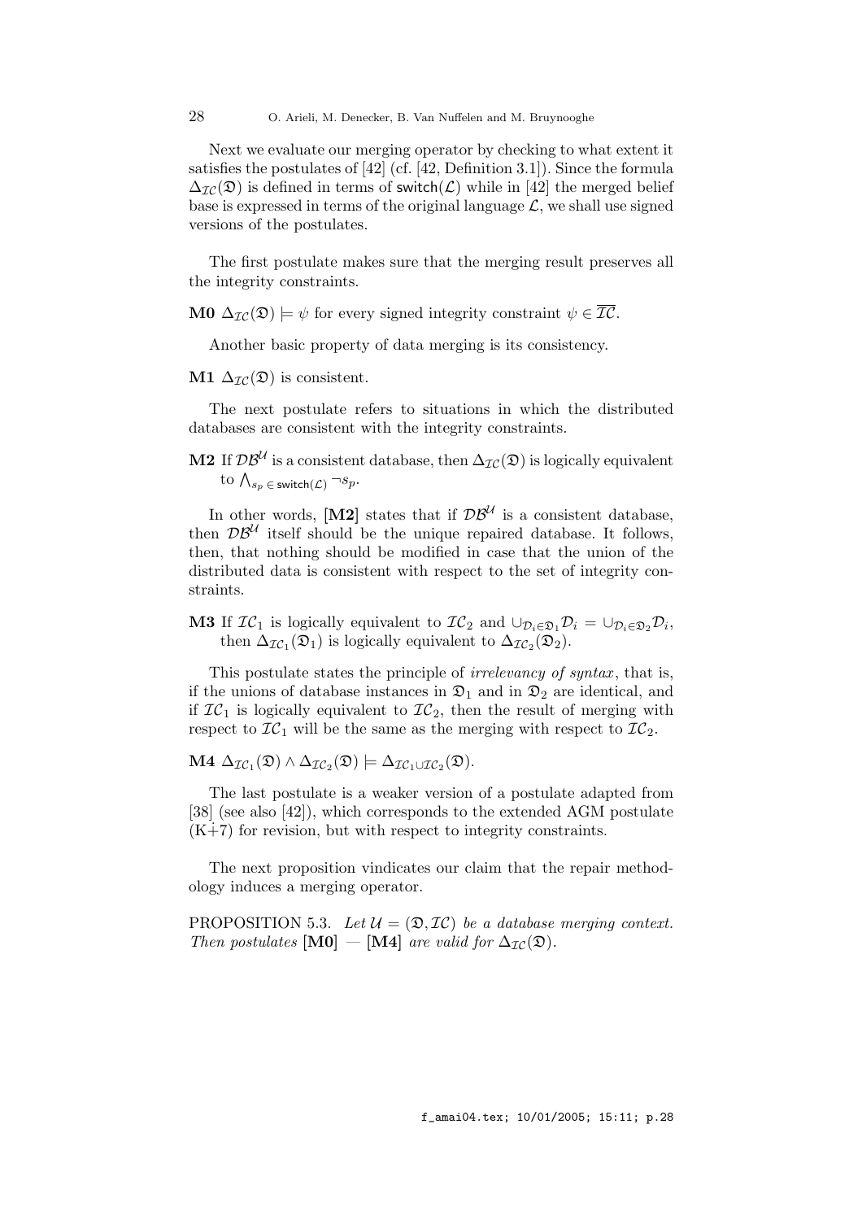Next we evaluate our merging operator by checking to what extent it satisfies the postulates of [42] (cf. [42, Definition 3.1]). Since the formula $\Delta_{\mathcal{IC}}(\mathfrak{D})$ is defined in terms of $\mathsf{switch}(\mathcal{L})$ while in [42] the merged belief base is expressed in terms of the original language $\mathcal{L}$, we shall use signed versions of the postulates.

The first postulate makes sure that the merging result preserves all the integrity constraints.

**M0** $\Delta_{\mathcal{IC}}(\mathfrak{D}) \models \psi$ for every signed integrity constraint $\psi \in \overline{\mathcal{IC}}$.

Another basic property of data merging is its consistency.

**M1** $\Delta_{\mathcal{IC}}(\mathfrak{D})$ is consistent.

The next postulate refers to situations in which the distributed databases are consistent with the integrity constraints.

**M2** If $\mathcal{DB}^{\mathcal{U}}$ is a consistent database, then $\Delta_{\mathcal{IC}}(\mathfrak{D})$ is logically equivalent to $\bigwedge_{s_p \in \mathsf{switch}(\mathcal{L})} \neg s_p$.

In other words, **[M2]** states that if $\mathcal{DB}^{\mathcal{U}}$ is a consistent database, then $\mathcal{DB}^{\mathcal{U}}$ itself should be the unique repaired database. It follows, then, that nothing should be modified in case that the union of the distributed data is consistent with respect to the set of integrity constraints.

**M3** If $\mathcal{IC}_1$ is logically equivalent to $\mathcal{IC}_2$ and $\cup_{\mathcal{D}_i \in \mathfrak{D}_1} \mathcal{D}_i = \cup_{\mathcal{D}_i \in \mathfrak{D}_2} \mathcal{D}_i$, then $\Delta_{\mathcal{IC}_1}(\mathfrak{D}_1)$ is logically equivalent to $\Delta_{\mathcal{IC}_2}(\mathfrak{D}_2)$.

This postulate states the principle of *irrelevancy of syntax*, that is, if the unions of database instances in $\mathfrak{D}_1$ and in $\mathfrak{D}_2$ are identical, and if $\mathcal{IC}_1$ is logically equivalent to $\mathcal{IC}_2$, then the result of merging with respect to $\mathcal{IC}_1$ will be the same as the merging with respect to $\mathcal{IC}_2$.

**M4** $\Delta_{\mathcal{IC}_1}(\mathfrak{D}) \wedge \Delta_{\mathcal{IC}_2}(\mathfrak{D}) \models \Delta_{\mathcal{IC}_1 \cup \mathcal{IC}_2}(\mathfrak{D})$.

The last postulate is a weaker version of a postulate adapted from [38] (see also [42]), which corresponds to the extended AGM postulate $(\mathrm{K}\dot{+}7)$ for revision, but with respect to integrity constraints.

The next proposition vindicates our claim that the repair methodology induces a merging operator.

PROPOSITION 5.3. *Let $\mathcal{U} = (\mathfrak{D}, \mathcal{IC})$ be a database merging context. Then postulates* **[M0]** — **[M4]** *are valid for* $\Delta_{\mathcal{IC}}(\mathfrak{D})$.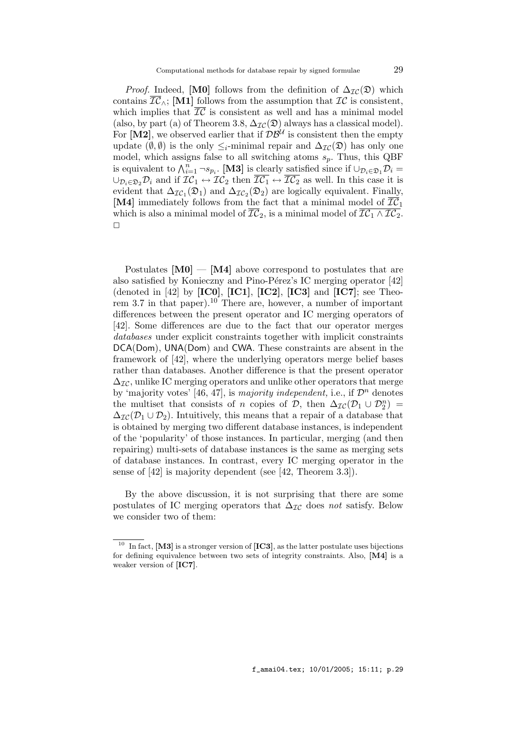*Proof.* Indeed, **[M0]** follows from the definition of $\Delta_{\mathcal{IC}}(\mathfrak{D})$ which contains $\overline{\mathcal{IC}}_\wedge$; **[M1]** follows from the assumption that $\mathcal{IC}$ is consistent, which implies that $\overline{\mathcal{IC}}$ is consistent as well and has a minimal model (also, by part (a) of Theorem 3.8, $\Delta_{\mathcal{IC}}(\mathfrak{D})$ always has a classical model). For **[M2]**, we observed earlier that if $\mathcal{DB}^{\mathcal{U}}$ is consistent then the empty update $(\emptyset, \emptyset)$ is the only $\leq_i$-minimal repair and $\Delta_{\mathcal{IC}}(\mathfrak{D})$ has only one model, which assigns false to all switching atoms $s_p$. Thus, this QBF is equivalent to $\bigwedge_{i=1}^{n} \neg s_{p_i}$. **[M3]** is clearly satisfied since if $\cup_{\mathcal{D}_i \in \mathfrak{D}_1} \mathcal{D}_i = \cup_{\mathcal{D}_i \in \mathfrak{D}_2} \mathcal{D}_i$ and if $\mathcal{IC}_1 \leftrightarrow \mathcal{IC}_2$ then $\overline{\mathcal{IC}_1} \leftrightarrow \overline{\mathcal{IC}_2}$ as well. In this case it is evident that $\Delta_{\mathcal{IC}_1}(\mathfrak{D}_1)$ and $\Delta_{\mathcal{IC}_2}(\mathfrak{D}_2)$ are logically equivalent. Finally, **[M4]** immediately follows from the fact that a minimal model of $\overline{\mathcal{IC}}_1$ which is also a minimal model of $\overline{\mathcal{IC}}_2$, is a minimal model of $\overline{\mathcal{IC}_1 \wedge \mathcal{IC}_2}$. □

Postulates **[M0]** — **[M4]** above correspond to postulates that are also satisfied by Konieczny and Pino-Pérez's IC merging operator [42] (denoted in [42] by **[IC0]**, **[IC1]**, **[IC2]**, **[IC3]** and **[IC7]**; see Theorem 3.7 in that paper).[10] There are, however, a number of important differences between the present operator and IC merging operators of [42]. Some differences are due to the fact that our operator merges *databases* under explicit constraints together with implicit constraints DCA(Dom), UNA(Dom) and CWA. These constraints are absent in the framework of [42], where the underlying operators merge belief bases rather than databases. Another difference is that the present operator $\Delta_{\mathcal{IC}}$, unlike IC merging operators and unlike other operators that merge by 'majority votes' [46, 47], is *majority independent,* i.e., if $\mathcal{D}^n$ denotes the multiset that consists of $n$ copies of $\mathcal{D}$, then $\Delta_{\mathcal{IC}}(\mathcal{D}_1 \cup \mathcal{D}_2^n) = \Delta_{\mathcal{IC}}(\mathcal{D}_1 \cup \mathcal{D}_2)$. Intuitively, this means that a repair of a database that is obtained by merging two different database instances, is independent of the 'popularity' of those instances. In particular, merging (and then repairing) multi-sets of database instances is the same as merging sets of database instances. In contrast, every IC merging operator in the sense of [42] is majority dependent (see [42, Theorem 3.3]).

By the above discussion, it is not surprising that there are some postulates of IC merging operators that $\Delta_{\mathcal{IC}}$ does *not* satisfy. Below we consider two of them:

---

[10] In fact, **[M3]** is a stronger version of **[IC3]**, as the latter postulate uses bijections for defining equivalence between two sets of integrity constraints. Also, **[M4]** is a weaker version of **[IC7]**.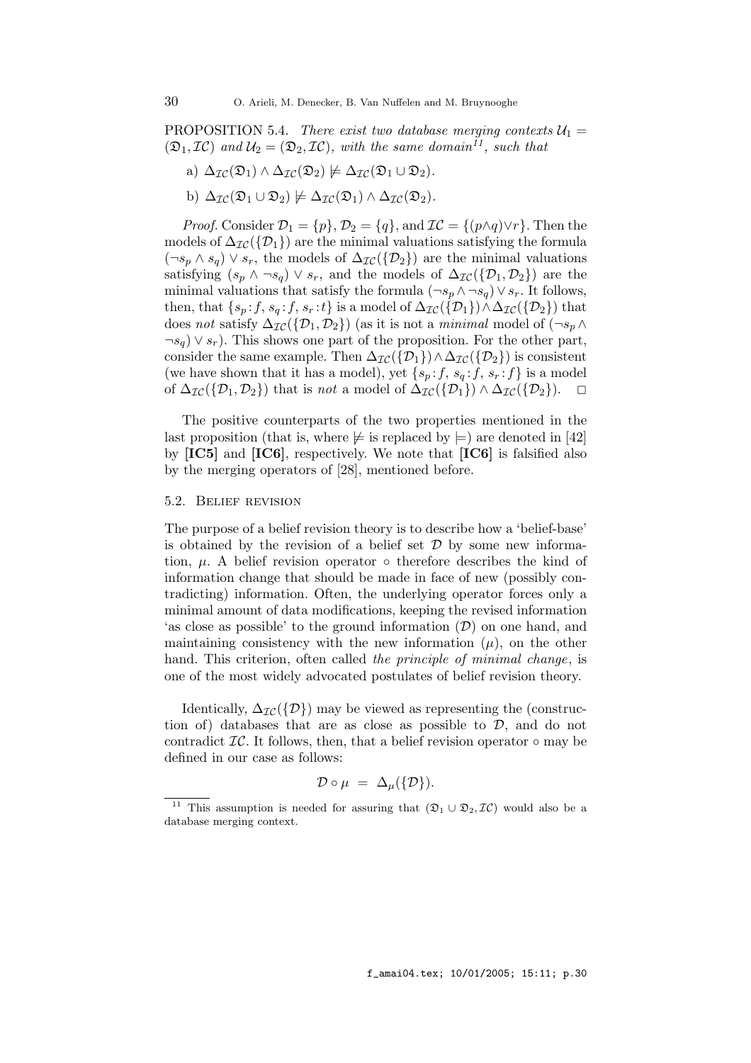PROPOSITION 5.4. *There exist two database merging contexts* $\mathcal{U}_1 = (\mathfrak{D}_1, \mathcal{IC})$ *and* $\mathcal{U}_2 = (\mathfrak{D}_2, \mathcal{IC})$*, with the same domain*[11]*, such that*

a) $\Delta_{\mathcal{IC}}(\mathfrak{D}_1) \wedge \Delta_{\mathcal{IC}}(\mathfrak{D}_2) \not\models \Delta_{\mathcal{IC}}(\mathfrak{D}_1 \cup \mathfrak{D}_2)$.

b) $\Delta_{\mathcal{IC}}(\mathfrak{D}_1 \cup \mathfrak{D}_2) \not\models \Delta_{\mathcal{IC}}(\mathfrak{D}_1) \wedge \Delta_{\mathcal{IC}}(\mathfrak{D}_2)$.

*Proof.* Consider $\mathcal{D}_1 = \{p\}$, $\mathcal{D}_2 = \{q\}$, and $\mathcal{IC} = \{(p \wedge q) \vee r\}$. Then the models of $\Delta_{\mathcal{IC}}(\{\mathcal{D}_1\})$ are the minimal valuations satisfying the formula $(\neg s_p \wedge s_q) \vee s_r$, the models of $\Delta_{\mathcal{IC}}(\{\mathcal{D}_2\})$ are the minimal valuations satisfying $(s_p \wedge \neg s_q) \vee s_r$, and the models of $\Delta_{\mathcal{IC}}(\{\mathcal{D}_1, \mathcal{D}_2\})$ are the minimal valuations that satisfy the formula $(\neg s_p \wedge \neg s_q) \vee s_r$. It follows, then, that $\{s_p : f, s_q : f, s_r : t\}$ is a model of $\Delta_{\mathcal{IC}}(\{\mathcal{D}_1\}) \wedge \Delta_{\mathcal{IC}}(\{\mathcal{D}_2\})$ that does *not* satisfy $\Delta_{\mathcal{IC}}(\{\mathcal{D}_1, \mathcal{D}_2\})$ (as it is not a *minimal* model of $(\neg s_p \wedge \neg s_q) \vee s_r$). This shows one part of the proposition. For the other part, consider the same example. Then $\Delta_{\mathcal{IC}}(\{\mathcal{D}_1\}) \wedge \Delta_{\mathcal{IC}}(\{\mathcal{D}_2\})$ is consistent (we have shown that it has a model), yet $\{s_p : f, s_q : f, s_r : f\}$ is a model of $\Delta_{\mathcal{IC}}(\{\mathcal{D}_1, \mathcal{D}_2\})$ that is *not* a model of $\Delta_{\mathcal{IC}}(\{\mathcal{D}_1\}) \wedge \Delta_{\mathcal{IC}}(\{\mathcal{D}_2\})$. □

The positive counterparts of the two properties mentioned in the last proposition (that is, where $\not\models$ is replaced by $\models$) are denoted in [42] by **[IC5]** and **[IC6]**, respectively. We note that **[IC6]** is falsified also by the merging operators of [28], mentioned before.

### 5.2. Belief revision

The purpose of a belief revision theory is to describe how a 'belief-base' is obtained by the revision of a belief set $\mathcal{D}$ by some new information, $\mu$. A belief revision operator $\circ$ therefore describes the kind of information change that should be made in face of new (possibly contradicting) information. Often, the underlying operator forces only a minimal amount of data modifications, keeping the revised information 'as close as possible' to the ground information ($\mathcal{D}$) on one hand, and maintaining consistency with the new information ($\mu$), on the other hand. This criterion, often called *the principle of minimal change*, is one of the most widely advocated postulates of belief revision theory.

Identically, $\Delta_{\mathcal{IC}}(\{\mathcal{D}\})$ may be viewed as representing the (construction of) databases that are as close as possible to $\mathcal{D}$, and do not contradict $\mathcal{IC}$. It follows, then, that a belief revision operator $\circ$ may be defined in our case as follows:

$$\mathcal{D} \circ \mu \;=\; \Delta_{\mu}(\{\mathcal{D}\}).$$

[11] This assumption is needed for assuring that $(\mathfrak{D}_1 \cup \mathfrak{D}_2, \mathcal{IC})$ would also be a database merging context.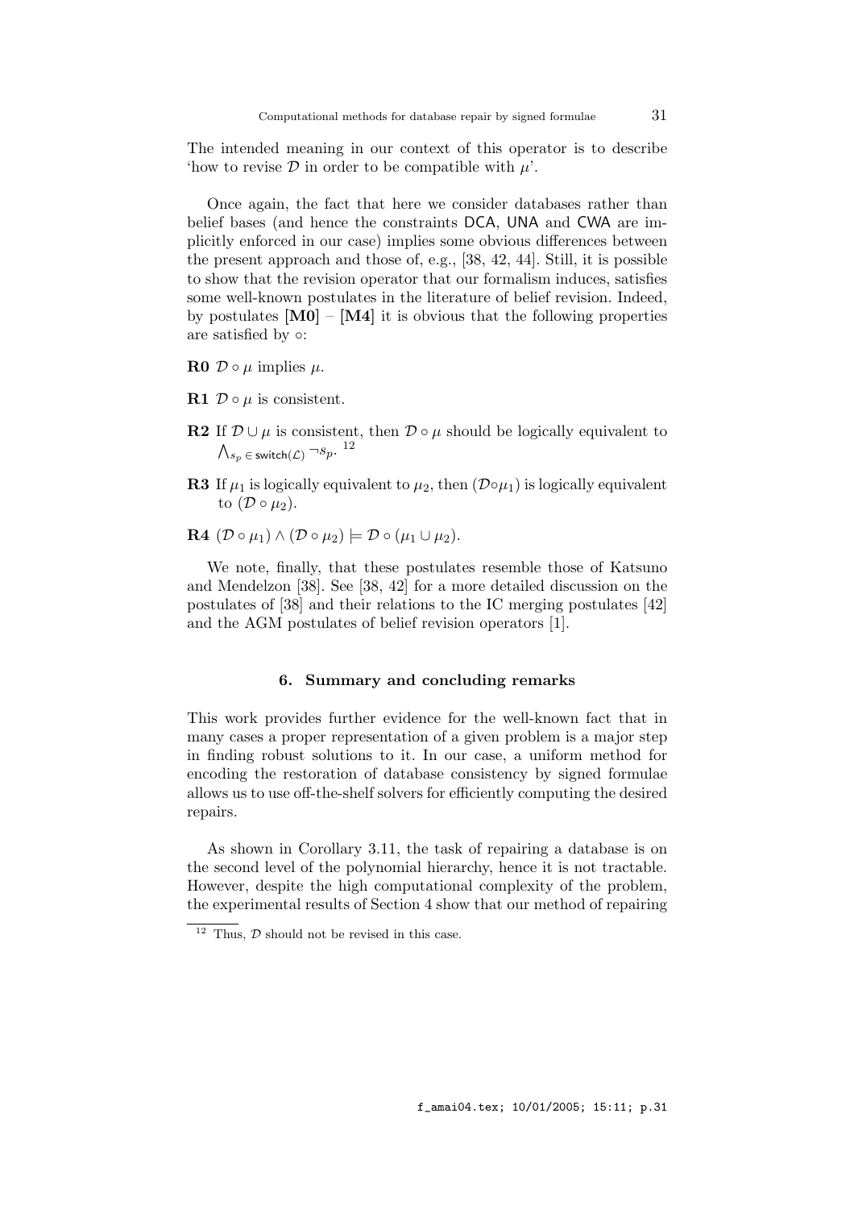The intended meaning in our context of this operator is to describe 'how to revise $\mathcal{D}$ in order to be compatible with $\mu$'.

Once again, the fact that here we consider databases rather than belief bases (and hence the constraints DCA, UNA and CWA are implicitly enforced in our case) implies some obvious differences between the present approach and those of, e.g., [38, 42, 44]. Still, it is possible to show that the revision operator that our formalism induces, satisfies some well-known postulates in the literature of belief revision. Indeed, by postulates **[M0]** – **[M4]** it is obvious that the following properties are satisfied by $\circ$:

**R0** $\mathcal{D} \circ \mu$ implies $\mu$.

**R1** $\mathcal{D} \circ \mu$ is consistent.

**R2** If $\mathcal{D} \cup \mu$ is consistent, then $\mathcal{D} \circ \mu$ should be logically equivalent to $\bigwedge_{s_p \in \mathsf{switch}(\mathcal{L})} \neg s_p$. [12]

**R3** If $\mu_1$ is logically equivalent to $\mu_2$, then $(\mathcal{D} \circ \mu_1)$ is logically equivalent to $(\mathcal{D} \circ \mu_2)$.

**R4** $(\mathcal{D} \circ \mu_1) \wedge (\mathcal{D} \circ \mu_2) \models \mathcal{D} \circ (\mu_1 \cup \mu_2)$.

We note, finally, that these postulates resemble those of Katsuno and Mendelzon [38]. See [38, 42] for a more detailed discussion on the postulates of [38] and their relations to the IC merging postulates [42] and the AGM postulates of belief revision operators [1].

## 6. Summary and concluding remarks

This work provides further evidence for the well-known fact that in many cases a proper representation of a given problem is a major step in finding robust solutions to it. In our case, a uniform method for encoding the restoration of database consistency by signed formulae allows us to use off-the-shelf solvers for efficiently computing the desired repairs.

As shown in Corollary 3.11, the task of repairing a database is on the second level of the polynomial hierarchy, hence it is not tractable. However, despite the high computational complexity of the problem, the experimental results of Section 4 show that our method of repairing

[12] Thus, $\mathcal{D}$ should not be revised in this case.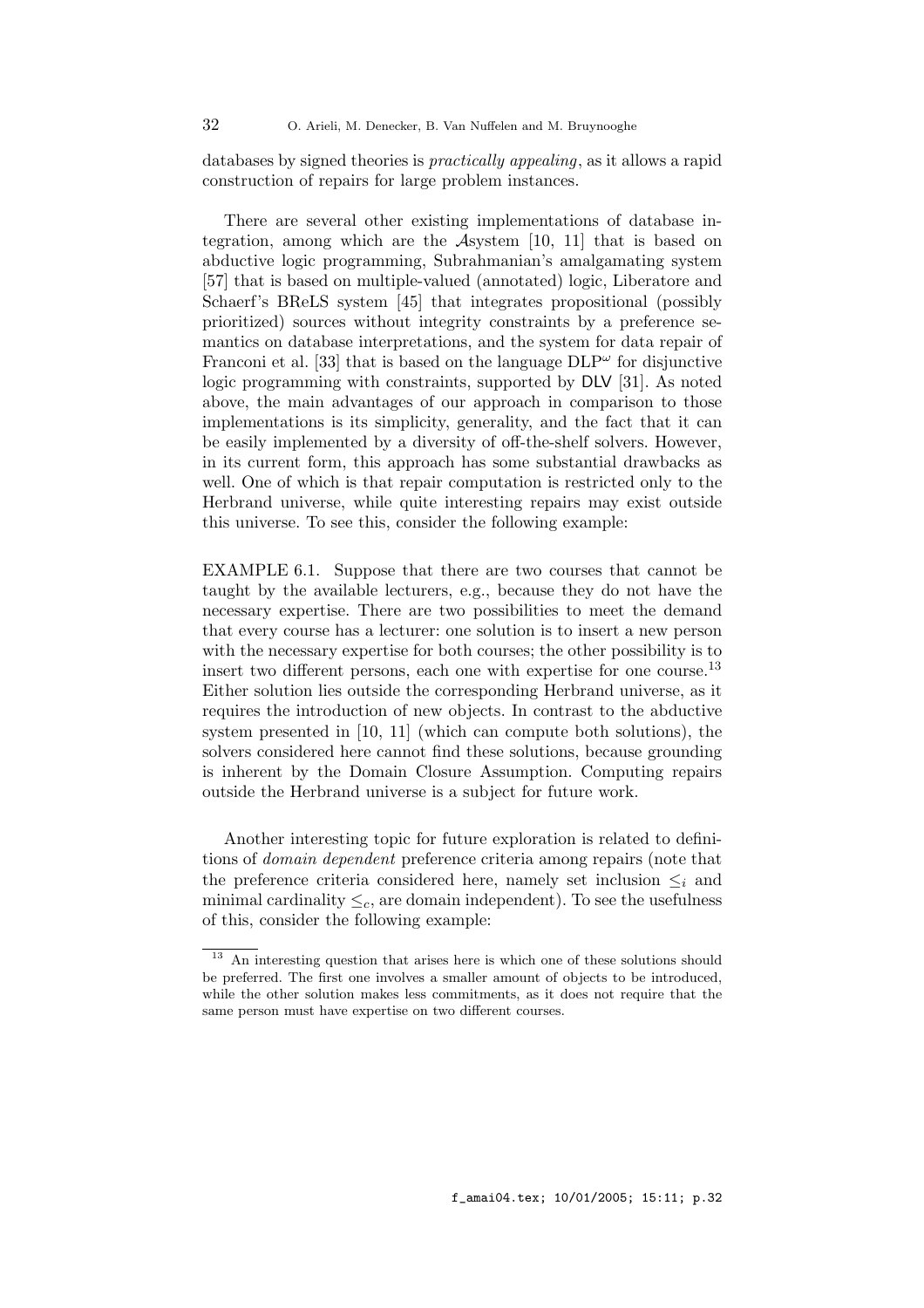databases by signed theories is *practically appealing*, as it allows a rapid construction of repairs for large problem instances.

There are several other existing implementations of database integration, among which are the $\mathcal{A}$system [10, 11] that is based on abductive logic programming, Subrahmanian's amalgamating system [57] that is based on multiple-valued (annotated) logic, Liberatore and Schaerf's BReLS system [45] that integrates propositional (possibly prioritized) sources without integrity constraints by a preference semantics on database interpretations, and the system for data repair of Franconi et al. [33] that is based on the language $\text{DLP}^{\omega}$ for disjunctive logic programming with constraints, supported by DLV [31]. As noted above, the main advantages of our approach in comparison to those implementations is its simplicity, generality, and the fact that it can be easily implemented by a diversity of off-the-shelf solvers. However, in its current form, this approach has some substantial drawbacks as well. One of which is that repair computation is restricted only to the Herbrand universe, while quite interesting repairs may exist outside this universe. To see this, consider the following example:

EXAMPLE 6.1. Suppose that there are two courses that cannot be taught by the available lecturers, e.g., because they do not have the necessary expertise. There are two possibilities to meet the demand that every course has a lecturer: one solution is to insert a new person with the necessary expertise for both courses; the other possibility is to insert two different persons, each one with expertise for one course.[13] Either solution lies outside the corresponding Herbrand universe, as it requires the introduction of new objects. In contrast to the abductive system presented in [10, 11] (which can compute both solutions), the solvers considered here cannot find these solutions, because grounding is inherent by the Domain Closure Assumption. Computing repairs outside the Herbrand universe is a subject for future work.

Another interesting topic for future exploration is related to definitions of *domain dependent* preference criteria among repairs (note that the preference criteria considered here, namely set inclusion $\leq_i$ and minimal cardinality $\leq_c$, are domain independent). To see the usefulness of this, consider the following example:

[13] An interesting question that arises here is which one of these solutions should be preferred. The first one involves a smaller amount of objects to be introduced, while the other solution makes less commitments, as it does not require that the same person must have expertise on two different courses.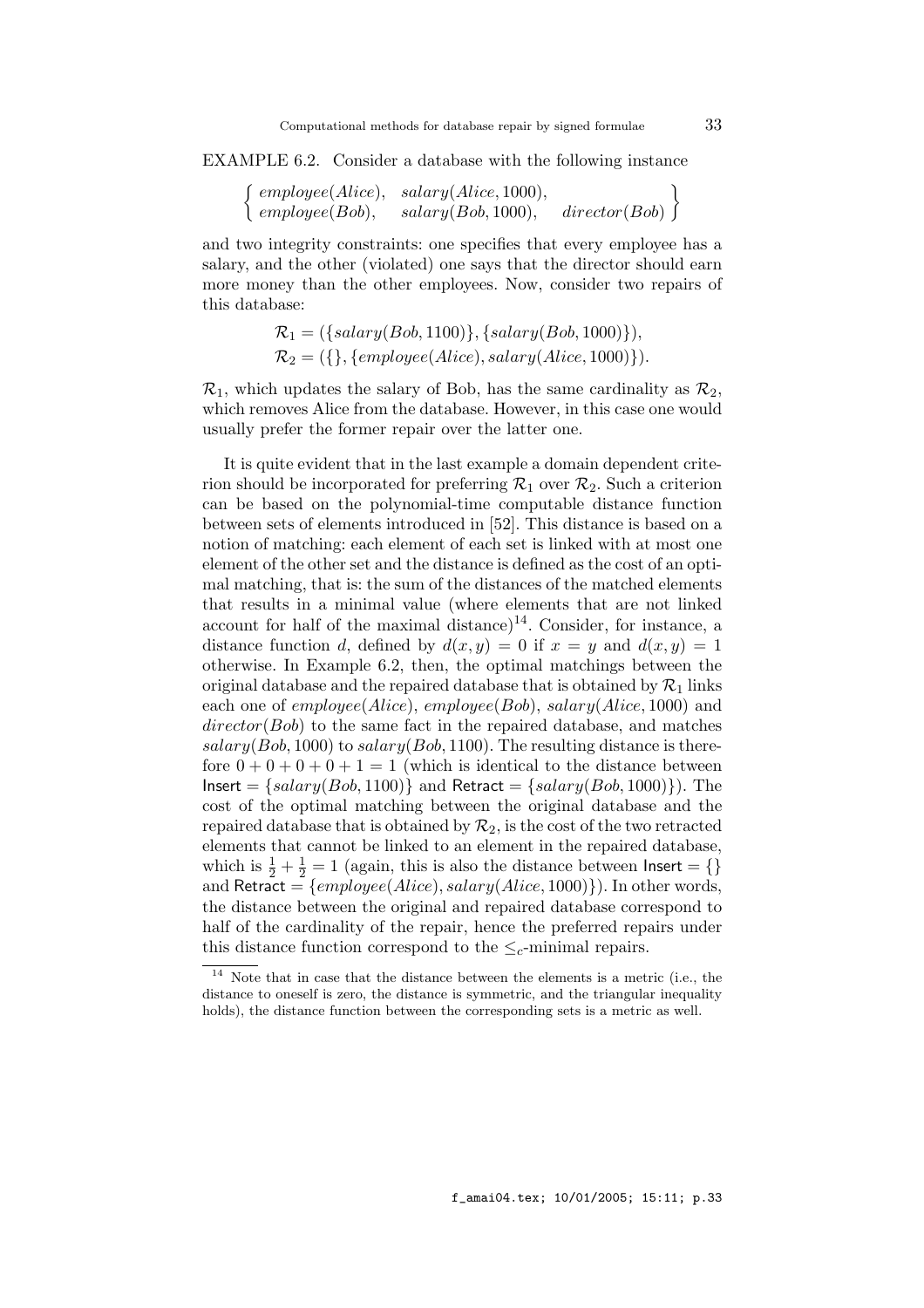EXAMPLE 6.2. Consider a database with the following instance

$$\left\{ \begin{array}{lll} employee(Alice), & salary(Alice, 1000), & \\ employee(Bob), & salary(Bob, 1000), & director(Bob) \end{array} \right\}$$

and two integrity constraints: one specifies that every employee has a salary, and the other (violated) one says that the director should earn more money than the other employees. Now, consider two repairs of this database:

$$\mathcal{R}_1 = (\{salary(Bob, 1100)\}, \{salary(Bob, 1000)\}),$$
$$\mathcal{R}_2 = (\{\}, \{employee(Alice), salary(Alice, 1000)\}).$$

$\mathcal{R}_1$, which updates the salary of Bob, has the same cardinality as $\mathcal{R}_2$, which removes Alice from the database. However, in this case one would usually prefer the former repair over the latter one.

It is quite evident that in the last example a domain dependent criterion should be incorporated for preferring $\mathcal{R}_1$ over $\mathcal{R}_2$. Such a criterion can be based on the polynomial-time computable distance function between sets of elements introduced in [52]. This distance is based on a notion of matching: each element of each set is linked with at most one element of the other set and the distance is defined as the cost of an optimal matching, that is: the sum of the distances of the matched elements that results in a minimal value (where elements that are not linked account for half of the maximal distance)[14]. Consider, for instance, a distance function $d$, defined by $d(x, y) = 0$ if $x = y$ and $d(x, y) = 1$ otherwise. In Example 6.2, then, the optimal matchings between the original database and the repaired database that is obtained by $\mathcal{R}_1$ links each one of $employee(Alice)$, $employee(Bob)$, $salary(Alice, 1000)$ and $director(Bob)$ to the same fact in the repaired database, and matches $salary(Bob, 1000)$ to $salary(Bob, 1100)$. The resulting distance is therefore $0+0+0+0+1 = 1$ (which is identical to the distance between $\mathsf{Insert} = \{salary(Bob, 1100)\}$ and $\mathsf{Retract} = \{salary(Bob, 1000)\}$). The cost of the optimal matching between the original database and the repaired database that is obtained by $\mathcal{R}_2$, is the cost of the two retracted elements that cannot be linked to an element in the repaired database, which is $\frac{1}{2} + \frac{1}{2} = 1$ (again, this is also the distance between $\mathsf{Insert} = \{\}$ and $\mathsf{Retract} = \{employee(Alice), salary(Alice, 1000)\}$). In other words, the distance between the original and repaired database correspond to half of the cardinality of the repair, hence the preferred repairs under this distance function correspond to the $\leq_c$-minimal repairs.

[14] Note that in case that the distance between the elements is a metric (i.e., the distance to oneself is zero, the distance is symmetric, and the triangular inequality holds), the distance function between the corresponding sets is a metric as well.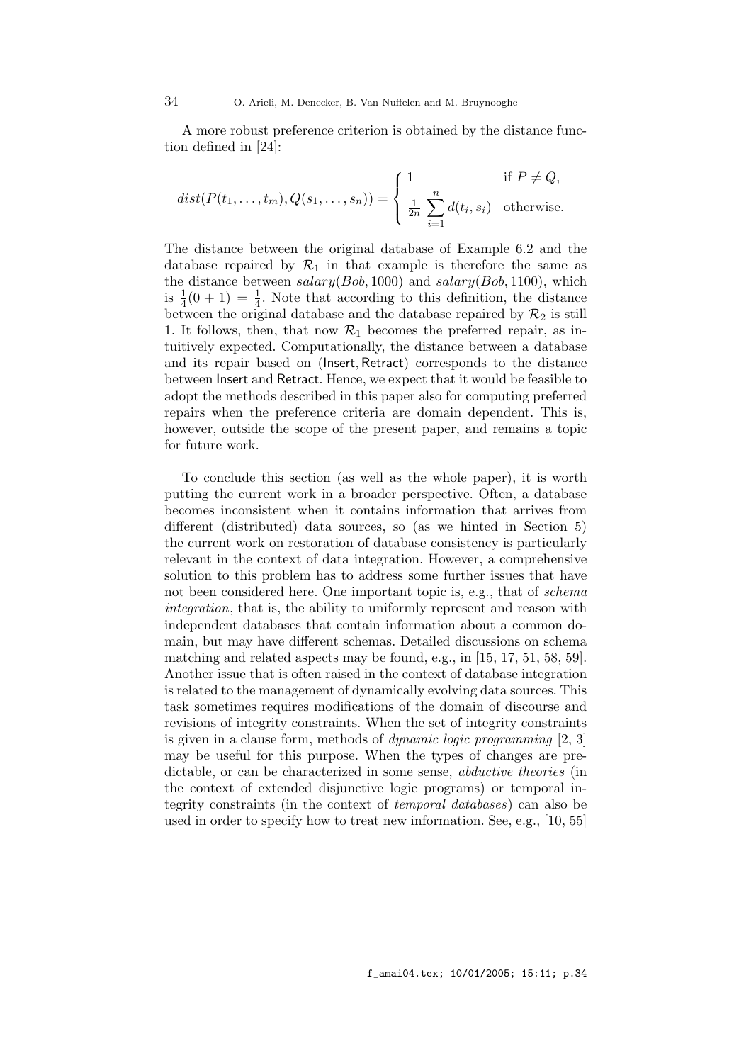A more robust preference criterion is obtained by the distance function defined in [24]:

$$dist(P(t_1, \ldots, t_m), Q(s_1, \ldots, s_n)) = \begin{cases} 1 & \text{if } P \neq Q, \\ \frac{1}{2n} \sum_{i=1}^{n} d(t_i, s_i) & \text{otherwise.} \end{cases}$$

The distance between the original database of Example 6.2 and the database repaired by $\mathcal{R}_1$ in that example is therefore the same as the distance between $salary(Bob, 1000)$ and $salary(Bob, 1100)$, which is $\frac{1}{4}(0+1) = \frac{1}{4}$. Note that according to this definition, the distance between the original database and the database repaired by $\mathcal{R}_2$ is still 1. It follows, then, that now $\mathcal{R}_1$ becomes the preferred repair, as intuitively expected. Computationally, the distance between a database and its repair based on (Insert, Retract) corresponds to the distance between Insert and Retract. Hence, we expect that it would be feasible to adopt the methods described in this paper also for computing preferred repairs when the preference criteria are domain dependent. This is, however, outside the scope of the present paper, and remains a topic for future work.

To conclude this section (as well as the whole paper), it is worth putting the current work in a broader perspective. Often, a database becomes inconsistent when it contains information that arrives from different (distributed) data sources, so (as we hinted in Section 5) the current work on restoration of database consistency is particularly relevant in the context of data integration. However, a comprehensive solution to this problem has to address some further issues that have not been considered here. One important topic is, e.g., that of *schema integration*, that is, the ability to uniformly represent and reason with independent databases that contain information about a common domain, but may have different schemas. Detailed discussions on schema matching and related aspects may be found, e.g., in [15, 17, 51, 58, 59]. Another issue that is often raised in the context of database integration is related to the management of dynamically evolving data sources. This task sometimes requires modifications of the domain of discourse and revisions of integrity constraints. When the set of integrity constraints is given in a clause form, methods of *dynamic logic programming* [2, 3] may be useful for this purpose. When the types of changes are predictable, or can be characterized in some sense, *abductive theories* (in the context of extended disjunctive logic programs) or temporal integrity constraints (in the context of *temporal databases*) can also be used in order to specify how to treat new information. See, e.g., [10, 55]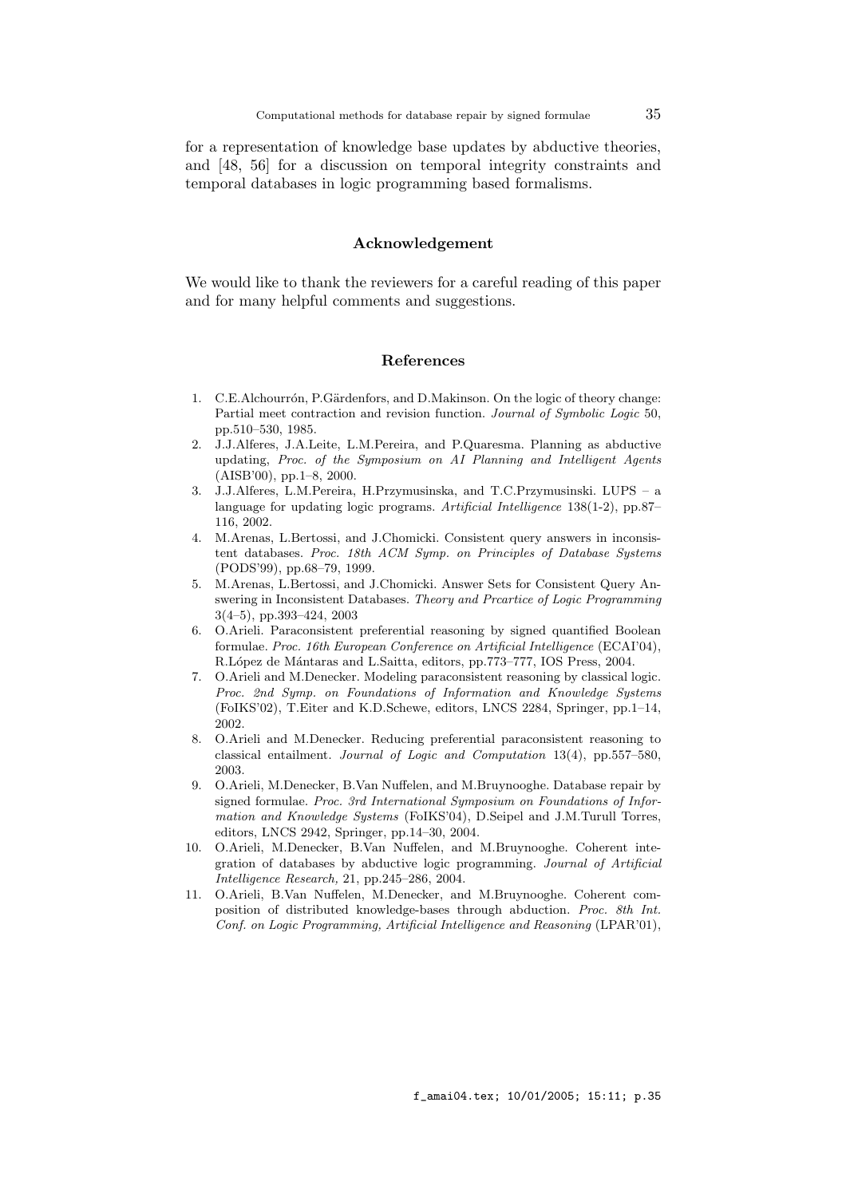for a representation of knowledge base updates by abductive theories, and [48, 56] for a discussion on temporal integrity constraints and temporal databases in logic programming based formalisms.

## Acknowledgement

We would like to thank the reviewers for a careful reading of this paper and for many helpful comments and suggestions.

## References

1. C.E.Alchourrón, P.Gärdenfors, and D.Makinson. On the logic of theory change: Partial meet contraction and revision function. *Journal of Symbolic Logic* 50, pp.510–530, 1985.
2. J.J.Alferes, J.A.Leite, L.M.Pereira, and P.Quaresma. Planning as abductive updating, *Proc. of the Symposium on AI Planning and Intelligent Agents* (AISB'00), pp.1–8, 2000.
3. J.J.Alferes, L.M.Pereira, H.Przymusinska, and T.C.Przymusinski. LUPS – a language for updating logic programs. *Artificial Intelligence* 138(1-2), pp.87–116, 2002.
4. M.Arenas, L.Bertossi, and J.Chomicki. Consistent query answers in inconsistent databases. *Proc. 18th ACM Symp. on Principles of Database Systems* (PODS'99), pp.68–79, 1999.
5. M.Arenas, L.Bertossi, and J.Chomicki. Answer Sets for Consistent Query Answering in Inconsistent Databases. *Theory and Prcartice of Logic Programming* 3(4–5), pp.393–424, 2003
6. O.Arieli. Paraconsistent preferential reasoning by signed quantified Boolean formulae. *Proc. 16th European Conference on Artificial Intelligence* (ECAI'04), R.López de Mántaras and L.Saitta, editors, pp.773–777, IOS Press, 2004.
7. O.Arieli and M.Denecker. Modeling paraconsistent reasoning by classical logic. *Proc. 2nd Symp. on Foundations of Information and Knowledge Systems* (FoIKS'02), T.Eiter and K.D.Schewe, editors, LNCS 2284, Springer, pp.1–14, 2002.
8. O.Arieli and M.Denecker. Reducing preferential paraconsistent reasoning to classical entailment. *Journal of Logic and Computation* 13(4), pp.557–580, 2003.
9. O.Arieli, M.Denecker, B.Van Nuffelen, and M.Bruynooghe. Database repair by signed formulae. *Proc. 3rd International Symposium on Foundations of Information and Knowledge Systems* (FoIKS'04), D.Seipel and J.M.Turull Torres, editors, LNCS 2942, Springer, pp.14–30, 2004.
10. O.Arieli, M.Denecker, B.Van Nuffelen, and M.Bruynooghe. Coherent integration of databases by abductive logic programming. *Journal of Artificial Intelligence Research,* 21, pp.245–286, 2004.
11. O.Arieli, B.Van Nuffelen, M.Denecker, and M.Bruynooghe. Coherent composition of distributed knowledge-bases through abduction. *Proc. 8th Int. Conf. on Logic Programming, Artificial Intelligence and Reasoning* (LPAR'01),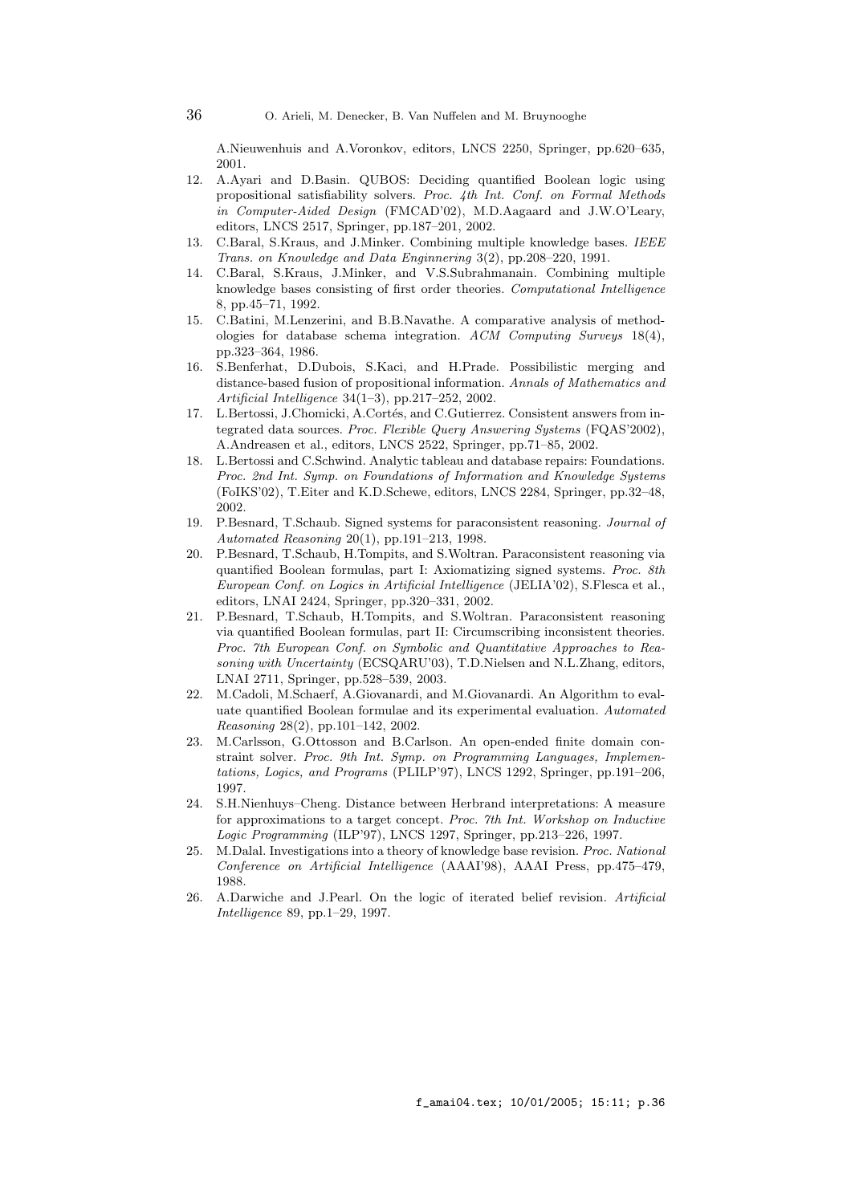A.Nieuwenhuis and A.Voronkov, editors, LNCS 2250, Springer, pp.620–635, 2001.

12. A.Ayari and D.Basin. QUBOS: Deciding quantified Boolean logic using propositional satisfiability solvers. *Proc. 4th Int. Conf. on Formal Methods in Computer-Aided Design* (FMCAD'02), M.D.Aagaard and J.W.O'Leary, editors, LNCS 2517, Springer, pp.187–201, 2002.
13. C.Baral, S.Kraus, and J.Minker. Combining multiple knowledge bases. *IEEE Trans. on Knowledge and Data Enginnering* 3(2), pp.208–220, 1991.
14. C.Baral, S.Kraus, J.Minker, and V.S.Subrahmanain. Combining multiple knowledge bases consisting of first order theories. *Computational Intelligence* 8, pp.45–71, 1992.
15. C.Batini, M.Lenzerini, and B.B.Navathe. A comparative analysis of methodologies for database schema integration. *ACM Computing Surveys* 18(4), pp.323–364, 1986.
16. S.Benferhat, D.Dubois, S.Kaci, and H.Prade. Possibilistic merging and distance-based fusion of propositional information. *Annals of Mathematics and Artificial Intelligence* 34(1–3), pp.217–252, 2002.
17. L.Bertossi, J.Chomicki, A.Cortés, and C.Gutierrez. Consistent answers from integrated data sources. *Proc. Flexible Query Answering Systems* (FQAS'2002), A.Andreasen et al., editors, LNCS 2522, Springer, pp.71–85, 2002.
18. L.Bertossi and C.Schwind. Analytic tableau and database repairs: Foundations. *Proc. 2nd Int. Symp. on Foundations of Information and Knowledge Systems* (FoIKS'02), T.Eiter and K.D.Schewe, editors, LNCS 2284, Springer, pp.32–48, 2002.
19. P.Besnard, T.Schaub. Signed systems for paraconsistent reasoning. *Journal of Automated Reasoning* 20(1), pp.191–213, 1998.
20. P.Besnard, T.Schaub, H.Tompits, and S.Woltran. Paraconsistent reasoning via quantified Boolean formulas, part I: Axiomatizing signed systems. *Proc. 8th European Conf. on Logics in Artificial Intelligence* (JELIA'02), S.Flesca et al., editors, LNAI 2424, Springer, pp.320–331, 2002.
21. P.Besnard, T.Schaub, H.Tompits, and S.Woltran. Paraconsistent reasoning via quantified Boolean formulas, part II: Circumscribing inconsistent theories. *Proc. 7th European Conf. on Symbolic and Quantitative Approaches to Reasoning with Uncertainty* (ECSQARU'03), T.D.Nielsen and N.L.Zhang, editors, LNAI 2711, Springer, pp.528–539, 2003.
22. M.Cadoli, M.Schaerf, A.Giovanardi, and M.Giovanardi. An Algorithm to evaluate quantified Boolean formulae and its experimental evaluation. *Automated Reasoning* 28(2), pp.101–142, 2002.
23. M.Carlsson, G.Ottosson and B.Carlson. An open-ended finite domain constraint solver. *Proc. 9th Int. Symp. on Programming Languages, Implementations, Logics, and Programs* (PLILP'97), LNCS 1292, Springer, pp.191–206, 1997.
24. S.H.Nienhuys–Cheng. Distance between Herbrand interpretations: A measure for approximations to a target concept. *Proc. 7th Int. Workshop on Inductive Logic Programming* (ILP'97), LNCS 1297, Springer, pp.213–226, 1997.
25. M.Dalal. Investigations into a theory of knowledge base revision. *Proc. National Conference on Artificial Intelligence* (AAAI'98), AAAI Press, pp.475–479, 1988.
26. A.Darwiche and J.Pearl. On the logic of iterated belief revision. *Artificial Intelligence* 89, pp.1–29, 1997.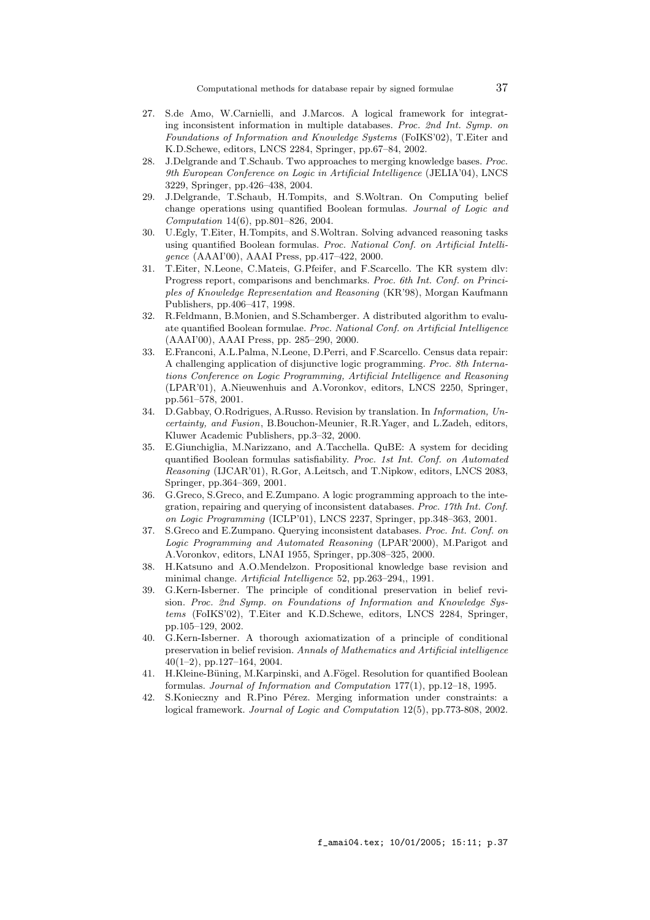27. S.de Amo, W.Carnielli, and J.Marcos. A logical framework for integrating inconsistent information in multiple databases. *Proc. 2nd Int. Symp. on Foundations of Information and Knowledge Systems* (FoIKS'02), T.Eiter and K.D.Schewe, editors, LNCS 2284, Springer, pp.67–84, 2002.
28. J.Delgrande and T.Schaub. Two approaches to merging knowledge bases. *Proc. 9th European Conference on Logic in Artificial Intelligence* (JELIA'04), LNCS 3229, Springer, pp.426–438, 2004.
29. J.Delgrande, T.Schaub, H.Tompits, and S.Woltran. On Computing belief change operations using quantified Boolean formulas. *Journal of Logic and Computation* 14(6), pp.801–826, 2004.
30. U.Egly, T.Eiter, H.Tompits, and S.Woltran. Solving advanced reasoning tasks using quantified Boolean formulas. *Proc. National Conf. on Artificial Intelligence* (AAAI'00), AAAI Press, pp.417–422, 2000.
31. T.Eiter, N.Leone, C.Mateis, G.Pfeifer, and F.Scarcello. The KR system dlv: Progress report, comparisons and benchmarks. *Proc. 6th Int. Conf. on Principles of Knowledge Representation and Reasoning* (KR'98), Morgan Kaufmann Publishers, pp.406–417, 1998.
32. R.Feldmann, B.Monien, and S.Schamberger. A distributed algorithm to evaluate quantified Boolean formulae. *Proc. National Conf. on Artificial Intelligence* (AAAI'00), AAAI Press, pp. 285–290, 2000.
33. E.Franconi, A.L.Palma, N.Leone, D.Perri, and F.Scarcello. Census data repair: A challenging application of disjunctive logic programming. *Proc. 8th Internations Conference on Logic Programming, Artificial Intelligence and Reasoning* (LPAR'01), A.Nieuwenhuis and A.Voronkov, editors, LNCS 2250, Springer, pp.561–578, 2001.
34. D.Gabbay, O.Rodrigues, A.Russo. Revision by translation. In *Information, Uncertainty, and Fusion*, B.Bouchon-Meunier, R.R.Yager, and L.Zadeh, editors, Kluwer Academic Publishers, pp.3–32, 2000.
35. E.Giunchiglia, M.Narizzano, and A.Tacchella. QuBE: A system for deciding quantified Boolean formulas satisfiability. *Proc. 1st Int. Conf. on Automated Reasoning* (IJCAR'01), R.Gor, A.Leitsch, and T.Nipkow, editors, LNCS 2083, Springer, pp.364–369, 2001.
36. G.Greco, S.Greco, and E.Zumpano. A logic programming approach to the integration, repairing and querying of inconsistent databases. *Proc. 17th Int. Conf. on Logic Programming* (ICLP'01), LNCS 2237, Springer, pp.348–363, 2001.
37. S.Greco and E.Zumpano. Querying inconsistent databases. *Proc. Int. Conf. on Logic Programming and Automated Reasoning* (LPAR'2000), M.Parigot and A.Voronkov, editors, LNAI 1955, Springer, pp.308–325, 2000.
38. H.Katsuno and A.O.Mendelzon. Propositional knowledge base revision and minimal change. *Artificial Intelligence* 52, pp.263–294,, 1991.
39. G.Kern-Isberner. The principle of conditional preservation in belief revision. *Proc. 2nd Symp. on Foundations of Information and Knowledge Systems* (FoIKS'02), T.Eiter and K.D.Schewe, editors, LNCS 2284, Springer, pp.105–129, 2002.
40. G.Kern-Isberner. A thorough axiomatization of a principle of conditional preservation in belief revision. *Annals of Mathematics and Artificial intelligence* 40(1–2), pp.127–164, 2004.
41. H.Kleine-Büning, M.Karpinski, and A.Fögel. Resolution for quantified Boolean formulas. *Journal of Information and Computation* 177(1), pp.12–18, 1995.
42. S.Konieczny and R.Pino Pérez. Merging information under constraints: a logical framework. *Journal of Logic and Computation* 12(5), pp.773-808, 2002.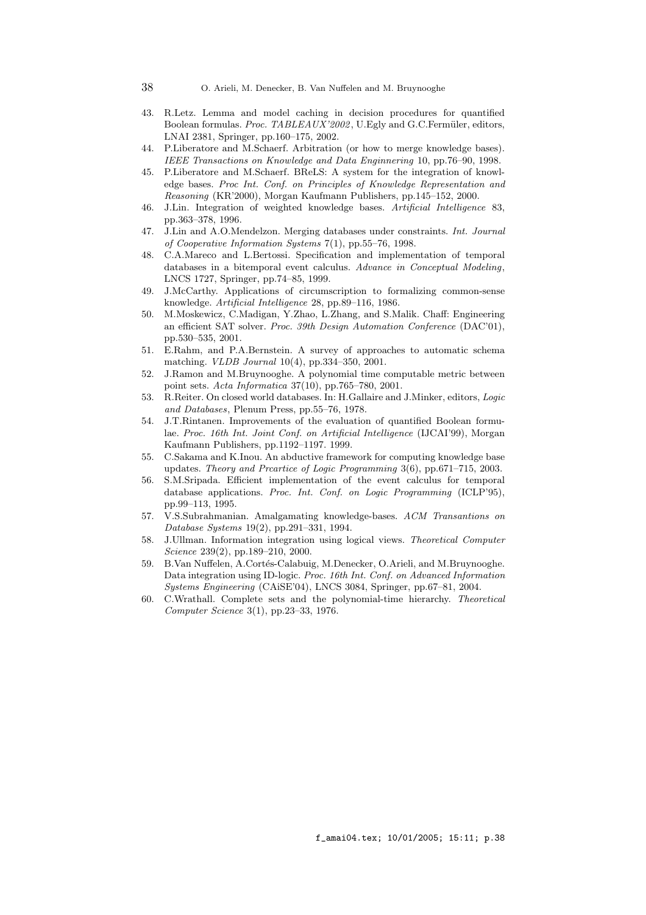43. R.Letz. Lemma and model caching in decision procedures for quantified Boolean formulas. *Proc. TABLEAUX'2002*, U.Egly and G.C.Fermüler, editors, LNAI 2381, Springer, pp.160–175, 2002.
44. P.Liberatore and M.Schaerf. Arbitration (or how to merge knowledge bases). *IEEE Transactions on Knowledge and Data Enginnering* 10, pp.76–90, 1998.
45. P.Liberatore and M.Schaerf. BReLS: A system for the integration of knowledge bases. *Proc Int. Conf. on Principles of Knowledge Representation and Reasoning* (KR'2000), Morgan Kaufmann Publishers, pp.145–152, 2000.
46. J.Lin. Integration of weighted knowledge bases. *Artificial Intelligence* 83, pp.363–378, 1996.
47. J.Lin and A.O.Mendelzon. Merging databases under constraints. *Int. Journal of Cooperative Information Systems* 7(1), pp.55–76, 1998.
48. C.A.Mareco and L.Bertossi. Specification and implementation of temporal databases in a bitemporal event calculus. *Advance in Conceptual Modeling*, LNCS 1727, Springer, pp.74–85, 1999.
49. J.McCarthy. Applications of circumscription to formalizing common-sense knowledge. *Artificial Intelligence* 28, pp.89–116, 1986.
50. M.Moskewicz, C.Madigan, Y.Zhao, L.Zhang, and S.Malik. Chaff: Engineering an efficient SAT solver. *Proc. 39th Design Automation Conference* (DAC'01), pp.530–535, 2001.
51. E.Rahm, and P.A.Bernstein. A survey of approaches to automatic schema matching. *VLDB Journal* 10(4), pp.334–350, 2001.
52. J.Ramon and M.Bruynooghe. A polynomial time computable metric between point sets. *Acta Informatica* 37(10), pp.765–780, 2001.
53. R.Reiter. On closed world databases. In: H.Gallaire and J.Minker, editors, *Logic and Databases*, Plenum Press, pp.55–76, 1978.
54. J.T.Rintanen. Improvements of the evaluation of quantified Boolean formulae. *Proc. 16th Int. Joint Conf. on Artificial Intelligence* (IJCAI'99), Morgan Kaufmann Publishers, pp.1192–1197. 1999.
55. C.Sakama and K.Inou. An abductive framework for computing knowledge base updates. *Theory and Prcartice of Logic Programming* 3(6), pp.671–715, 2003.
56. S.M.Sripada. Efficient implementation of the event calculus for temporal database applications. *Proc. Int. Conf. on Logic Programming* (ICLP'95), pp.99–113, 1995.
57. V.S.Subrahmanian. Amalgamating knowledge-bases. *ACM Transantions on Database Systems* 19(2), pp.291–331, 1994.
58. J.Ullman. Information integration using logical views. *Theoretical Computer Science* 239(2), pp.189–210, 2000.
59. B.Van Nuffelen, A.Cortés-Calabuig, M.Denecker, O.Arieli, and M.Bruynooghe. Data integration using ID-logic. *Proc. 16th Int. Conf. on Advanced Information Systems Engineering* (CAiSE'04), LNCS 3084, Springer, pp.67–81, 2004.
60. C.Wrathall. Complete sets and the polynomial-time hierarchy. *Theoretical Computer Science* 3(1), pp.23–33, 1976.